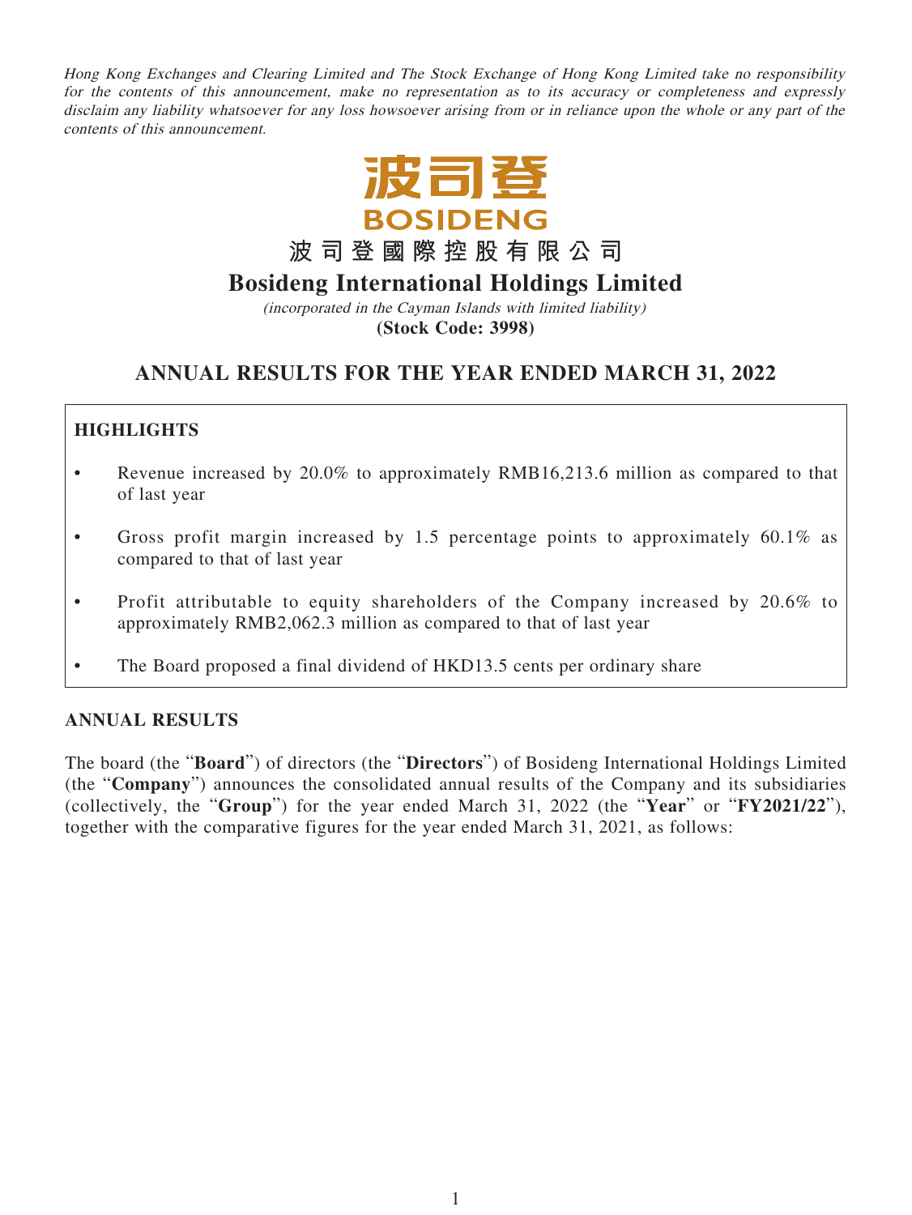*Hong Kong Exchanges and Clearing Limited and The Stock Exchange of Hong Kong Limited take no responsibility for the contents of this announcement, make no representation as to its accuracy or completeness and expressly disclaim any liability whatsoever for any loss howsoever arising from or in reliance upon the whole or any part of the contents of this announcement.*

波司登

BOSIDENG

# 波司登國際控股有限公司

# Bosideng International Holdings Limited

*(incorporated in the Cayman Islands with limited liability)*

**(Stock Code: 3998)**

## ANNUAL RESULTS FOR THE YEAR ENDED MARCH 31, 2022

### HIGHLIGHTS

- Revenue increased by 20.0% to approximately RMB16,213.6 million as compared to that of last year
- Gross profit margin increased by 1.5 percentage points to approximately 60.1% as compared to that of last year
- Profit attributable to equity shareholders of the Company increased by 20.6% to approximately RMB2,062.3 million as compared to that of last year
- The Board proposed a final dividend of HKD13.5 cents per ordinary share

### ANNUAL RESULTS

The board (the "**Board**") of directors (the "**Directors**") of Bosideng International Holdings Limited (the "**Company**") announces the consolidated annual results of the Company and its subsidiaries (collectively, the "**Group**") for the year ended March 31, 2022 (the "**Year**" or "**FY2021/22**"), together with the comparative figures for the year ended March 31, 2021, as follows: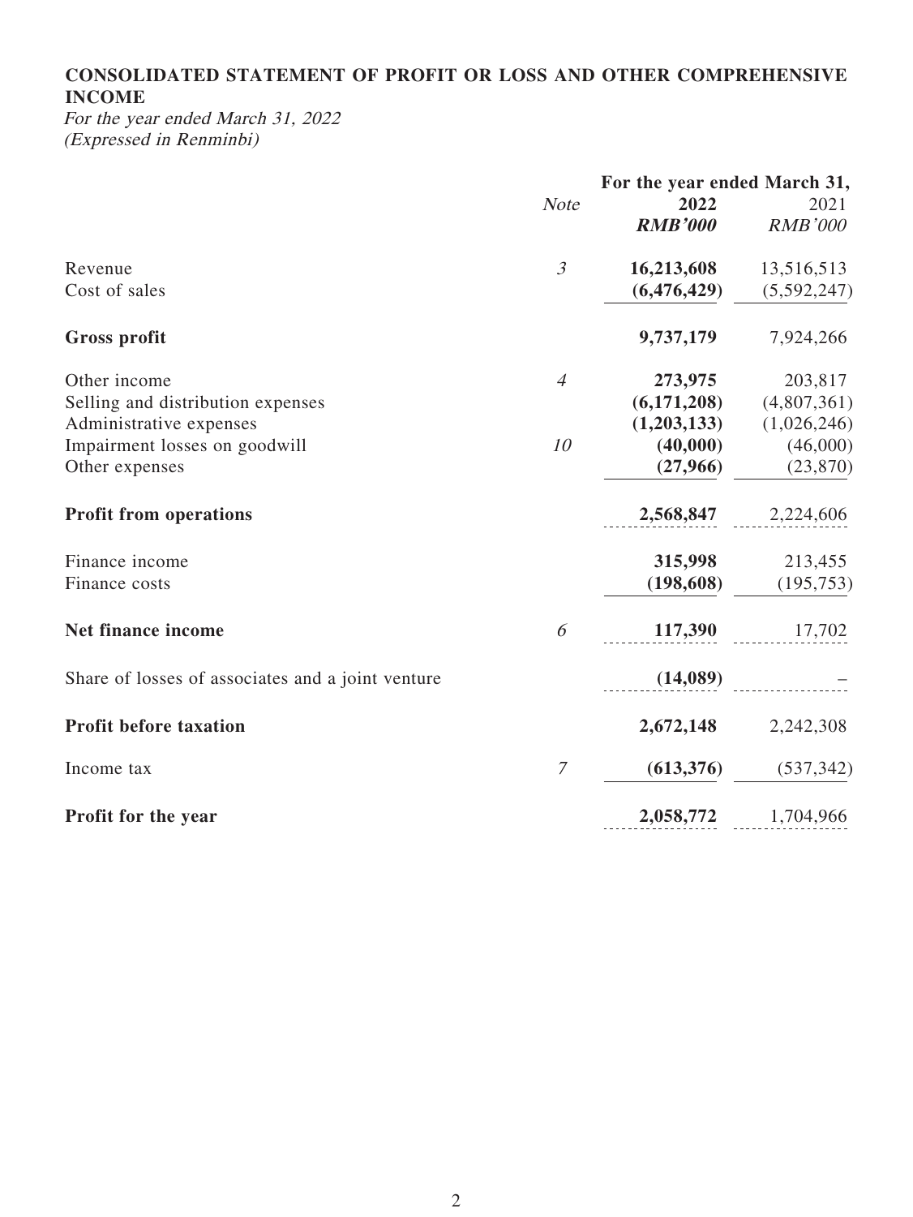**CONSOLIDATED STATEMENT OF PROFIT OR LOSS AND OTHER COMPREHENSIVE INCOME**

*For the year ended March 31, 2022*
*(Expressed in Renminbi)*

| | *Note* | **For the year ended March 31,** **2022** ***RMB'000*** | 2021 *RMB'000* |
|---|---|---|---|
| Revenue | *3* | **16,213,608** | 13,516,513 |
| Cost of sales | | **(6,476,429)** | (5,592,247) |
| **Gross profit** | | **9,737,179** | 7,924,266 |
| Other income | *4* | **273,975** | 203,817 |
| Selling and distribution expenses | | **(6,171,208)** | (4,807,361) |
| Administrative expenses | | **(1,203,133)** | (1,026,246) |
| Impairment losses on goodwill | *10* | **(40,000)** | (46,000) |
| Other expenses | | **(27,966)** | (23,870) |
| **Profit from operations** | | **2,568,847** | 2,224,606 |
| Finance income | | **315,998** | 213,455 |
| Finance costs | | **(198,608)** | (195,753) |
| **Net finance income** | *6* | **117,390** | 17,702 |
| Share of losses of associates and a joint venture | | **(14,089)** | – |
| **Profit before taxation** | | **2,672,148** | 2,242,308 |
| Income tax | *7* | **(613,376)** | (537,342) |
| **Profit for the year** | | **2,058,772** | 1,704,966 |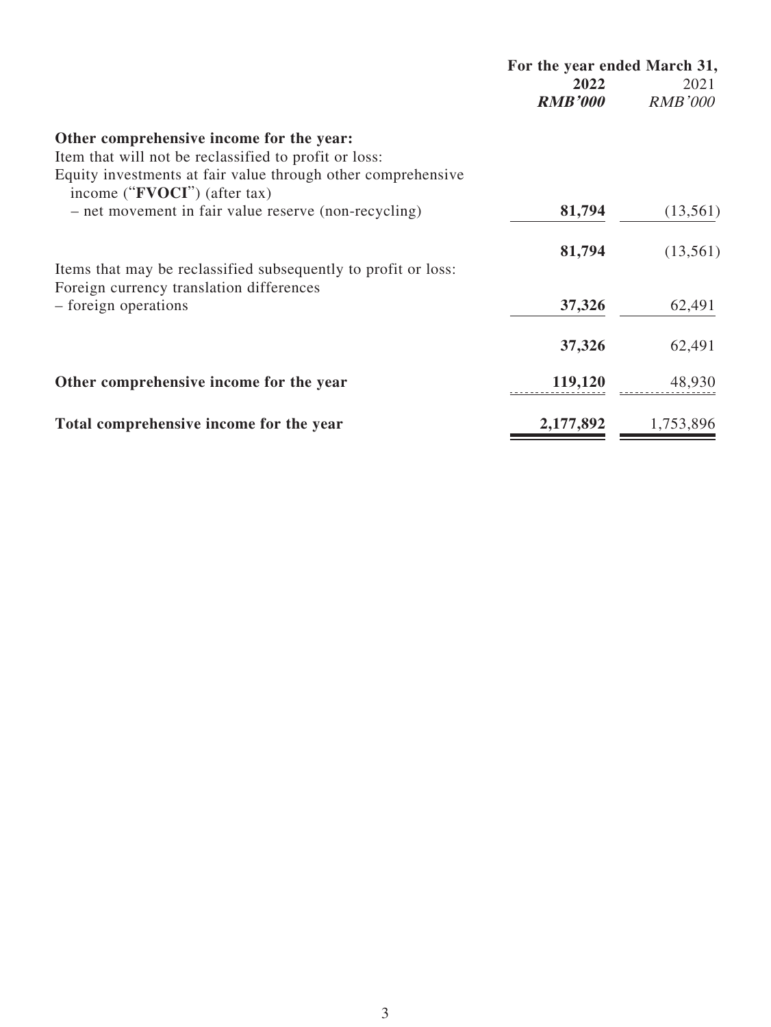| | For the year ended March 31, | |
|---|---|---|
| | **2022** | 2021 |
| | ***RMB'000*** | *RMB'000* |
| **Other comprehensive income for the year:** | | |
| Item that will not be reclassified to profit or loss: | | |
| Equity investments at fair value through other comprehensive income ("**FVOCI**") (after tax) | | |
| – net movement in fair value reserve (non-recycling) | **81,794** | (13,561) |
| | **81,794** | (13,561) |
| Items that may be reclassified subsequently to profit or loss: | | |
| Foreign currency translation differences | | |
| – foreign operations | **37,326** | 62,491 |
| | **37,326** | 62,491 |
| **Other comprehensive income for the year** | **119,120** | 48,930 |
| **Total comprehensive income for the year** | **2,177,892** | 1,753,896 |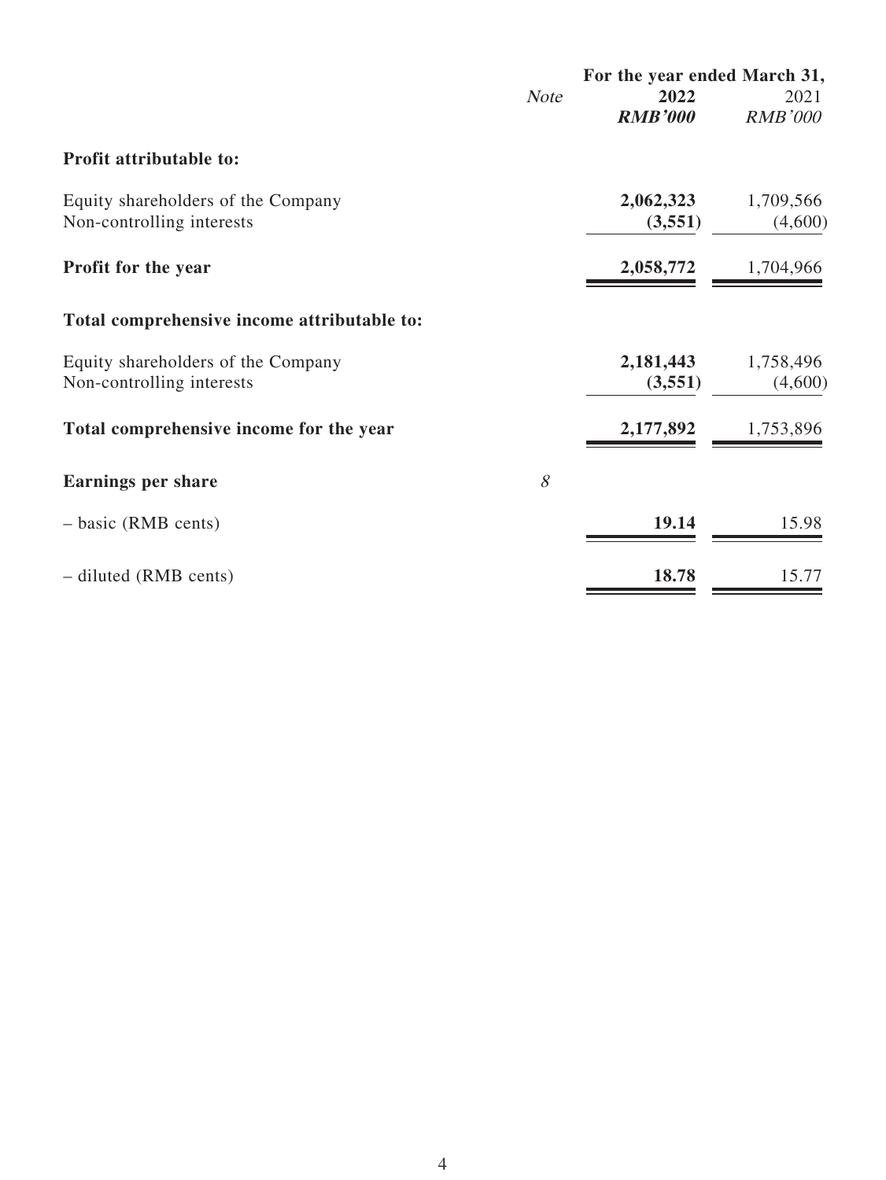| | *Note* | For the year ended March 31, | |
|---|---|---|---|
| | | **2022** | 2021 |
| | | ***RMB'000*** | *RMB'000* |
| **Profit attributable to:** | | | |
| Equity shareholders of the Company | | **2,062,323** | 1,709,566 |
| Non-controlling interests | | **(3,551)** | (4,600) |
| **Profit for the year** | | **2,058,772** | 1,704,966 |
| **Total comprehensive income attributable to:** | | | |
| Equity shareholders of the Company | | **2,181,443** | 1,758,496 |
| Non-controlling interests | | **(3,551)** | (4,600) |
| **Total comprehensive income for the year** | | **2,177,892** | 1,753,896 |
| **Earnings per share** | *8* | | |
| – basic (RMB cents) | | **19.14** | 15.98 |
| – diluted (RMB cents) | | **18.78** | 15.77 |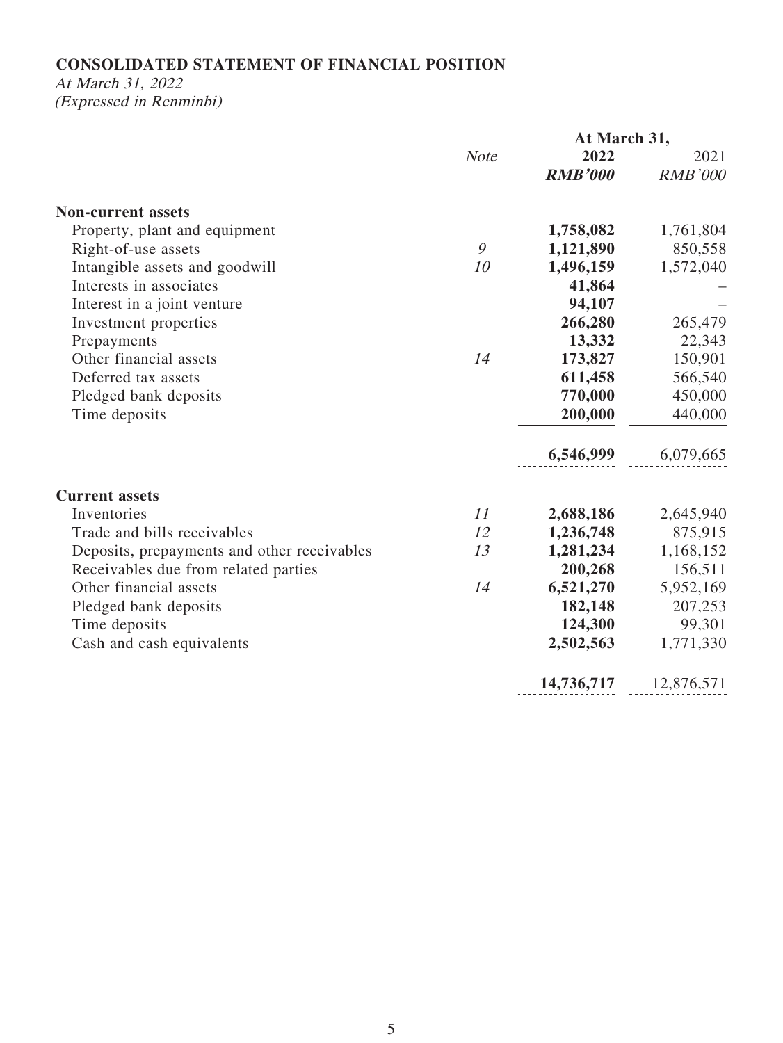# CONSOLIDATED STATEMENT OF FINANCIAL POSITION

*At March 31, 2022*
*(Expressed in Renminbi)*

| | *Note* | **At March 31, 2022** | **At March 31, 2021** |
|---|---|---|---|
| | | ***RMB'000*** | *RMB'000* |
| **Non-current assets** | | | |
| Property, plant and equipment | | **1,758,082** | 1,761,804 |
| Right-of-use assets | *9* | **1,121,890** | 850,558 |
| Intangible assets and goodwill | *10* | **1,496,159** | 1,572,040 |
| Interests in associates | | **41,864** | – |
| Interest in a joint venture | | **94,107** | – |
| Investment properties | | **266,280** | 265,479 |
| Prepayments | | **13,332** | 22,343 |
| Other financial assets | *14* | **173,827** | 150,901 |
| Deferred tax assets | | **611,458** | 566,540 |
| Pledged bank deposits | | **770,000** | 450,000 |
| Time deposits | | **200,000** | 440,000 |
| | | **6,546,999** | 6,079,665 |
| **Current assets** | | | |
| Inventories | *11* | **2,688,186** | 2,645,940 |
| Trade and bills receivables | *12* | **1,236,748** | 875,915 |
| Deposits, prepayments and other receivables | *13* | **1,281,234** | 1,168,152 |
| Receivables due from related parties | | **200,268** | 156,511 |
| Other financial assets | *14* | **6,521,270** | 5,952,169 |
| Pledged bank deposits | | **182,148** | 207,253 |
| Time deposits | | **124,300** | 99,301 |
| Cash and cash equivalents | | **2,502,563** | 1,771,330 |
| | | **14,736,717** | 12,876,571 |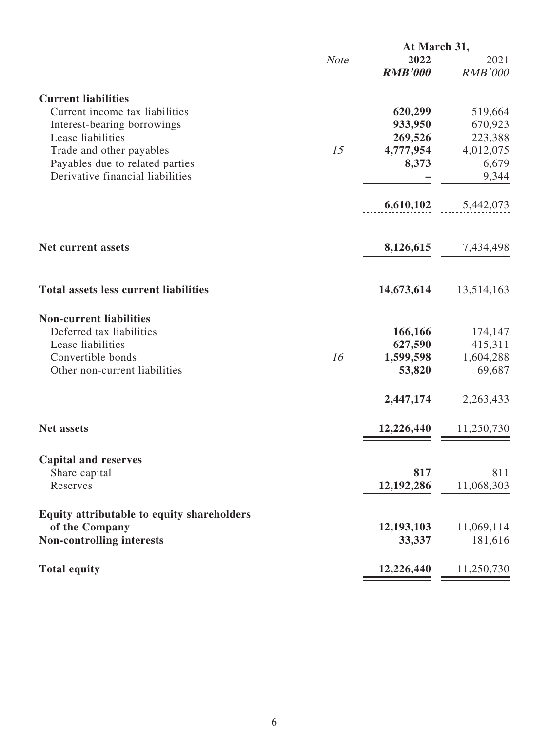| | Note | At March 31, 2022 RMB'000 | At March 31, 2021 RMB'000 |
|---|---|---|---|
| **Current liabilities** | | | |
| Current income tax liabilities | | **620,299** | 519,664 |
| Interest-bearing borrowings | | **933,950** | 670,923 |
| Lease liabilities | | **269,526** | 223,388 |
| Trade and other payables | 15 | **4,777,954** | 4,012,075 |
| Payables due to related parties | | **8,373** | 6,679 |
| Derivative financial liabilities | | **–** | 9,344 |
| | | **6,610,102** | 5,442,073 |
| **Net current assets** | | **8,126,615** | 7,434,498 |
| **Total assets less current liabilities** | | **14,673,614** | 13,514,163 |
| **Non-current liabilities** | | | |
| Deferred tax liabilities | | **166,166** | 174,147 |
| Lease liabilities | | **627,590** | 415,311 |
| Convertible bonds | 16 | **1,599,598** | 1,604,288 |
| Other non-current liabilities | | **53,820** | 69,687 |
| | | **2,447,174** | 2,263,433 |
| **Net assets** | | **12,226,440** | 11,250,730 |
| **Capital and reserves** | | | |
| Share capital | | **817** | 811 |
| Reserves | | **12,192,286** | 11,068,303 |
| **Equity attributable to equity shareholders of the Company** | | **12,193,103** | 11,069,114 |
| **Non-controlling interests** | | **33,337** | 181,616 |
| **Total equity** | | **12,226,440** | 11,250,730 |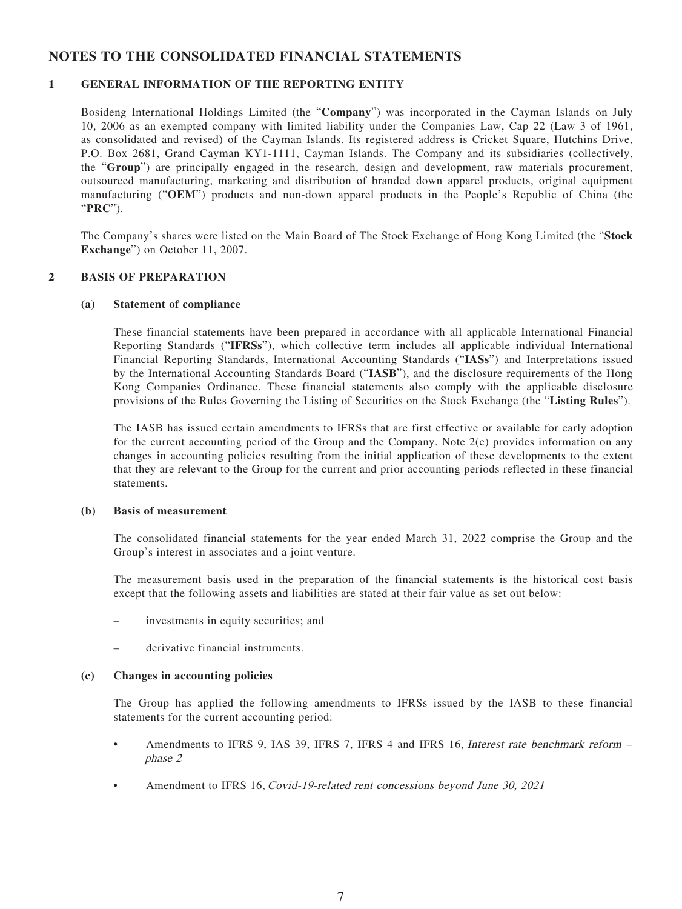# NOTES TO THE CONSOLIDATED FINANCIAL STATEMENTS

## 1 GENERAL INFORMATION OF THE REPORTING ENTITY

Bosideng International Holdings Limited (the "**Company**") was incorporated in the Cayman Islands on July 10, 2006 as an exempted company with limited liability under the Companies Law, Cap 22 (Law 3 of 1961, as consolidated and revised) of the Cayman Islands. Its registered address is Cricket Square, Hutchins Drive, P.O. Box 2681, Grand Cayman KY1-1111, Cayman Islands. The Company and its subsidiaries (collectively, the "**Group**") are principally engaged in the research, design and development, raw materials procurement, outsourced manufacturing, marketing and distribution of branded down apparel products, original equipment manufacturing ("**OEM**") products and non-down apparel products in the People's Republic of China (the "**PRC**").

The Company's shares were listed on the Main Board of The Stock Exchange of Hong Kong Limited (the "**Stock Exchange**") on October 11, 2007.

## 2 BASIS OF PREPARATION

### (a) Statement of compliance

These financial statements have been prepared in accordance with all applicable International Financial Reporting Standards ("**IFRSs**"), which collective term includes all applicable individual International Financial Reporting Standards, International Accounting Standards ("**IASs**") and Interpretations issued by the International Accounting Standards Board ("**IASB**"), and the disclosure requirements of the Hong Kong Companies Ordinance. These financial statements also comply with the applicable disclosure provisions of the Rules Governing the Listing of Securities on the Stock Exchange (the "**Listing Rules**").

The IASB has issued certain amendments to IFRSs that are first effective or available for early adoption for the current accounting period of the Group and the Company. Note 2(c) provides information on any changes in accounting policies resulting from the initial application of these developments to the extent that they are relevant to the Group for the current and prior accounting periods reflected in these financial statements.

### (b) Basis of measurement

The consolidated financial statements for the year ended March 31, 2022 comprise the Group and the Group's interest in associates and a joint venture.

The measurement basis used in the preparation of the financial statements is the historical cost basis except that the following assets and liabilities are stated at their fair value as set out below:

- investments in equity securities; and
- derivative financial instruments.

### (c) Changes in accounting policies

The Group has applied the following amendments to IFRSs issued by the IASB to these financial statements for the current accounting period:

- Amendments to IFRS 9, IAS 39, IFRS 7, IFRS 4 and IFRS 16, *Interest rate benchmark reform – phase 2*
- Amendment to IFRS 16, *Covid-19-related rent concessions beyond June 30, 2021*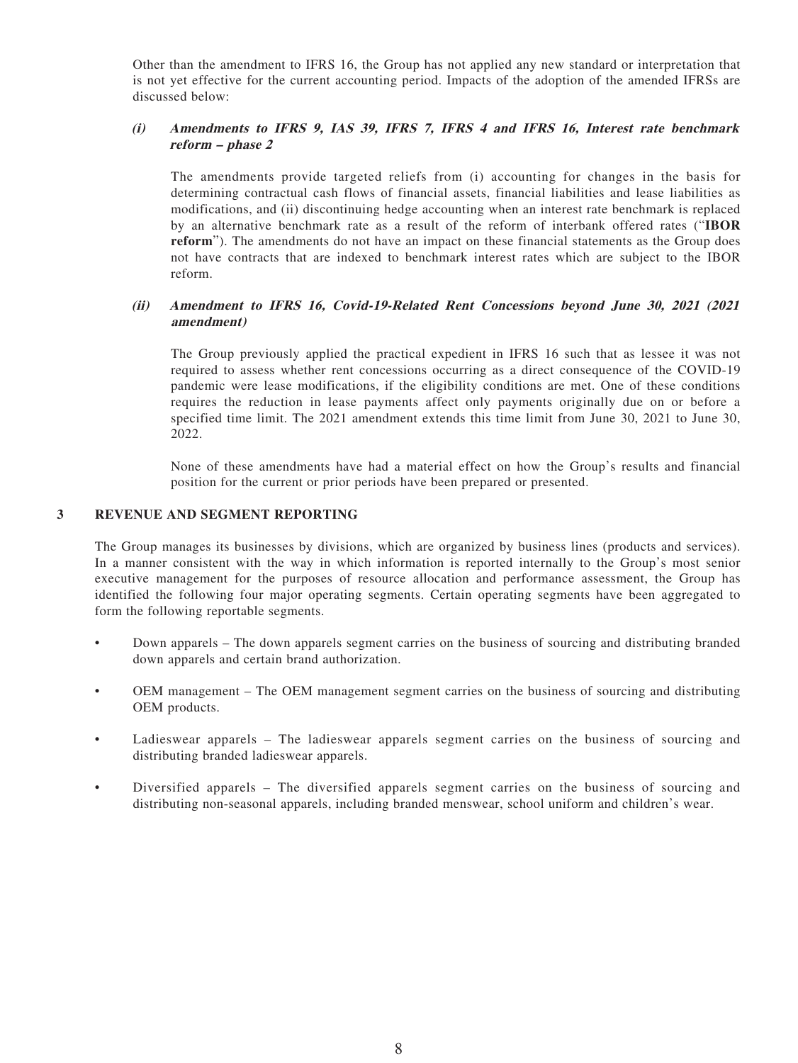Other than the amendment to IFRS 16, the Group has not applied any new standard or interpretation that is not yet effective for the current accounting period. Impacts of the adoption of the amended IFRSs are discussed below:

***(i) Amendments to IFRS 9, IAS 39, IFRS 7, IFRS 4 and IFRS 16, Interest rate benchmark reform – phase 2***

The amendments provide targeted reliefs from (i) accounting for changes in the basis for determining contractual cash flows of financial assets, financial liabilities and lease liabilities as modifications, and (ii) discontinuing hedge accounting when an interest rate benchmark is replaced by an alternative benchmark rate as a result of the reform of interbank offered rates ("**IBOR reform**"). The amendments do not have an impact on these financial statements as the Group does not have contracts that are indexed to benchmark interest rates which are subject to the IBOR reform.

***(ii) Amendment to IFRS 16, Covid-19-Related Rent Concessions beyond June 30, 2021 (2021 amendment)***

The Group previously applied the practical expedient in IFRS 16 such that as lessee it was not required to assess whether rent concessions occurring as a direct consequence of the COVID-19 pandemic were lease modifications, if the eligibility conditions are met. One of these conditions requires the reduction in lease payments affect only payments originally due on or before a specified time limit. The 2021 amendment extends this time limit from June 30, 2021 to June 30, 2022.

None of these amendments have had a material effect on how the Group's results and financial position for the current or prior periods have been prepared or presented.

## 3 REVENUE AND SEGMENT REPORTING

The Group manages its businesses by divisions, which are organized by business lines (products and services). In a manner consistent with the way in which information is reported internally to the Group's most senior executive management for the purposes of resource allocation and performance assessment, the Group has identified the following four major operating segments. Certain operating segments have been aggregated to form the following reportable segments.

- Down apparels – The down apparels segment carries on the business of sourcing and distributing branded down apparels and certain brand authorization.
- OEM management – The OEM management segment carries on the business of sourcing and distributing OEM products.
- Ladieswear apparels – The ladieswear apparels segment carries on the business of sourcing and distributing branded ladieswear apparels.
- Diversified apparels – The diversified apparels segment carries on the business of sourcing and distributing non-seasonal apparels, including branded menswear, school uniform and children's wear.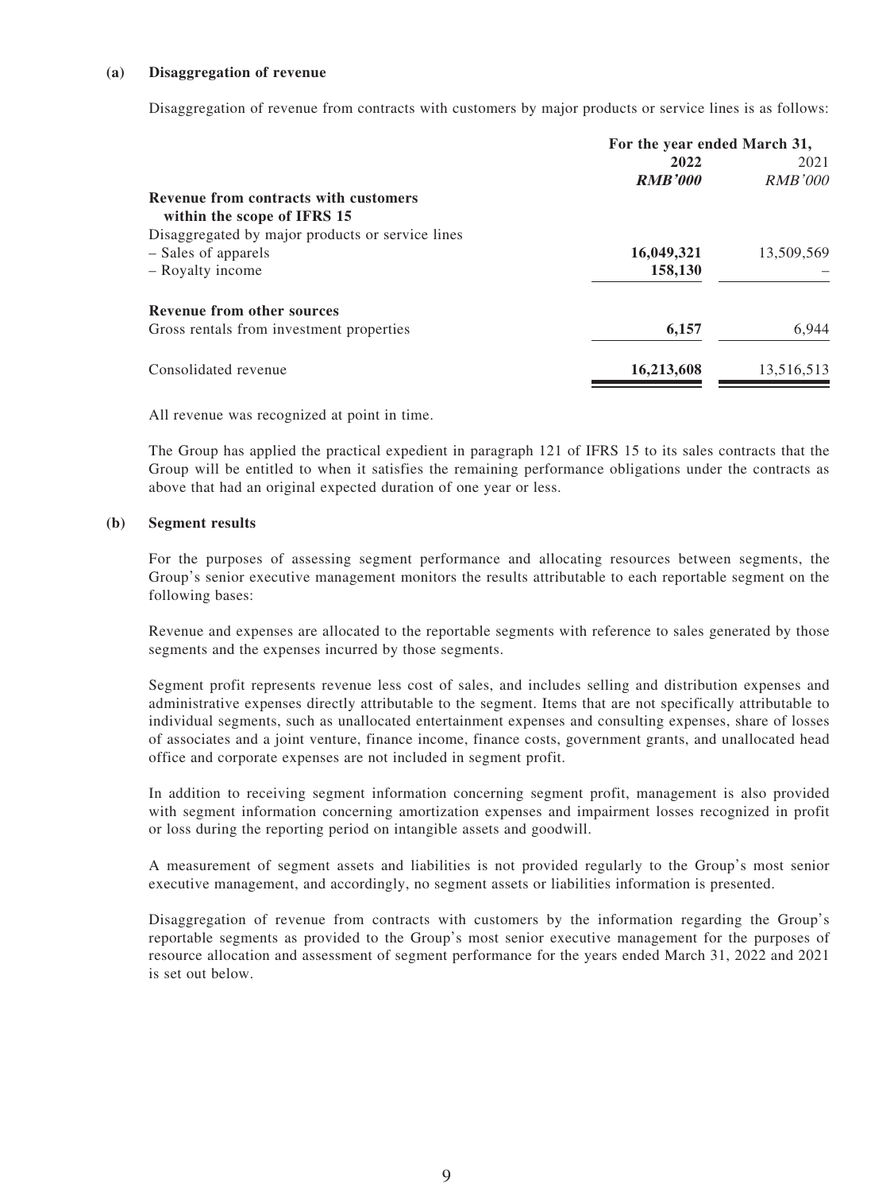**(a) Disaggregation of revenue**

Disaggregation of revenue from contracts with customers by major products or service lines is as follows:

| | For the year ended March 31, | |
|---|---|---|
| | **2022** | 2021 |
| | ***RMB'000*** | *RMB'000* |
| **Revenue from contracts with customers within the scope of IFRS 15** | | |
| Disaggregated by major products or service lines | | |
| – Sales of apparels | **16,049,321** | 13,509,569 |
| – Royalty income | **158,130** | – |
| **Revenue from other sources** | | |
| Gross rentals from investment properties | **6,157** | 6,944 |
| Consolidated revenue | **16,213,608** | 13,516,513 |

All revenue was recognized at point in time.

The Group has applied the practical expedient in paragraph 121 of IFRS 15 to its sales contracts that the Group will be entitled to when it satisfies the remaining performance obligations under the contracts as above that had an original expected duration of one year or less.

**(b) Segment results**

For the purposes of assessing segment performance and allocating resources between segments, the Group's senior executive management monitors the results attributable to each reportable segment on the following bases:

Revenue and expenses are allocated to the reportable segments with reference to sales generated by those segments and the expenses incurred by those segments.

Segment profit represents revenue less cost of sales, and includes selling and distribution expenses and administrative expenses directly attributable to the segment. Items that are not specifically attributable to individual segments, such as unallocated entertainment expenses and consulting expenses, share of losses of associates and a joint venture, finance income, finance costs, government grants, and unallocated head office and corporate expenses are not included in segment profit.

In addition to receiving segment information concerning segment profit, management is also provided with segment information concerning amortization expenses and impairment losses recognized in profit or loss during the reporting period on intangible assets and goodwill.

A measurement of segment assets and liabilities is not provided regularly to the Group's most senior executive management, and accordingly, no segment assets or liabilities information is presented.

Disaggregation of revenue from contracts with customers by the information regarding the Group's reportable segments as provided to the Group's most senior executive management for the purposes of resource allocation and assessment of segment performance for the years ended March 31, 2022 and 2021 is set out below.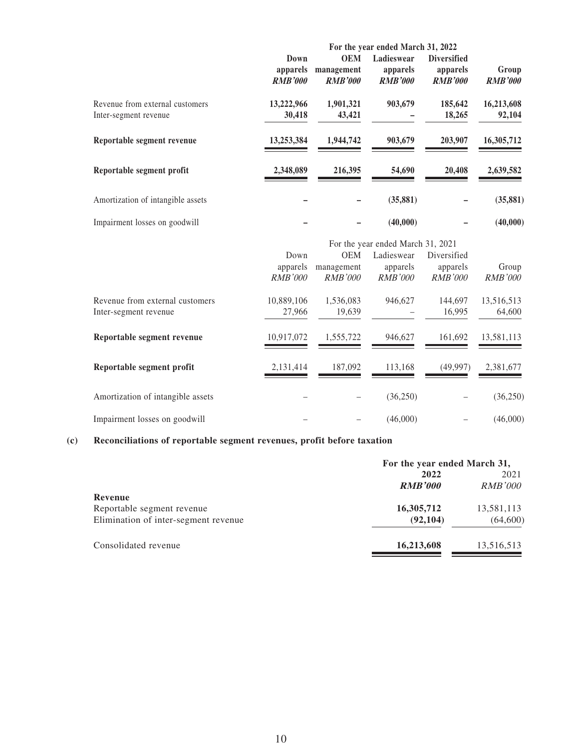| | For the year ended March 31, 2022 | | | | |
|---|---|---|---|---|---|
| | **Down apparels** | **OEM management** | **Ladieswear apparels** | **Diversified apparels** | **Group** |
| | ***RMB'000*** | ***RMB'000*** | ***RMB'000*** | ***RMB'000*** | ***RMB'000*** |
| Revenue from external customers | **13,222,966** | **1,901,321** | **903,679** | **185,642** | **16,213,608** |
| Inter-segment revenue | **30,418** | **43,421** | **–** | **18,265** | **92,104** |
| **Reportable segment revenue** | **13,253,384** | **1,944,742** | **903,679** | **203,907** | **16,305,712** |
| **Reportable segment profit** | **2,348,089** | **216,395** | **54,690** | **20,408** | **2,639,582** |
| Amortization of intangible assets | **–** | **–** | **(35,881)** | **–** | **(35,881)** |
| Impairment losses on goodwill | **–** | **–** | **(40,000)** | **–** | **(40,000)** |

| | For the year ended March 31, 2021 | | | | |
|---|---|---|---|---|---|
| | Down apparels | OEM management | Ladieswear apparels | Diversified apparels | Group |
| | *RMB'000* | *RMB'000* | *RMB'000* | *RMB'000* | *RMB'000* |
| Revenue from external customers | 10,889,106 | 1,536,083 | 946,627 | 144,697 | 13,516,513 |
| Inter-segment revenue | 27,966 | 19,639 | – | 16,995 | 64,600 |
| **Reportable segment revenue** | 10,917,072 | 1,555,722 | 946,627 | 161,692 | 13,581,113 |
| **Reportable segment profit** | 2,131,414 | 187,092 | 113,168 | (49,997) | 2,381,677 |
| Amortization of intangible assets | – | – | (36,250) | – | (36,250) |
| Impairment losses on goodwill | – | – | (46,000) | – | (46,000) |

**(c) Reconciliations of reportable segment revenues, profit before taxation**

| | For the year ended March 31, | |
|---|---|---|
| | **2022** | 2021 |
| | ***RMB'000*** | *RMB'000* |
| **Revenue** | | |
| Reportable segment revenue | **16,305,712** | 13,581,113 |
| Elimination of inter-segment revenue | **(92,104)** | (64,600) |
| Consolidated revenue | **16,213,608** | 13,516,513 |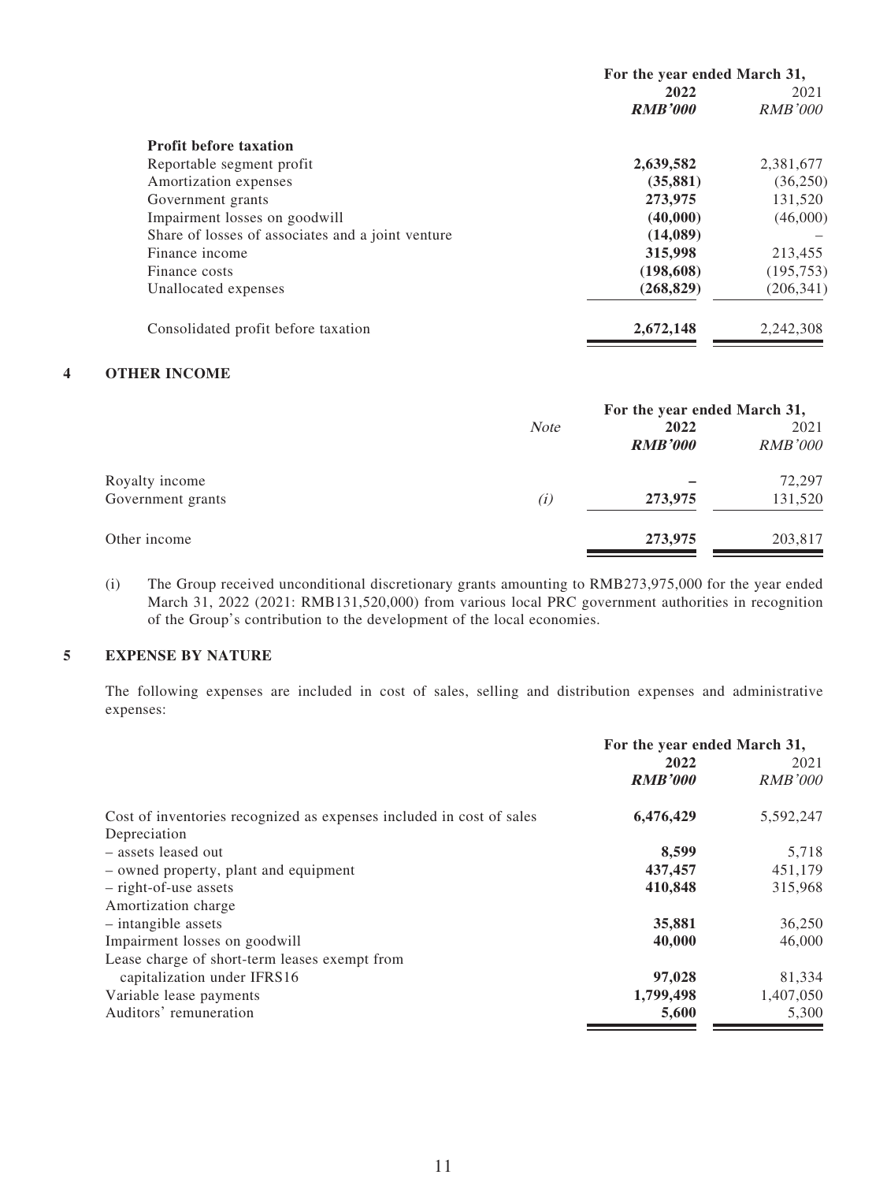| | For the year ended March 31, | |
|---|---|---|
| | **2022** | 2021 |
| | ***RMB'000*** | *RMB'000* |
| **Profit before taxation** | | |
| Reportable segment profit | **2,639,582** | 2,381,677 |
| Amortization expenses | **(35,881)** | (36,250) |
| Government grants | **273,975** | 131,520 |
| Impairment losses on goodwill | **(40,000)** | (46,000) |
| Share of losses of associates and a joint venture | **(14,089)** | – |
| Finance income | **315,998** | 213,455 |
| Finance costs | **(198,608)** | (195,753) |
| Unallocated expenses | **(268,829)** | (206,341) |
| Consolidated profit before taxation | **2,672,148** | 2,242,308 |

## 4 OTHER INCOME

| | *Note* | For the year ended March 31, | |
|---|---|---|---|
| | | **2022** | 2021 |
| | | ***RMB'000*** | *RMB'000* |
| Royalty income | | **–** | 72,297 |
| Government grants | *(i)* | **273,975** | 131,520 |
| Other income | | **273,975** | 203,817 |

(i) The Group received unconditional discretionary grants amounting to RMB273,975,000 for the year ended March 31, 2022 (2021: RMB131,520,000) from various local PRC government authorities in recognition of the Group's contribution to the development of the local economies.

## 5 EXPENSE BY NATURE

The following expenses are included in cost of sales, selling and distribution expenses and administrative expenses:

| | For the year ended March 31, | |
|---|---|---|
| | **2022** | 2021 |
| | ***RMB'000*** | *RMB'000* |
| Cost of inventories recognized as expenses included in cost of sales | **6,476,429** | 5,592,247 |
| Depreciation | | |
| – assets leased out | **8,599** | 5,718 |
| – owned property, plant and equipment | **437,457** | 451,179 |
| – right-of-use assets | **410,848** | 315,968 |
| Amortization charge | | |
| – intangible assets | **35,881** | 36,250 |
| Impairment losses on goodwill | **40,000** | 46,000 |
| Lease charge of short-term leases exempt from capitalization under IFRS16 | **97,028** | 81,334 |
| Variable lease payments | **1,799,498** | 1,407,050 |
| Auditors' remuneration | **5,600** | 5,300 |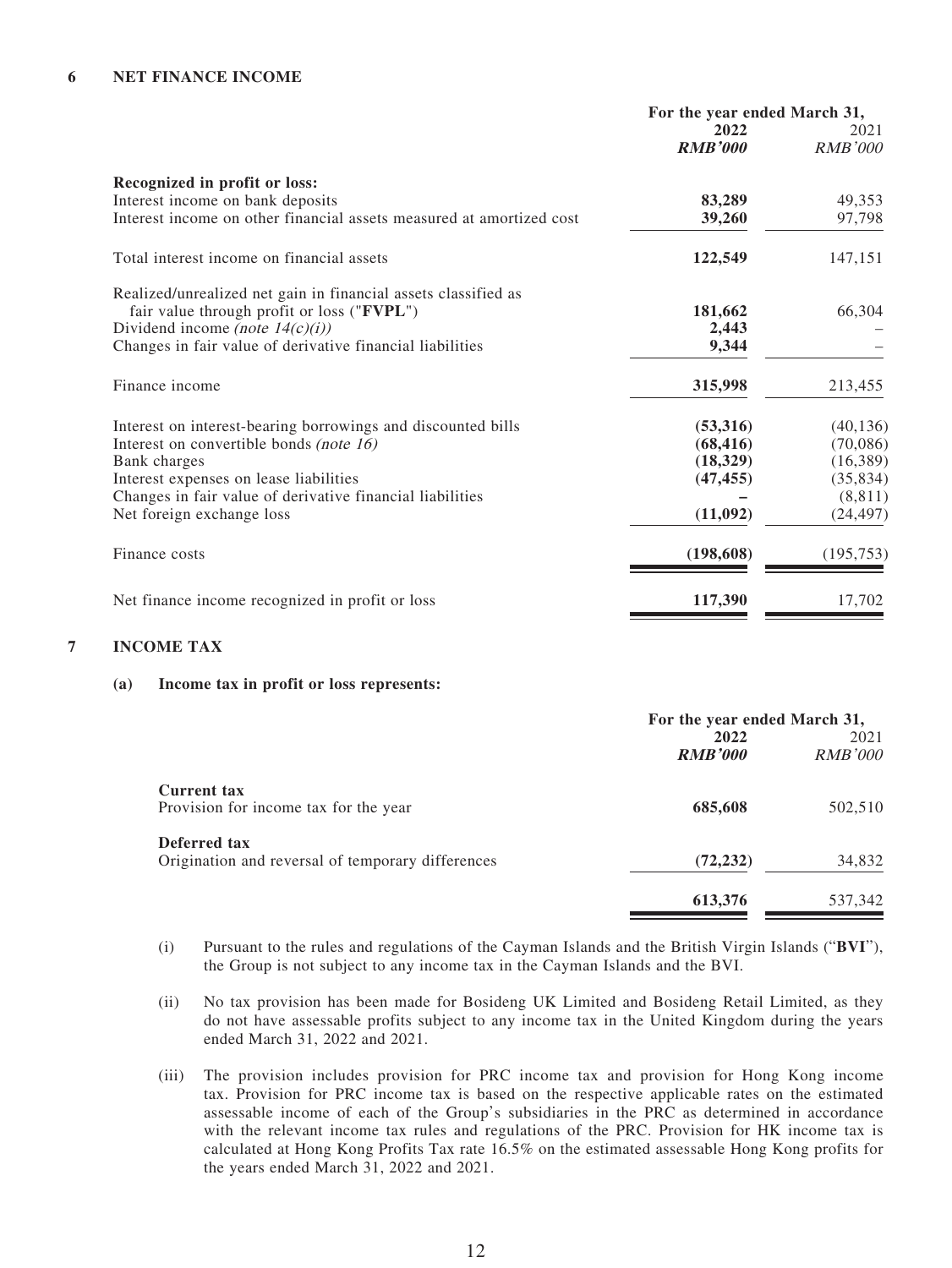## 6 NET FINANCE INCOME

| | For the year ended March 31, | |
|---|---|---|
| | **2022** | 2021 |
| | ***RMB'000*** | *RMB'000* |
| **Recognized in profit or loss:** | | |
| Interest income on bank deposits | **83,289** | 49,353 |
| Interest income on other financial assets measured at amortized cost | **39,260** | 97,798 |
| Total interest income on financial assets | **122,549** | 147,151 |
| Realized/unrealized net gain in financial assets classified as fair value through profit or loss ("**FVPL**") | **181,662** | 66,304 |
| Dividend income *(note 14(c)(i))* | **2,443** | – |
| Changes in fair value of derivative financial liabilities | **9,344** | – |
| Finance income | **315,998** | 213,455 |
| Interest on interest-bearing borrowings and discounted bills | **(53,316)** | (40,136) |
| Interest on convertible bonds *(note 16)* | **(68,416)** | (70,086) |
| Bank charges | **(18,329)** | (16,389) |
| Interest expenses on lease liabilities | **(47,455)** | (35,834) |
| Changes in fair value of derivative financial liabilities | **–** | (8,811) |
| Net foreign exchange loss | **(11,092)** | (24,497) |
| Finance costs | **(198,608)** | (195,753) |
| Net finance income recognized in profit or loss | **117,390** | 17,702 |

## 7 INCOME TAX

### (a) Income tax in profit or loss represents:

| | For the year ended March 31, | |
|---|---|---|
| | **2022** | 2021 |
| | ***RMB'000*** | *RMB'000* |
| **Current tax** | | |
| Provision for income tax for the year | **685,608** | 502,510 |
| **Deferred tax** | | |
| Origination and reversal of temporary differences | **(72,232)** | 34,832 |
| | **613,376** | 537,342 |

(i) Pursuant to the rules and regulations of the Cayman Islands and the British Virgin Islands ("**BVI**"), the Group is not subject to any income tax in the Cayman Islands and the BVI.

(ii) No tax provision has been made for Bosideng UK Limited and Bosideng Retail Limited, as they do not have assessable profits subject to any income tax in the United Kingdom during the years ended March 31, 2022 and 2021.

(iii) The provision includes provision for PRC income tax and provision for Hong Kong income tax. Provision for PRC income tax is based on the respective applicable rates on the estimated assessable income of each of the Group's subsidiaries in the PRC as determined in accordance with the relevant income tax rules and regulations of the PRC. Provision for HK income tax is calculated at Hong Kong Profits Tax rate 16.5% on the estimated assessable Hong Kong profits for the years ended March 31, 2022 and 2021.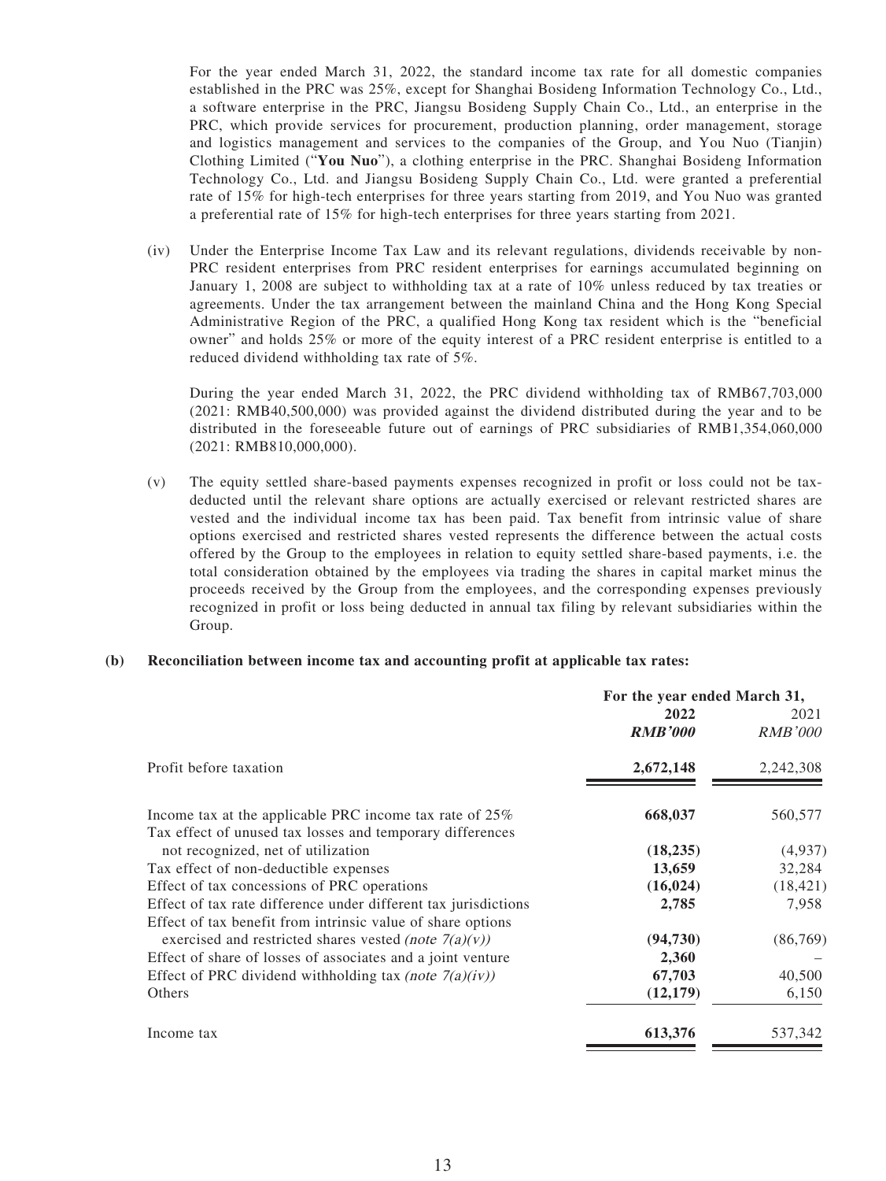For the year ended March 31, 2022, the standard income tax rate for all domestic companies established in the PRC was 25%, except for Shanghai Bosideng Information Technology Co., Ltd., a software enterprise in the PRC, Jiangsu Bosideng Supply Chain Co., Ltd., an enterprise in the PRC, which provide services for procurement, production planning, order management, storage and logistics management and services to the companies of the Group, and You Nuo (Tianjin) Clothing Limited ("**You Nuo**"), a clothing enterprise in the PRC. Shanghai Bosideng Information Technology Co., Ltd. and Jiangsu Bosideng Supply Chain Co., Ltd. were granted a preferential rate of 15% for high-tech enterprises for three years starting from 2019, and You Nuo was granted a preferential rate of 15% for high-tech enterprises for three years starting from 2021.

(iv) Under the Enterprise Income Tax Law and its relevant regulations, dividends receivable by non-PRC resident enterprises from PRC resident enterprises for earnings accumulated beginning on January 1, 2008 are subject to withholding tax at a rate of 10% unless reduced by tax treaties or agreements. Under the tax arrangement between the mainland China and the Hong Kong Special Administrative Region of the PRC, a qualified Hong Kong tax resident which is the "beneficial owner" and holds 25% or more of the equity interest of a PRC resident enterprise is entitled to a reduced dividend withholding tax rate of 5%.

During the year ended March 31, 2022, the PRC dividend withholding tax of RMB67,703,000 (2021: RMB40,500,000) was provided against the dividend distributed during the year and to be distributed in the foreseeable future out of earnings of PRC subsidiaries of RMB1,354,060,000 (2021: RMB810,000,000).

(v) The equity settled share-based payments expenses recognized in profit or loss could not be tax-deducted until the relevant share options are actually exercised or relevant restricted shares are vested and the individual income tax has been paid. Tax benefit from intrinsic value of share options exercised and restricted shares vested represents the difference between the actual costs offered by the Group to the employees in relation to equity settled share-based payments, i.e. the total consideration obtained by the employees via trading the shares in capital market minus the proceeds received by the Group from the employees, and the corresponding expenses previously recognized in profit or loss being deducted in annual tax filing by relevant subsidiaries within the Group.

**(b) Reconciliation between income tax and accounting profit at applicable tax rates:**

| | For the year ended March 31, | |
|---|---|---|
| | **2022** | 2021 |
| | ***RMB'000*** | *RMB'000* |
| Profit before taxation | **2,672,148** | 2,242,308 |
| Income tax at the applicable PRC income tax rate of 25% | **668,037** | 560,577 |
| Tax effect of unused tax losses and temporary differences not recognized, net of utilization | **(18,235)** | (4,937) |
| Tax effect of non-deductible expenses | **13,659** | 32,284 |
| Effect of tax concessions of PRC operations | **(16,024)** | (18,421) |
| Effect of tax rate difference under different tax jurisdictions | **2,785** | 7,958 |
| Effect of tax benefit from intrinsic value of share options exercised and restricted shares vested *(note 7(a)(v))* | **(94,730)** | (86,769) |
| Effect of share of losses of associates and a joint venture | **2,360** | – |
| Effect of PRC dividend withholding tax *(note 7(a)(iv))* | **67,703** | 40,500 |
| Others | **(12,179)** | 6,150 |
| Income tax | **613,376** | 537,342 |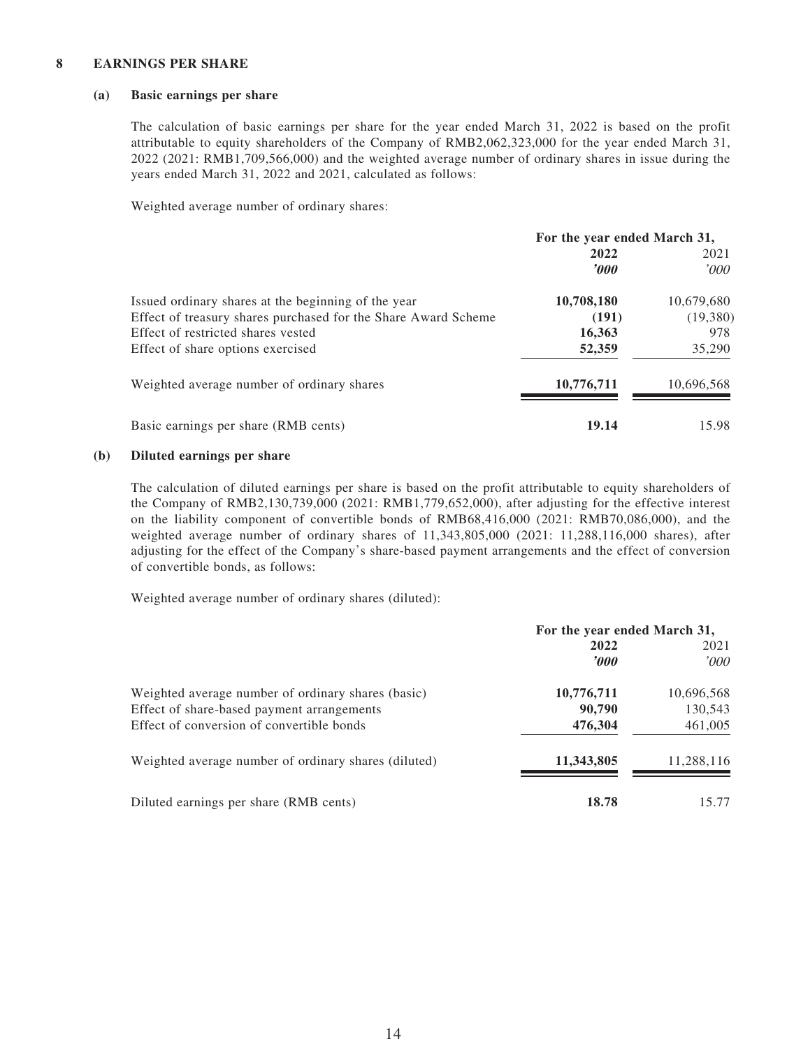## 8 EARNINGS PER SHARE

### (a) Basic earnings per share

The calculation of basic earnings per share for the year ended March 31, 2022 is based on the profit attributable to equity shareholders of the Company of RMB2,062,323,000 for the year ended March 31, 2022 (2021: RMB1,709,566,000) and the weighted average number of ordinary shares in issue during the years ended March 31, 2022 and 2021, calculated as follows:

Weighted average number of ordinary shares:

| | For the year ended March 31, | |
|---|---|---|
| | **2022** | 2021 |
| | ***'000*** | *'000* |
| Issued ordinary shares at the beginning of the year | **10,708,180** | 10,679,680 |
| Effect of treasury shares purchased for the Share Award Scheme | **(191)** | (19,380) |
| Effect of restricted shares vested | **16,363** | 978 |
| Effect of share options exercised | **52,359** | 35,290 |
| Weighted average number of ordinary shares | **10,776,711** | 10,696,568 |
| Basic earnings per share (RMB cents) | **19.14** | 15.98 |

### (b) Diluted earnings per share

The calculation of diluted earnings per share is based on the profit attributable to equity shareholders of the Company of RMB2,130,739,000 (2021: RMB1,779,652,000), after adjusting for the effective interest on the liability component of convertible bonds of RMB68,416,000 (2021: RMB70,086,000), and the weighted average number of ordinary shares of 11,343,805,000 (2021: 11,288,116,000 shares), after adjusting for the effect of the Company's share-based payment arrangements and the effect of conversion of convertible bonds, as follows:

Weighted average number of ordinary shares (diluted):

| | For the year ended March 31, | |
|---|---|---|
| | **2022** | 2021 |
| | ***'000*** | *'000* |
| Weighted average number of ordinary shares (basic) | **10,776,711** | 10,696,568 |
| Effect of share-based payment arrangements | **90,790** | 130,543 |
| Effect of conversion of convertible bonds | **476,304** | 461,005 |
| Weighted average number of ordinary shares (diluted) | **11,343,805** | 11,288,116 |
| Diluted earnings per share (RMB cents) | **18.78** | 15.77 |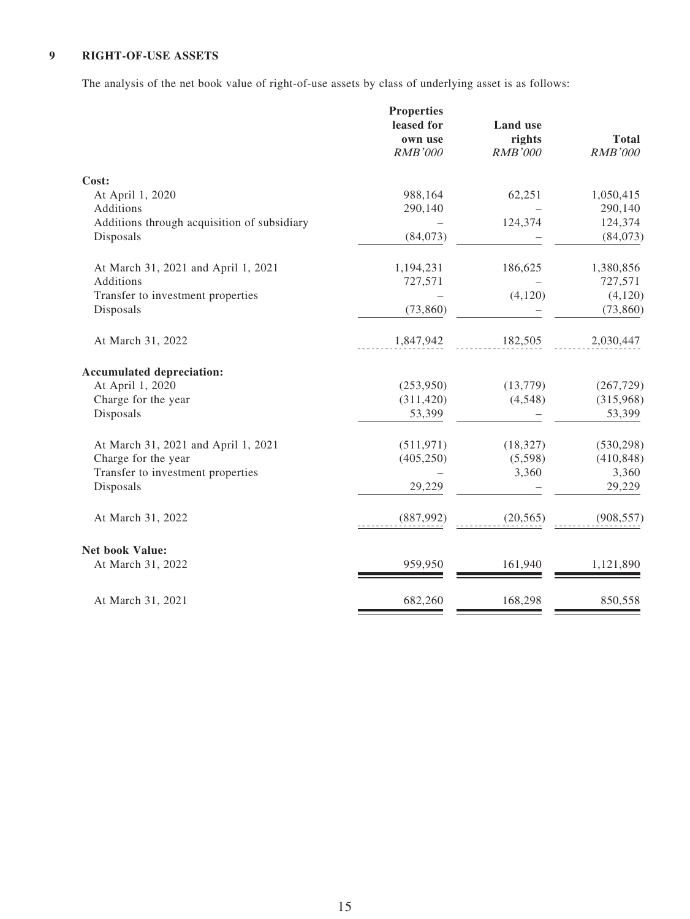## 9 RIGHT-OF-USE ASSETS

The analysis of the net book value of right-of-use assets by class of underlying asset is as follows:

| | Properties leased for own use *RMB'000* | Land use rights *RMB'000* | Total *RMB'000* |
|---|---|---|---|
| **Cost:** | | | |
| At April 1, 2020 | 988,164 | 62,251 | 1,050,415 |
| Additions | 290,140 | – | 290,140 |
| Additions through acquisition of subsidiary | – | 124,374 | 124,374 |
| Disposals | (84,073) | – | (84,073) |
| At March 31, 2021 and April 1, 2021 | 1,194,231 | 186,625 | 1,380,856 |
| Additions | 727,571 | – | 727,571 |
| Transfer to investment properties | – | (4,120) | (4,120) |
| Disposals | (73,860) | – | (73,860) |
| At March 31, 2022 | 1,847,942 | 182,505 | 2,030,447 |
| **Accumulated depreciation:** | | | |
| At April 1, 2020 | (253,950) | (13,779) | (267,729) |
| Charge for the year | (311,420) | (4,548) | (315,968) |
| Disposals | 53,399 | – | 53,399 |
| At March 31, 2021 and April 1, 2021 | (511,971) | (18,327) | (530,298) |
| Charge for the year | (405,250) | (5,598) | (410,848) |
| Transfer to investment properties | – | 3,360 | 3,360 |
| Disposals | 29,229 | – | 29,229 |
| At March 31, 2022 | (887,992) | (20,565) | (908,557) |
| **Net book Value:** | | | |
| At March 31, 2022 | 959,950 | 161,940 | 1,121,890 |
| At March 31, 2021 | 682,260 | 168,298 | 850,558 |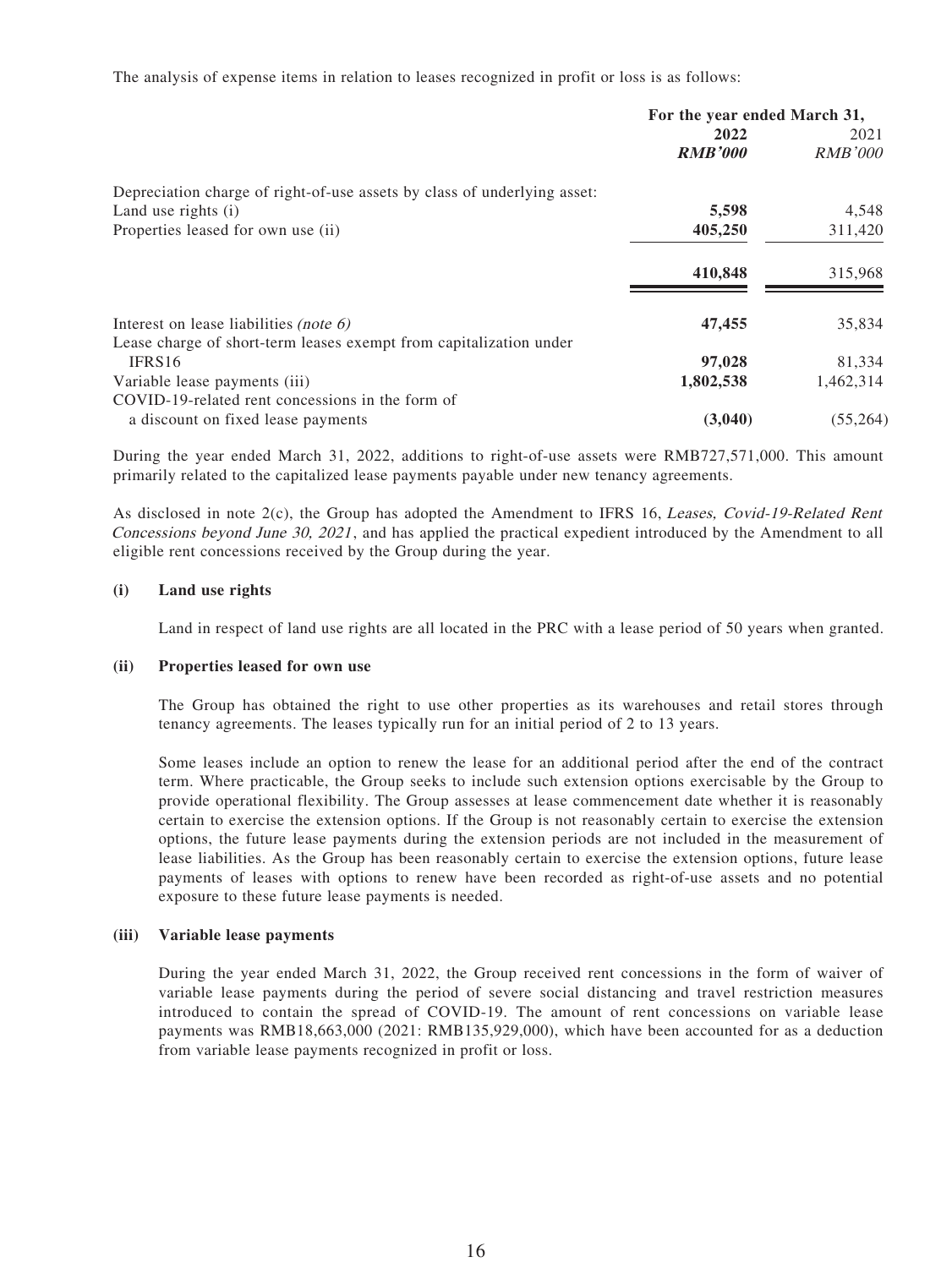The analysis of expense items in relation to leases recognized in profit or loss is as follows:

| | For the year ended March 31, | |
|---|---|---|
| | **2022** | 2021 |
| | ***RMB'000*** | *RMB'000* |
| Depreciation charge of right-of-use assets by class of underlying asset: | | |
| Land use rights (i) | **5,598** | 4,548 |
| Properties leased for own use (ii) | **405,250** | 311,420 |
| | **410,848** | 315,968 |
| Interest on lease liabilities *(note 6)* | **47,455** | 35,834 |
| Lease charge of short-term leases exempt from capitalization under IFRS16 | **97,028** | 81,334 |
| Variable lease payments (iii) | **1,802,538** | 1,462,314 |
| COVID-19-related rent concessions in the form of a discount on fixed lease payments | **(3,040)** | (55,264) |

During the year ended March 31, 2022, additions to right-of-use assets were RMB727,571,000. This amount primarily related to the capitalized lease payments payable under new tenancy agreements.

As disclosed in note 2(c), the Group has adopted the Amendment to IFRS 16, *Leases, Covid-19-Related Rent Concessions beyond June 30, 2021*, and has applied the practical expedient introduced by the Amendment to all eligible rent concessions received by the Group during the year.

**(i) Land use rights**

Land in respect of land use rights are all located in the PRC with a lease period of 50 years when granted.

**(ii) Properties leased for own use**

The Group has obtained the right to use other properties as its warehouses and retail stores through tenancy agreements. The leases typically run for an initial period of 2 to 13 years.

Some leases include an option to renew the lease for an additional period after the end of the contract term. Where practicable, the Group seeks to include such extension options exercisable by the Group to provide operational flexibility. The Group assesses at lease commencement date whether it is reasonably certain to exercise the extension options. If the Group is not reasonably certain to exercise the extension options, the future lease payments during the extension periods are not included in the measurement of lease liabilities. As the Group has been reasonably certain to exercise the extension options, future lease payments of leases with options to renew have been recorded as right-of-use assets and no potential exposure to these future lease payments is needed.

**(iii) Variable lease payments**

During the year ended March 31, 2022, the Group received rent concessions in the form of waiver of variable lease payments during the period of severe social distancing and travel restriction measures introduced to contain the spread of COVID-19. The amount of rent concessions on variable lease payments was RMB18,663,000 (2021: RMB135,929,000), which have been accounted for as a deduction from variable lease payments recognized in profit or loss.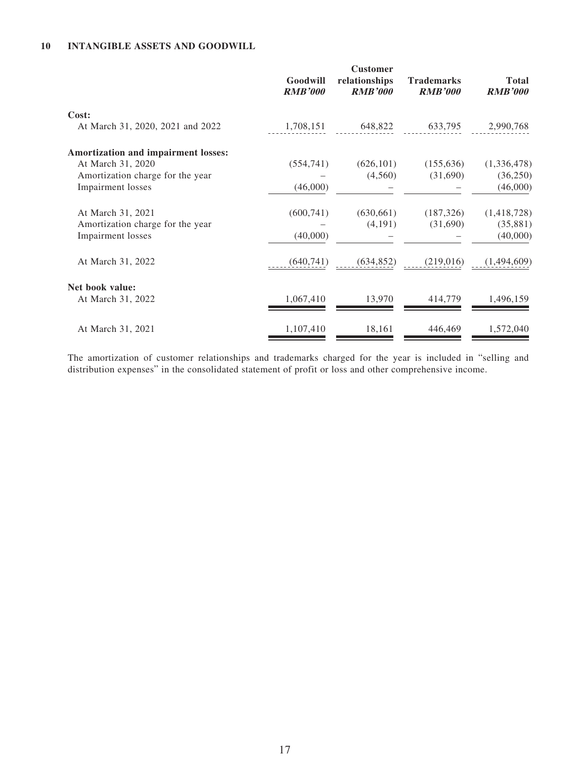## 10 INTANGIBLE ASSETS AND GOODWILL

| | Goodwill *RMB'000* | Customer relationships *RMB'000* | Trademarks *RMB'000* | Total *RMB'000* |
|---|---|---|---|---|
| **Cost:** | | | | |
| At March 31, 2020, 2021 and 2022 | 1,708,151 | 648,822 | 633,795 | 2,990,768 |
| **Amortization and impairment losses:** | | | | |
| At March 31, 2020 | (554,741) | (626,101) | (155,636) | (1,336,478) |
| Amortization charge for the year | – | (4,560) | (31,690) | (36,250) |
| Impairment losses | (46,000) | – | – | (46,000) |
| At March 31, 2021 | (600,741) | (630,661) | (187,326) | (1,418,728) |
| Amortization charge for the year | – | (4,191) | (31,690) | (35,881) |
| Impairment losses | (40,000) | – | – | (40,000) |
| At March 31, 2022 | (640,741) | (634,852) | (219,016) | (1,494,609) |
| **Net book value:** | | | | |
| At March 31, 2022 | 1,067,410 | 13,970 | 414,779 | 1,496,159 |
| At March 31, 2021 | 1,107,410 | 18,161 | 446,469 | 1,572,040 |

The amortization of customer relationships and trademarks charged for the year is included in "selling and distribution expenses" in the consolidated statement of profit or loss and other comprehensive income.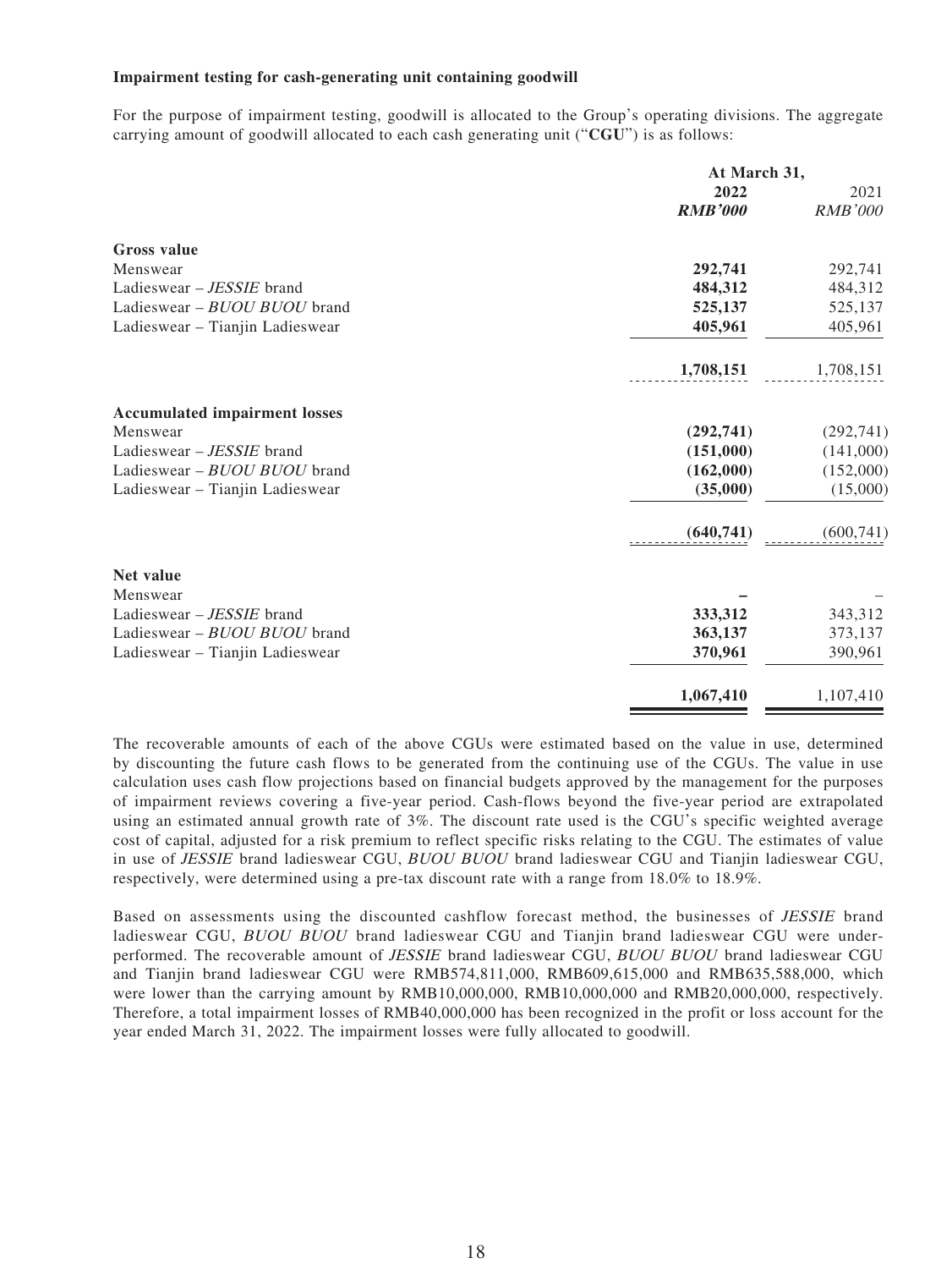**Impairment testing for cash-generating unit containing goodwill**

For the purpose of impairment testing, goodwill is allocated to the Group's operating divisions. The aggregate carrying amount of goodwill allocated to each cash generating unit ("**CGU**") is as follows:

| | At March 31, | |
|---|---|---|
| | **2022** | 2021 |
| | ***RMB'000*** | *RMB'000* |
| **Gross value** | | |
| Menswear | **292,741** | 292,741 |
| Ladieswear – *JESSIE* brand | **484,312** | 484,312 |
| Ladieswear – *BUOU BUOU* brand | **525,137** | 525,137 |
| Ladieswear – Tianjin Ladieswear | **405,961** | 405,961 |
| | **1,708,151** | 1,708,151 |
| **Accumulated impairment losses** | | |
| Menswear | **(292,741)** | (292,741) |
| Ladieswear – *JESSIE* brand | **(151,000)** | (141,000) |
| Ladieswear – *BUOU BUOU* brand | **(162,000)** | (152,000) |
| Ladieswear – Tianjin Ladieswear | **(35,000)** | (15,000) |
| | **(640,741)** | (600,741) |
| **Net value** | | |
| Menswear | **–** | – |
| Ladieswear – *JESSIE* brand | **333,312** | 343,312 |
| Ladieswear – *BUOU BUOU* brand | **363,137** | 373,137 |
| Ladieswear – Tianjin Ladieswear | **370,961** | 390,961 |
| | **1,067,410** | 1,107,410 |

The recoverable amounts of each of the above CGUs were estimated based on the value in use, determined by discounting the future cash flows to be generated from the continuing use of the CGUs. The value in use calculation uses cash flow projections based on financial budgets approved by the management for the purposes of impairment reviews covering a five-year period. Cash-flows beyond the five-year period are extrapolated using an estimated annual growth rate of 3%. The discount rate used is the CGU's specific weighted average cost of capital, adjusted for a risk premium to reflect specific risks relating to the CGU. The estimates of value in use of *JESSIE* brand ladieswear CGU, *BUOU BUOU* brand ladieswear CGU and Tianjin ladieswear CGU, respectively, were determined using a pre-tax discount rate with a range from 18.0% to 18.9%.

Based on assessments using the discounted cashflow forecast method, the businesses of *JESSIE* brand ladieswear CGU, *BUOU BUOU* brand ladieswear CGU and Tianjin brand ladieswear CGU were under-performed. The recoverable amount of *JESSIE* brand ladieswear CGU, *BUOU BUOU* brand ladieswear CGU and Tianjin brand ladieswear CGU were RMB574,811,000, RMB609,615,000 and RMB635,588,000, which were lower than the carrying amount by RMB10,000,000, RMB10,000,000 and RMB20,000,000, respectively. Therefore, a total impairment losses of RMB40,000,000 has been recognized in the profit or loss account for the year ended March 31, 2022. The impairment losses were fully allocated to goodwill.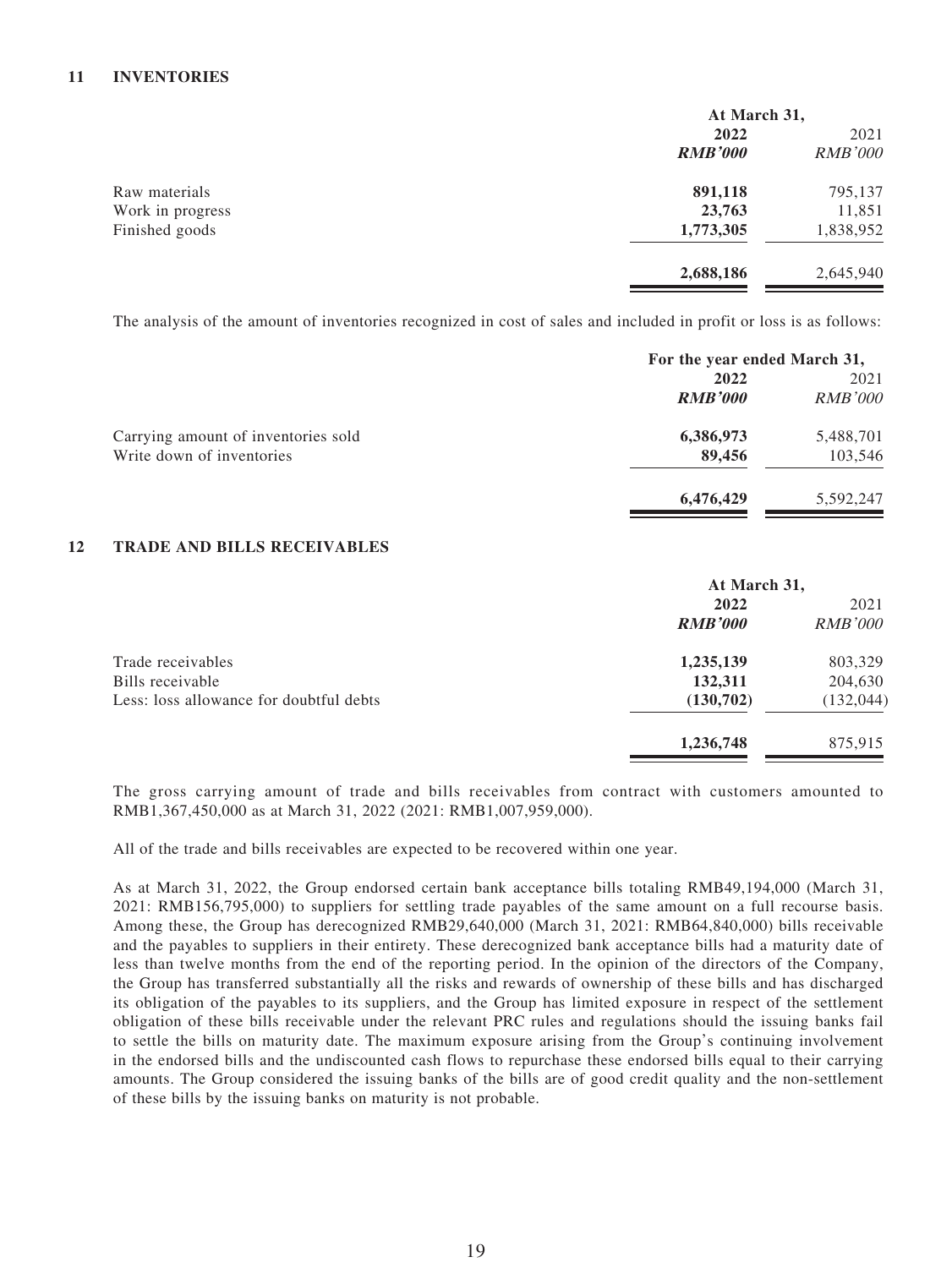## 11 INVENTORIES

| | At March 31, | |
|---|---|---|
| | **2022** | 2021 |
| | ***RMB'000*** | *RMB'000* |
| Raw materials | **891,118** | 795,137 |
| Work in progress | **23,763** | 11,851 |
| Finished goods | **1,773,305** | 1,838,952 |
| | **2,688,186** | 2,645,940 |

The analysis of the amount of inventories recognized in cost of sales and included in profit or loss is as follows:

| | For the year ended March 31, | |
|---|---|---|
| | **2022** | 2021 |
| | ***RMB'000*** | *RMB'000* |
| Carrying amount of inventories sold | **6,386,973** | 5,488,701 |
| Write down of inventories | **89,456** | 103,546 |
| | **6,476,429** | 5,592,247 |

## 12 TRADE AND BILLS RECEIVABLES

| | At March 31, | |
|---|---|---|
| | **2022** | 2021 |
| | ***RMB'000*** | *RMB'000* |
| Trade receivables | **1,235,139** | 803,329 |
| Bills receivable | **132,311** | 204,630 |
| Less: loss allowance for doubtful debts | **(130,702)** | (132,044) |
| | **1,236,748** | 875,915 |

The gross carrying amount of trade and bills receivables from contract with customers amounted to RMB1,367,450,000 as at March 31, 2022 (2021: RMB1,007,959,000).

All of the trade and bills receivables are expected to be recovered within one year.

As at March 31, 2022, the Group endorsed certain bank acceptance bills totaling RMB49,194,000 (March 31, 2021: RMB156,795,000) to suppliers for settling trade payables of the same amount on a full recourse basis. Among these, the Group has derecognized RMB29,640,000 (March 31, 2021: RMB64,840,000) bills receivable and the payables to suppliers in their entirety. These derecognized bank acceptance bills had a maturity date of less than twelve months from the end of the reporting period. In the opinion of the directors of the Company, the Group has transferred substantially all the risks and rewards of ownership of these bills and has discharged its obligation of the payables to its suppliers, and the Group has limited exposure in respect of the settlement obligation of these bills receivable under the relevant PRC rules and regulations should the issuing banks fail to settle the bills on maturity date. The maximum exposure arising from the Group's continuing involvement in the endorsed bills and the undiscounted cash flows to repurchase these endorsed bills equal to their carrying amounts. The Group considered the issuing banks of the bills are of good credit quality and the non-settlement of these bills by the issuing banks on maturity is not probable.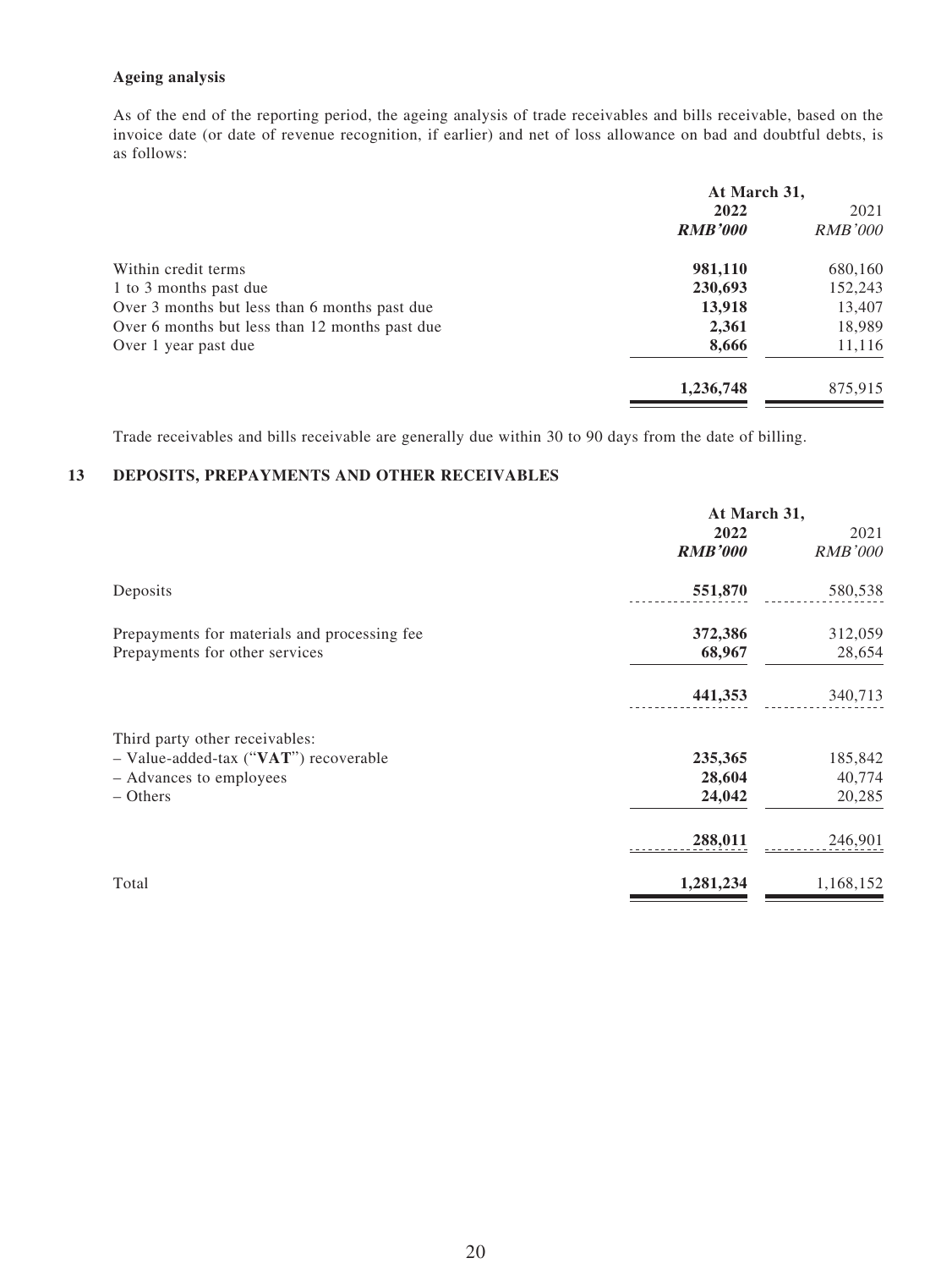**Ageing analysis**

As of the end of the reporting period, the ageing analysis of trade receivables and bills receivable, based on the invoice date (or date of revenue recognition, if earlier) and net of loss allowance on bad and doubtful debts, is as follows:

| | At March 31, | |
|---|---|---|
| | **2022** | 2021 |
| | ***RMB'000*** | *RMB'000* |
| Within credit terms | **981,110** | 680,160 |
| 1 to 3 months past due | **230,693** | 152,243 |
| Over 3 months but less than 6 months past due | **13,918** | 13,407 |
| Over 6 months but less than 12 months past due | **2,361** | 18,989 |
| Over 1 year past due | **8,666** | 11,116 |
| | **1,236,748** | 875,915 |

Trade receivables and bills receivable are generally due within 30 to 90 days from the date of billing.

## 13 DEPOSITS, PREPAYMENTS AND OTHER RECEIVABLES

| | At March 31, | |
|---|---|---|
| | **2022** | 2021 |
| | ***RMB'000*** | *RMB'000* |
| Deposits | **551,870** | 580,538 |
| Prepayments for materials and processing fee | **372,386** | 312,059 |
| Prepayments for other services | **68,967** | 28,654 |
| | **441,353** | 340,713 |
| Third party other receivables: | | |
| – Value-added-tax ("**VAT**") recoverable | **235,365** | 185,842 |
| – Advances to employees | **28,604** | 40,774 |
| – Others | **24,042** | 20,285 |
| | **288,011** | 246,901 |
| Total | **1,281,234** | 1,168,152 |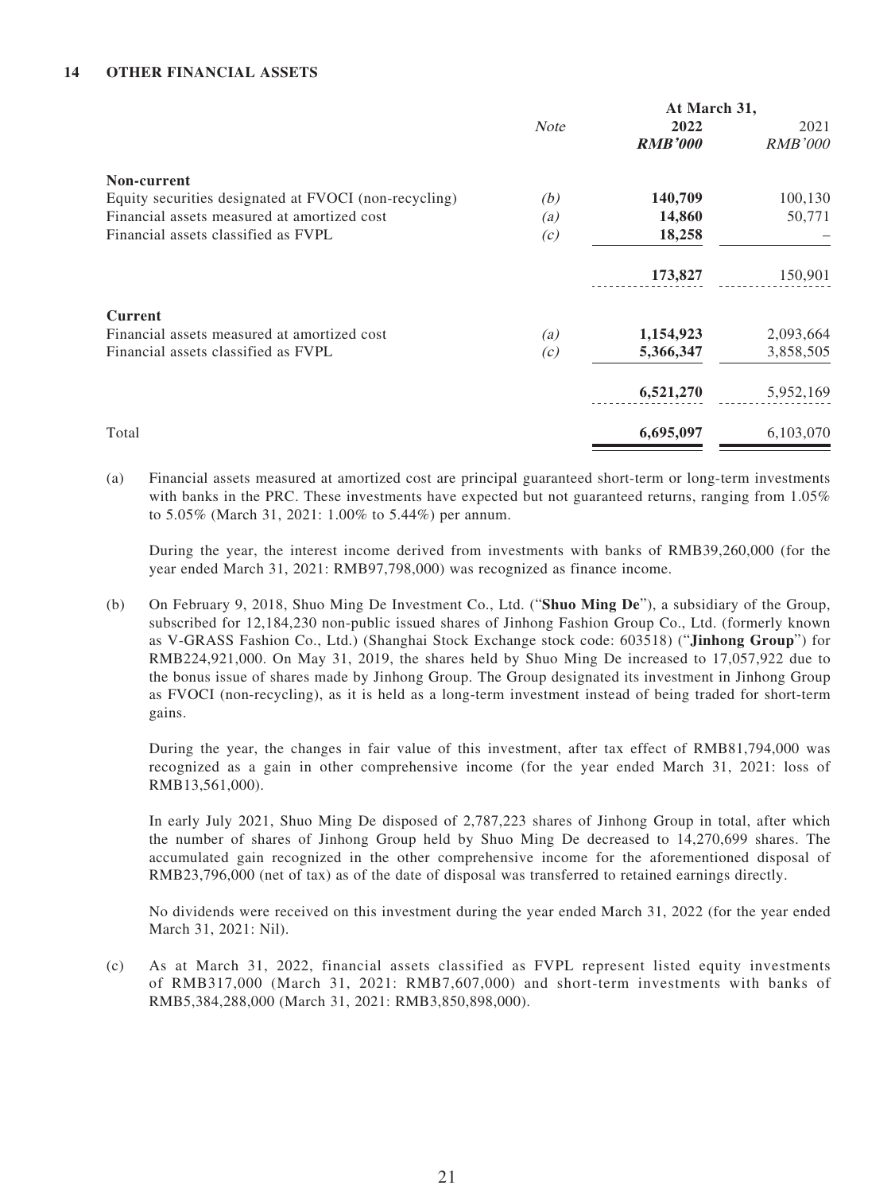## 14 OTHER FINANCIAL ASSETS

| | Note | At March 31, 2022 RMB'000 | 2021 RMB'000 |
|---|---|---|---|
| **Non-current** | | | |
| Equity securities designated at FVOCI (non-recycling) | (b) | **140,709** | 100,130 |
| Financial assets measured at amortized cost | (a) | **14,860** | 50,771 |
| Financial assets classified as FVPL | (c) | **18,258** | – |
| | | **173,827** | 150,901 |
| **Current** | | | |
| Financial assets measured at amortized cost | (a) | **1,154,923** | 2,093,664 |
| Financial assets classified as FVPL | (c) | **5,366,347** | 3,858,505 |
| | | **6,521,270** | 5,952,169 |
| Total | | **6,695,097** | 6,103,070 |

(a) Financial assets measured at amortized cost are principal guaranteed short-term or long-term investments with banks in the PRC. These investments have expected but not guaranteed returns, ranging from 1.05% to 5.05% (March 31, 2021: 1.00% to 5.44%) per annum.

During the year, the interest income derived from investments with banks of RMB39,260,000 (for the year ended March 31, 2021: RMB97,798,000) was recognized as finance income.

(b) On February 9, 2018, Shuo Ming De Investment Co., Ltd. ("**Shuo Ming De**"), a subsidiary of the Group, subscribed for 12,184,230 non-public issued shares of Jinhong Fashion Group Co., Ltd. (formerly known as V-GRASS Fashion Co., Ltd.) (Shanghai Stock Exchange stock code: 603518) ("**Jinhong Group**") for RMB224,921,000. On May 31, 2019, the shares held by Shuo Ming De increased to 17,057,922 due to the bonus issue of shares made by Jinhong Group. The Group designated its investment in Jinhong Group as FVOCI (non-recycling), as it is held as a long-term investment instead of being traded for short-term gains.

During the year, the changes in fair value of this investment, after tax effect of RMB81,794,000 was recognized as a gain in other comprehensive income (for the year ended March 31, 2021: loss of RMB13,561,000).

In early July 2021, Shuo Ming De disposed of 2,787,223 shares of Jinhong Group in total, after which the number of shares of Jinhong Group held by Shuo Ming De decreased to 14,270,699 shares. The accumulated gain recognized in the other comprehensive income for the aforementioned disposal of RMB23,796,000 (net of tax) as of the date of disposal was transferred to retained earnings directly.

No dividends were received on this investment during the year ended March 31, 2022 (for the year ended March 31, 2021: Nil).

(c) As at March 31, 2022, financial assets classified as FVPL represent listed equity investments of RMB317,000 (March 31, 2021: RMB7,607,000) and short-term investments with banks of RMB5,384,288,000 (March 31, 2021: RMB3,850,898,000).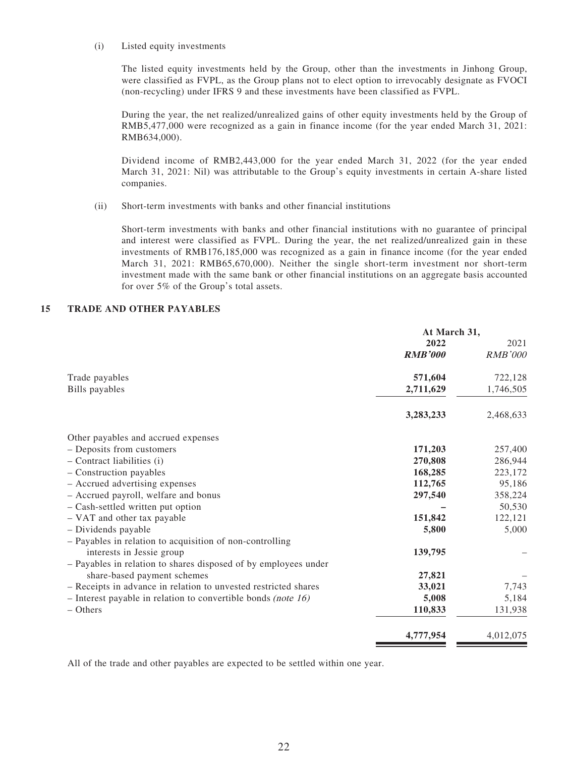(i) Listed equity investments

The listed equity investments held by the Group, other than the investments in Jinhong Group, were classified as FVPL, as the Group plans not to elect option to irrevocably designate as FVOCI (non-recycling) under IFRS 9 and these investments have been classified as FVPL.

During the year, the net realized/unrealized gains of other equity investments held by the Group of RMB5,477,000 were recognized as a gain in finance income (for the year ended March 31, 2021: RMB634,000).

Dividend income of RMB2,443,000 for the year ended March 31, 2022 (for the year ended March 31, 2021: Nil) was attributable to the Group's equity investments in certain A-share listed companies.

(ii) Short-term investments with banks and other financial institutions

Short-term investments with banks and other financial institutions with no guarantee of principal and interest were classified as FVPL. During the year, the net realized/unrealized gain in these investments of RMB176,185,000 was recognized as a gain in finance income (for the year ended March 31, 2021: RMB65,670,000). Neither the single short-term investment nor short-term investment made with the same bank or other financial institutions on an aggregate basis accounted for over 5% of the Group's total assets.

## 15 TRADE AND OTHER PAYABLES

| | At March 31, | |
|---|---|---|
| | **2022** | 2021 |
| | ***RMB'000*** | *RMB'000* |
| Trade payables | **571,604** | 722,128 |
| Bills payables | **2,711,629** | 1,746,505 |
| | **3,283,233** | 2,468,633 |
| Other payables and accrued expenses | | |
| – Deposits from customers | **171,203** | 257,400 |
| – Contract liabilities (i) | **270,808** | 286,944 |
| – Construction payables | **168,285** | 223,172 |
| – Accrued advertising expenses | **112,765** | 95,186 |
| – Accrued payroll, welfare and bonus | **297,540** | 358,224 |
| – Cash-settled written put option | **–** | 50,530 |
| – VAT and other tax payable | **151,842** | 122,121 |
| – Dividends payable | **5,800** | 5,000 |
| – Payables in relation to acquisition of non-controlling interests in Jessie group | **139,795** | – |
| – Payables in relation to shares disposed of by employees under share-based payment schemes | **27,821** | – |
| – Receipts in advance in relation to unvested restricted shares | **33,021** | 7,743 |
| – Interest payable in relation to convertible bonds *(note 16)* | **5,008** | 5,184 |
| – Others | **110,833** | 131,938 |
| | **4,777,954** | 4,012,075 |

All of the trade and other payables are expected to be settled within one year.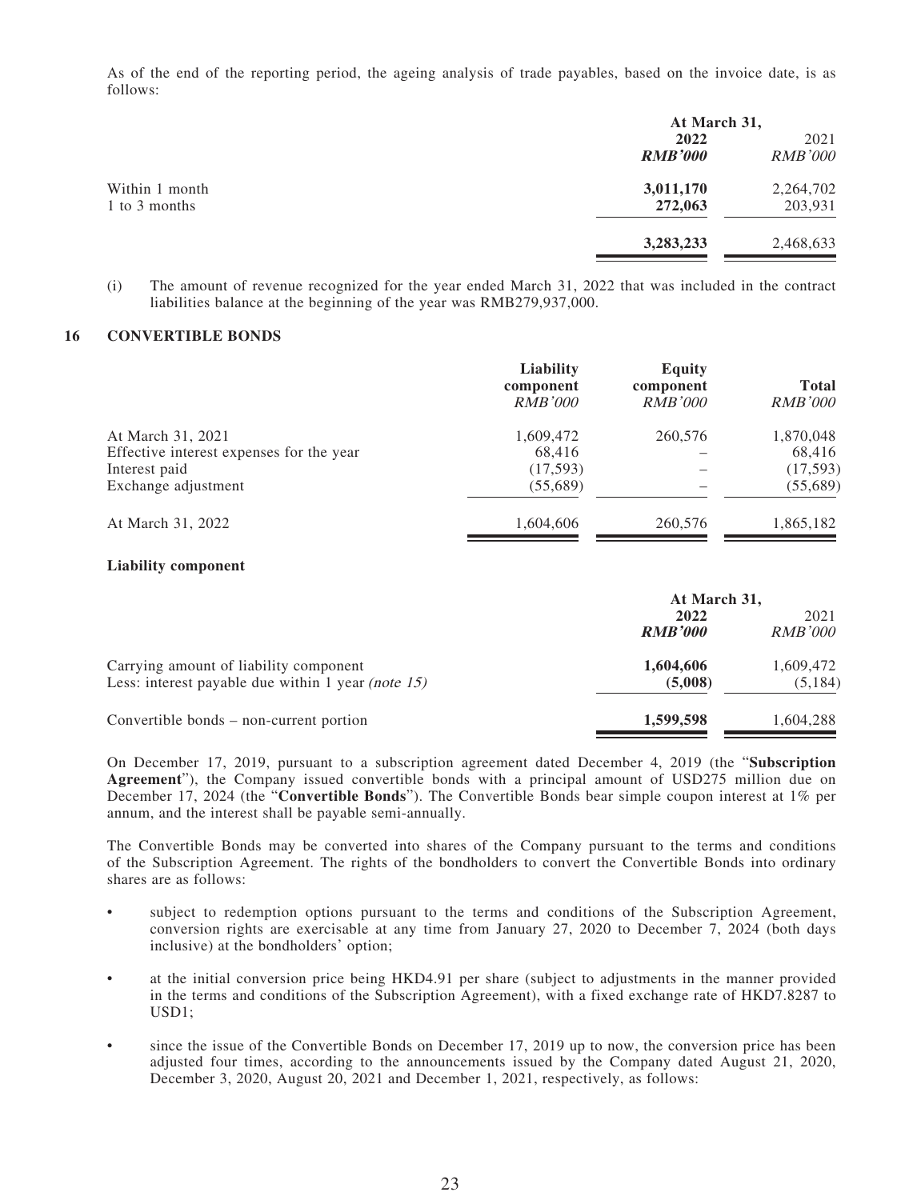As of the end of the reporting period, the ageing analysis of trade payables, based on the invoice date, is as follows:

| | At March 31, | |
|---|---|---|
| | **2022** | 2021 |
| | ***RMB'000*** | *RMB'000* |
| Within 1 month | **3,011,170** | 2,264,702 |
| 1 to 3 months | **272,063** | 203,931 |
| | **3,283,233** | 2,468,633 |

(i) The amount of revenue recognized for the year ended March 31, 2022 that was included in the contract liabilities balance at the beginning of the year was RMB279,937,000.

## 16 CONVERTIBLE BONDS

| | Liability component *RMB'000* | Equity component *RMB'000* | Total *RMB'000* |
|---|---|---|---|
| At March 31, 2021 | 1,609,472 | 260,576 | 1,870,048 |
| Effective interest expenses for the year | 68,416 | – | 68,416 |
| Interest paid | (17,593) | – | (17,593) |
| Exchange adjustment | (55,689) | – | (55,689) |
| At March 31, 2022 | 1,604,606 | 260,576 | 1,865,182 |

**Liability component**

| | At March 31, | |
|---|---|---|
| | **2022** | 2021 |
| | ***RMB'000*** | *RMB'000* |
| Carrying amount of liability component | **1,604,606** | 1,609,472 |
| Less: interest payable due within 1 year *(note 15)* | **(5,008)** | (5,184) |
| Convertible bonds – non-current portion | **1,599,598** | 1,604,288 |

On December 17, 2019, pursuant to a subscription agreement dated December 4, 2019 (the "**Subscription Agreement**"), the Company issued convertible bonds with a principal amount of USD275 million due on December 17, 2024 (the "**Convertible Bonds**"). The Convertible Bonds bear simple coupon interest at 1% per annum, and the interest shall be payable semi-annually.

The Convertible Bonds may be converted into shares of the Company pursuant to the terms and conditions of the Subscription Agreement. The rights of the bondholders to convert the Convertible Bonds into ordinary shares are as follows:

- subject to redemption options pursuant to the terms and conditions of the Subscription Agreement, conversion rights are exercisable at any time from January 27, 2020 to December 7, 2024 (both days inclusive) at the bondholders' option;
- at the initial conversion price being HKD4.91 per share (subject to adjustments in the manner provided in the terms and conditions of the Subscription Agreement), with a fixed exchange rate of HKD7.8287 to USD1;
- since the issue of the Convertible Bonds on December 17, 2019 up to now, the conversion price has been adjusted four times, according to the announcements issued by the Company dated August 21, 2020, December 3, 2020, August 20, 2021 and December 1, 2021, respectively, as follows: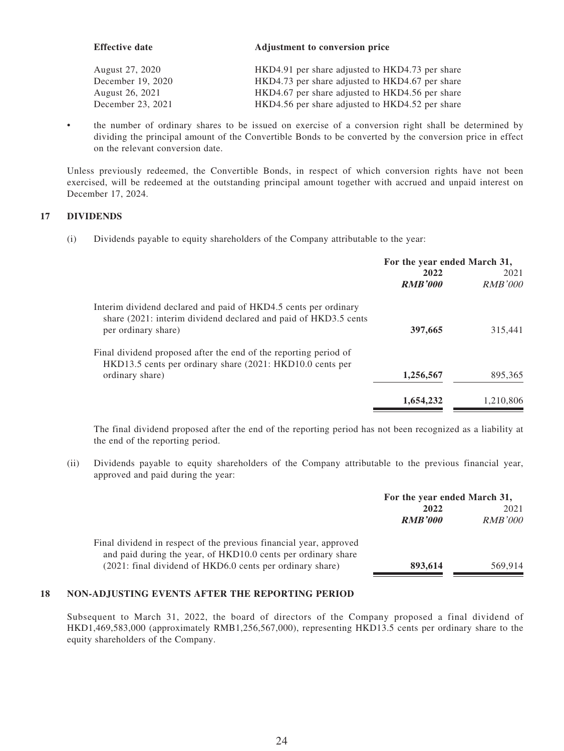| Effective date | Adjustment to conversion price |
|---|---|
| August 27, 2020 | HKD4.91 per share adjusted to HKD4.73 per share |
| December 19, 2020 | HKD4.73 per share adjusted to HKD4.67 per share |
| August 26, 2021 | HKD4.67 per share adjusted to HKD4.56 per share |
| December 23, 2021 | HKD4.56 per share adjusted to HKD4.52 per share |

- the number of ordinary shares to be issued on exercise of a conversion right shall be determined by dividing the principal amount of the Convertible Bonds to be converted by the conversion price in effect on the relevant conversion date.

Unless previously redeemed, the Convertible Bonds, in respect of which conversion rights have not been exercised, will be redeemed at the outstanding principal amount together with accrued and unpaid interest on December 17, 2024.

## 17 DIVIDENDS

(i) Dividends payable to equity shareholders of the Company attributable to the year:

| | For the year ended March 31, | |
|---|---|---|
| | **2022** | 2021 |
| | ***RMB'000*** | *RMB'000* |
| Interim dividend declared and paid of HKD4.5 cents per ordinary share (2021: interim dividend declared and paid of HKD3.5 cents per ordinary share) | **397,665** | 315,441 |
| Final dividend proposed after the end of the reporting period of HKD13.5 cents per ordinary share (2021: HKD10.0 cents per ordinary share) | **1,256,567** | 895,365 |
| | **1,654,232** | 1,210,806 |

The final dividend proposed after the end of the reporting period has not been recognized as a liability at the end of the reporting period.

(ii) Dividends payable to equity shareholders of the Company attributable to the previous financial year, approved and paid during the year:

| | For the year ended March 31, | |
|---|---|---|
| | **2022** | 2021 |
| | ***RMB'000*** | *RMB'000* |
| Final dividend in respect of the previous financial year, approved and paid during the year, of HKD10.0 cents per ordinary share (2021: final dividend of HKD6.0 cents per ordinary share) | **893,614** | 569,914 |

## 18 NON-ADJUSTING EVENTS AFTER THE REPORTING PERIOD

Subsequent to March 31, 2022, the board of directors of the Company proposed a final dividend of HKD1,469,583,000 (approximately RMB1,256,567,000), representing HKD13.5 cents per ordinary share to the equity shareholders of the Company.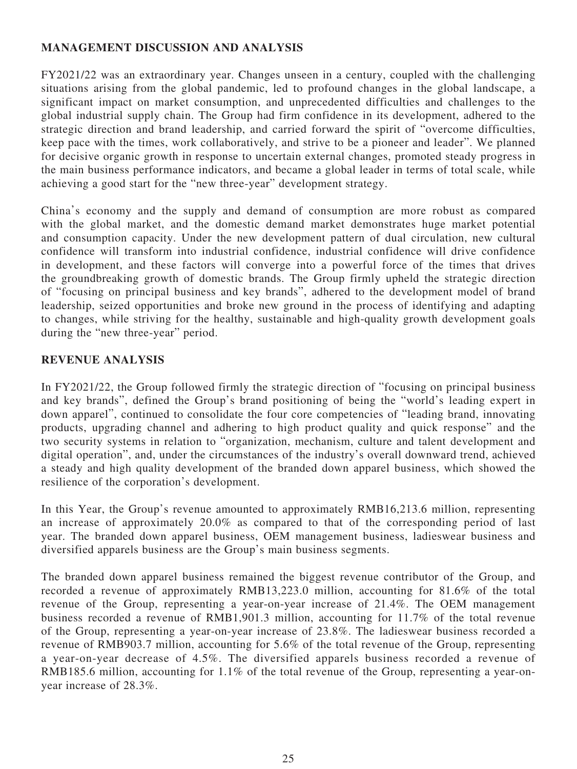## MANAGEMENT DISCUSSION AND ANALYSIS

FY2021/22 was an extraordinary year. Changes unseen in a century, coupled with the challenging situations arising from the global pandemic, led to profound changes in the global landscape, a significant impact on market consumption, and unprecedented difficulties and challenges to the global industrial supply chain. The Group had firm confidence in its development, adhered to the strategic direction and brand leadership, and carried forward the spirit of "overcome difficulties, keep pace with the times, work collaboratively, and strive to be a pioneer and leader". We planned for decisive organic growth in response to uncertain external changes, promoted steady progress in the main business performance indicators, and became a global leader in terms of total scale, while achieving a good start for the "new three-year" development strategy.

China's economy and the supply and demand of consumption are more robust as compared with the global market, and the domestic demand market demonstrates huge market potential and consumption capacity. Under the new development pattern of dual circulation, new cultural confidence will transform into industrial confidence, industrial confidence will drive confidence in development, and these factors will converge into a powerful force of the times that drives the groundbreaking growth of domestic brands. The Group firmly upheld the strategic direction of "focusing on principal business and key brands", adhered to the development model of brand leadership, seized opportunities and broke new ground in the process of identifying and adapting to changes, while striving for the healthy, sustainable and high-quality growth development goals during the "new three-year" period.

## REVENUE ANALYSIS

In FY2021/22, the Group followed firmly the strategic direction of "focusing on principal business and key brands", defined the Group's brand positioning of being the "world's leading expert in down apparel", continued to consolidate the four core competencies of "leading brand, innovating products, upgrading channel and adhering to high product quality and quick response" and the two security systems in relation to "organization, mechanism, culture and talent development and digital operation", and, under the circumstances of the industry's overall downward trend, achieved a steady and high quality development of the branded down apparel business, which showed the resilience of the corporation's development.

In this Year, the Group's revenue amounted to approximately RMB16,213.6 million, representing an increase of approximately 20.0% as compared to that of the corresponding period of last year. The branded down apparel business, OEM management business, ladieswear business and diversified apparels business are the Group's main business segments.

The branded down apparel business remained the biggest revenue contributor of the Group, and recorded a revenue of approximately RMB13,223.0 million, accounting for 81.6% of the total revenue of the Group, representing a year-on-year increase of 21.4%. The OEM management business recorded a revenue of RMB1,901.3 million, accounting for 11.7% of the total revenue of the Group, representing a year-on-year increase of 23.8%. The ladieswear business recorded a revenue of RMB903.7 million, accounting for 5.6% of the total revenue of the Group, representing a year-on-year decrease of 4.5%. The diversified apparels business recorded a revenue of RMB185.6 million, accounting for 1.1% of the total revenue of the Group, representing a year-on-year increase of 28.3%.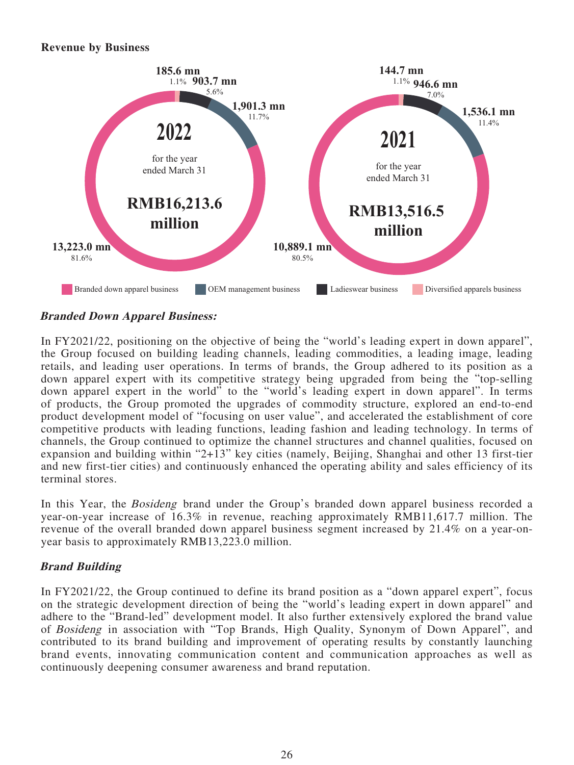**Revenue by Business**

| Business | 2022 (for the year ended March 31) | % | 2021 (for the year ended March 31) | % |
|---|---|---|---|---|
| Branded down apparel business | 13,223.0 mn | 81.6% | 10,889.1 mn | 80.5% |
| OEM management business | 1,901.3 mn | 11.7% | 1,536.1 mn | 11.4% |
| Ladieswear business | 903.7 mn | 5.6% | 946.6 mn | 7.0% |
| Diversified apparels business | 185.6 mn | 1.1% | 144.7 mn | 1.1% |
| Total | RMB16,213.6 million | | RMB13,516.5 million | |

***Branded Down Apparel Business:***

In FY2021/22, positioning on the objective of being the "world's leading expert in down apparel", the Group focused on building leading channels, leading commodities, a leading image, leading retails, and leading user operations. In terms of brands, the Group adhered to its position as a down apparel expert with its competitive strategy being upgraded from being the "top-selling down apparel expert in the world" to the "world's leading expert in down apparel". In terms of products, the Group promoted the upgrades of commodity structure, explored an end-to-end product development model of "focusing on user value", and accelerated the establishment of core competitive products with leading functions, leading fashion and leading technology. In terms of channels, the Group continued to optimize the channel structures and channel qualities, focused on expansion and building within "2+13" key cities (namely, Beijing, Shanghai and other 13 first-tier and new first-tier cities) and continuously enhanced the operating ability and sales efficiency of its terminal stores.

In this Year, the *Bosideng* brand under the Group's branded down apparel business recorded a year-on-year increase of 16.3% in revenue, reaching approximately RMB11,617.7 million. The revenue of the overall branded down apparel business segment increased by 21.4% on a year-on-year basis to approximately RMB13,223.0 million.

***Brand Building***

In FY2021/22, the Group continued to define its brand position as a "down apparel expert", focus on the strategic development direction of being the "world's leading expert in down apparel" and adhere to the "Brand-led" development model. It also further extensively explored the brand value of *Bosideng* in association with "Top Brands, High Quality, Synonym of Down Apparel", and contributed to its brand building and improvement of operating results by constantly launching brand events, innovating communication content and communication approaches as well as continuously deepening consumer awareness and brand reputation.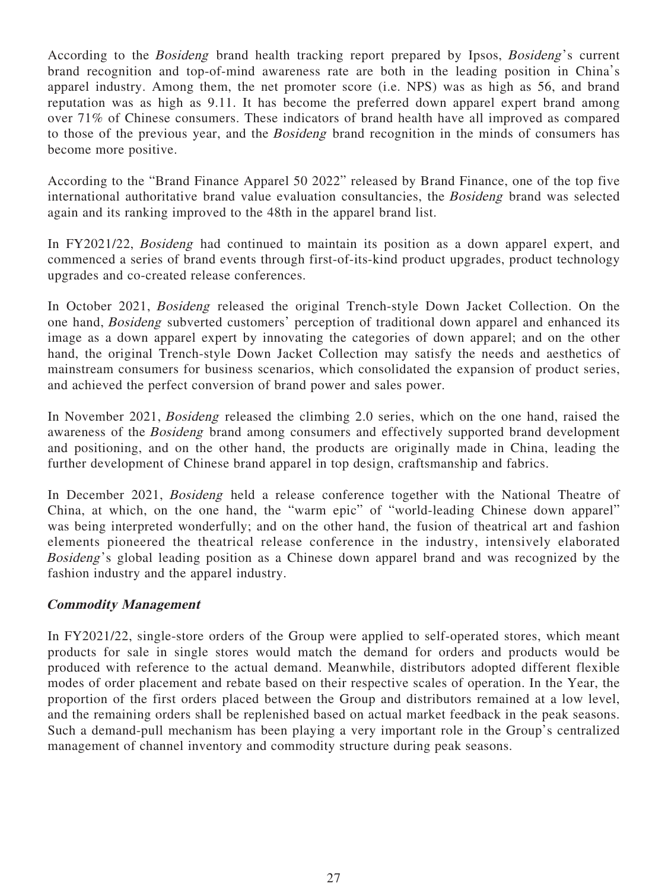According to the *Bosideng* brand health tracking report prepared by Ipsos, *Bosideng*'s current brand recognition and top-of-mind awareness rate are both in the leading position in China's apparel industry. Among them, the net promoter score (i.e. NPS) was as high as 56, and brand reputation was as high as 9.11. It has become the preferred down apparel expert brand among over 71% of Chinese consumers. These indicators of brand health have all improved as compared to those of the previous year, and the *Bosideng* brand recognition in the minds of consumers has become more positive.

According to the "Brand Finance Apparel 50 2022" released by Brand Finance, one of the top five international authoritative brand value evaluation consultancies, the *Bosideng* brand was selected again and its ranking improved to the 48th in the apparel brand list.

In FY2021/22, *Bosideng* had continued to maintain its position as a down apparel expert, and commenced a series of brand events through first-of-its-kind product upgrades, product technology upgrades and co-created release conferences.

In October 2021, *Bosideng* released the original Trench-style Down Jacket Collection. On the one hand, *Bosideng* subverted customers' perception of traditional down apparel and enhanced its image as a down apparel expert by innovating the categories of down apparel; and on the other hand, the original Trench-style Down Jacket Collection may satisfy the needs and aesthetics of mainstream consumers for business scenarios, which consolidated the expansion of product series, and achieved the perfect conversion of brand power and sales power.

In November 2021, *Bosideng* released the climbing 2.0 series, which on the one hand, raised the awareness of the *Bosideng* brand among consumers and effectively supported brand development and positioning, and on the other hand, the products are originally made in China, leading the further development of Chinese brand apparel in top design, craftsmanship and fabrics.

In December 2021, *Bosideng* held a release conference together with the National Theatre of China, at which, on the one hand, the "warm epic" of "world-leading Chinese down apparel" was being interpreted wonderfully; and on the other hand, the fusion of theatrical art and fashion elements pioneered the theatrical release conference in the industry, intensively elaborated *Bosideng*'s global leading position as a Chinese down apparel brand and was recognized by the fashion industry and the apparel industry.

### *Commodity Management*

In FY2021/22, single-store orders of the Group were applied to self-operated stores, which meant products for sale in single stores would match the demand for orders and products would be produced with reference to the actual demand. Meanwhile, distributors adopted different flexible modes of order placement and rebate based on their respective scales of operation. In the Year, the proportion of the first orders placed between the Group and distributors remained at a low level, and the remaining orders shall be replenished based on actual market feedback in the peak seasons. Such a demand-pull mechanism has been playing a very important role in the Group's centralized management of channel inventory and commodity structure during peak seasons.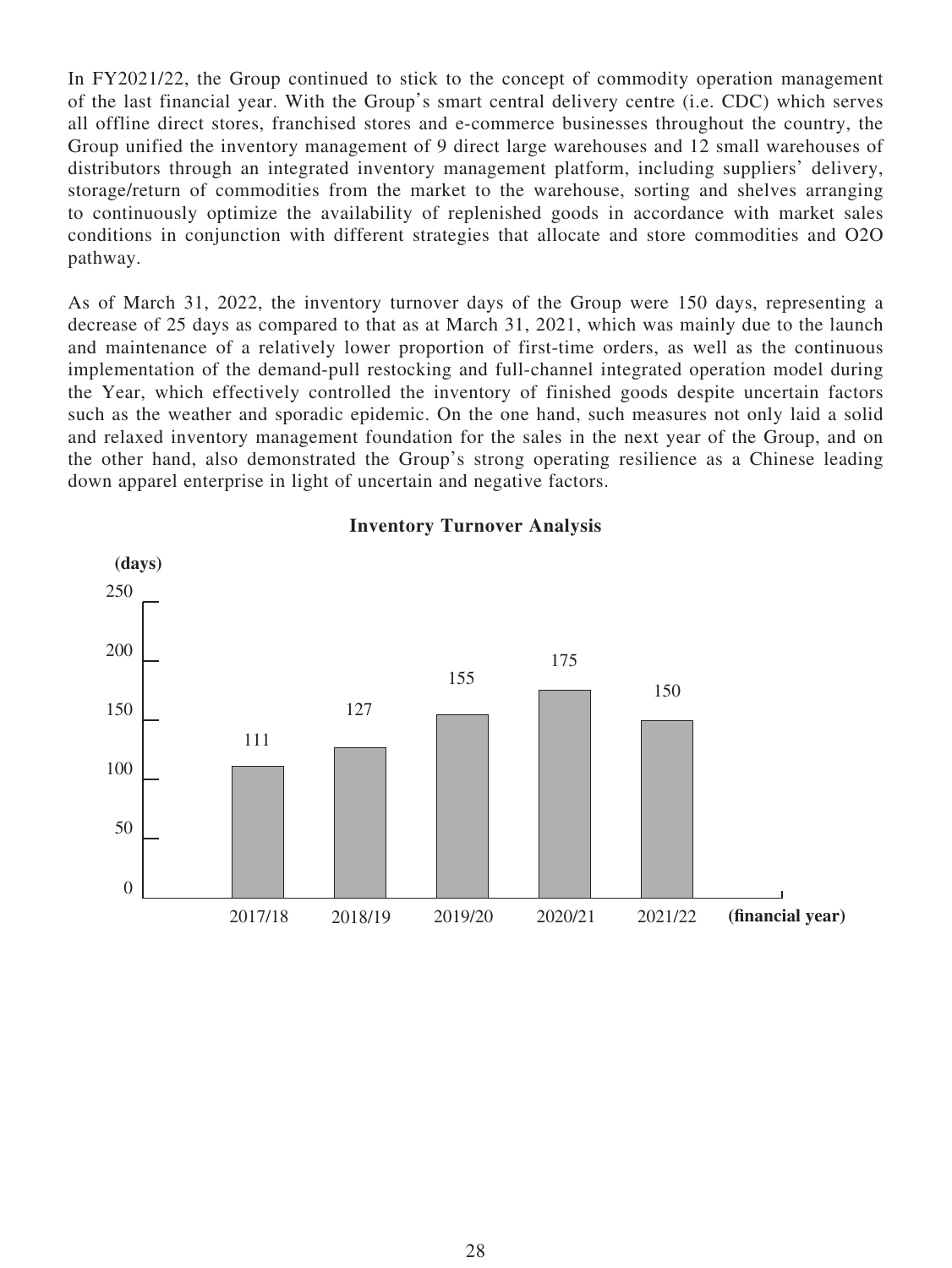In FY2021/22, the Group continued to stick to the concept of commodity operation management of the last financial year. With the Group's smart central delivery centre (i.e. CDC) which serves all offline direct stores, franchised stores and e-commerce businesses throughout the country, the Group unified the inventory management of 9 direct large warehouses and 12 small warehouses of distributors through an integrated inventory management platform, including suppliers' delivery, storage/return of commodities from the market to the warehouse, sorting and shelves arranging to continuously optimize the availability of replenished goods in accordance with market sales conditions in conjunction with different strategies that allocate and store commodities and O2O pathway.

As of March 31, 2022, the inventory turnover days of the Group were 150 days, representing a decrease of 25 days as compared to that as at March 31, 2021, which was mainly due to the launch and maintenance of a relatively lower proportion of first-time orders, as well as the continuous implementation of the demand-pull restocking and full-channel integrated operation model during the Year, which effectively controlled the inventory of finished goods despite uncertain factors such as the weather and sporadic epidemic. On the one hand, such measures not only laid a solid and relaxed inventory management foundation for the sales in the next year of the Group, and on the other hand, also demonstrated the Group's strong operating resilience as a Chinese leading down apparel enterprise in light of uncertain and negative factors.

**Inventory Turnover Analysis**

| (financial year) | (days) |
|---|---|
| 2017/18 | 111 |
| 2018/19 | 127 |
| 2019/20 | 155 |
| 2020/21 | 175 |
| 2021/22 | 150 |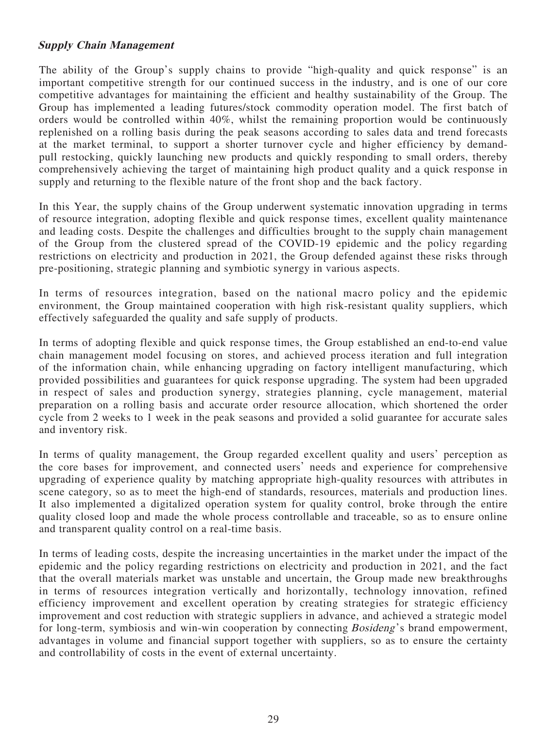***Supply Chain Management***

The ability of the Group's supply chains to provide "high-quality and quick response" is an important competitive strength for our continued success in the industry, and is one of our core competitive advantages for maintaining the efficient and healthy sustainability of the Group. The Group has implemented a leading futures/stock commodity operation model. The first batch of orders would be controlled within 40%, whilst the remaining proportion would be continuously replenished on a rolling basis during the peak seasons according to sales data and trend forecasts at the market terminal, to support a shorter turnover cycle and higher efficiency by demand-pull restocking, quickly launching new products and quickly responding to small orders, thereby comprehensively achieving the target of maintaining high product quality and a quick response in supply and returning to the flexible nature of the front shop and the back factory.

In this Year, the supply chains of the Group underwent systematic innovation upgrading in terms of resource integration, adopting flexible and quick response times, excellent quality maintenance and leading costs. Despite the challenges and difficulties brought to the supply chain management of the Group from the clustered spread of the COVID-19 epidemic and the policy regarding restrictions on electricity and production in 2021, the Group defended against these risks through pre-positioning, strategic planning and symbiotic synergy in various aspects.

In terms of resources integration, based on the national macro policy and the epidemic environment, the Group maintained cooperation with high risk-resistant quality suppliers, which effectively safeguarded the quality and safe supply of products.

In terms of adopting flexible and quick response times, the Group established an end-to-end value chain management model focusing on stores, and achieved process iteration and full integration of the information chain, while enhancing upgrading on factory intelligent manufacturing, which provided possibilities and guarantees for quick response upgrading. The system had been upgraded in respect of sales and production synergy, strategies planning, cycle management, material preparation on a rolling basis and accurate order resource allocation, which shortened the order cycle from 2 weeks to 1 week in the peak seasons and provided a solid guarantee for accurate sales and inventory risk.

In terms of quality management, the Group regarded excellent quality and users' perception as the core bases for improvement, and connected users' needs and experience for comprehensive upgrading of experience quality by matching appropriate high-quality resources with attributes in scene category, so as to meet the high-end of standards, resources, materials and production lines. It also implemented a digitalized operation system for quality control, broke through the entire quality closed loop and made the whole process controllable and traceable, so as to ensure online and transparent quality control on a real-time basis.

In terms of leading costs, despite the increasing uncertainties in the market under the impact of the epidemic and the policy regarding restrictions on electricity and production in 2021, and the fact that the overall materials market was unstable and uncertain, the Group made new breakthroughs in terms of resources integration vertically and horizontally, technology innovation, refined efficiency improvement and excellent operation by creating strategies for strategic efficiency improvement and cost reduction with strategic suppliers in advance, and achieved a strategic model for long-term, symbiosis and win-win cooperation by connecting *Bosideng*'s brand empowerment, advantages in volume and financial support together with suppliers, so as to ensure the certainty and controllability of costs in the event of external uncertainty.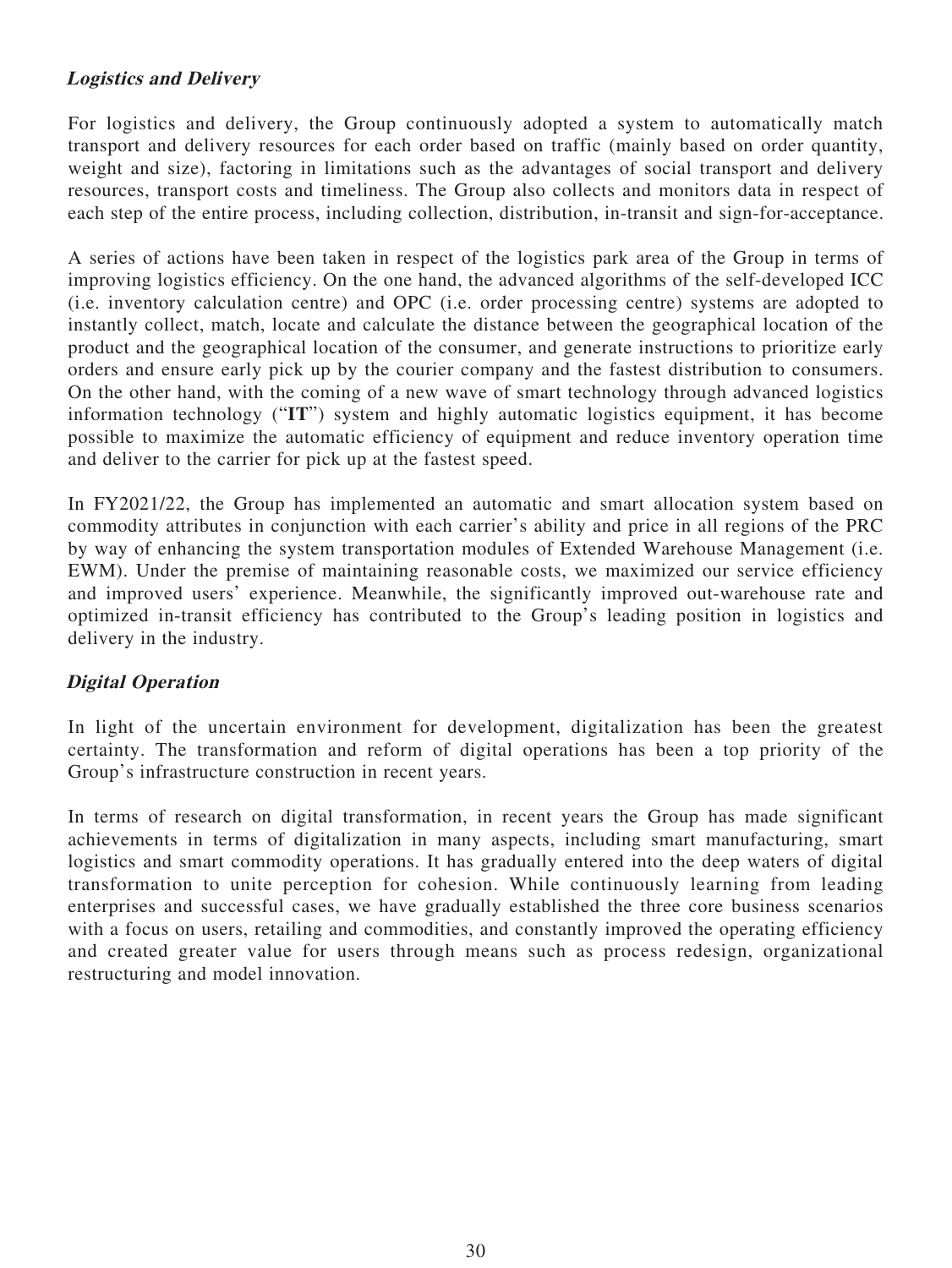***Logistics and Delivery***

For logistics and delivery, the Group continuously adopted a system to automatically match transport and delivery resources for each order based on traffic (mainly based on order quantity, weight and size), factoring in limitations such as the advantages of social transport and delivery resources, transport costs and timeliness. The Group also collects and monitors data in respect of each step of the entire process, including collection, distribution, in-transit and sign-for-acceptance.

A series of actions have been taken in respect of the logistics park area of the Group in terms of improving logistics efficiency. On the one hand, the advanced algorithms of the self-developed ICC (i.e. inventory calculation centre) and OPC (i.e. order processing centre) systems are adopted to instantly collect, match, locate and calculate the distance between the geographical location of the product and the geographical location of the consumer, and generate instructions to prioritize early orders and ensure early pick up by the courier company and the fastest distribution to consumers. On the other hand, with the coming of a new wave of smart technology through advanced logistics information technology ("**IT**") system and highly automatic logistics equipment, it has become possible to maximize the automatic efficiency of equipment and reduce inventory operation time and deliver to the carrier for pick up at the fastest speed.

In FY2021/22, the Group has implemented an automatic and smart allocation system based on commodity attributes in conjunction with each carrier's ability and price in all regions of the PRC by way of enhancing the system transportation modules of Extended Warehouse Management (i.e. EWM). Under the premise of maintaining reasonable costs, we maximized our service efficiency and improved users' experience. Meanwhile, the significantly improved out-warehouse rate and optimized in-transit efficiency has contributed to the Group's leading position in logistics and delivery in the industry.

***Digital Operation***

In light of the uncertain environment for development, digitalization has been the greatest certainty. The transformation and reform of digital operations has been a top priority of the Group's infrastructure construction in recent years.

In terms of research on digital transformation, in recent years the Group has made significant achievements in terms of digitalization in many aspects, including smart manufacturing, smart logistics and smart commodity operations. It has gradually entered into the deep waters of digital transformation to unite perception for cohesion. While continuously learning from leading enterprises and successful cases, we have gradually established the three core business scenarios with a focus on users, retailing and commodities, and constantly improved the operating efficiency and created greater value for users through means such as process redesign, organizational restructuring and model innovation.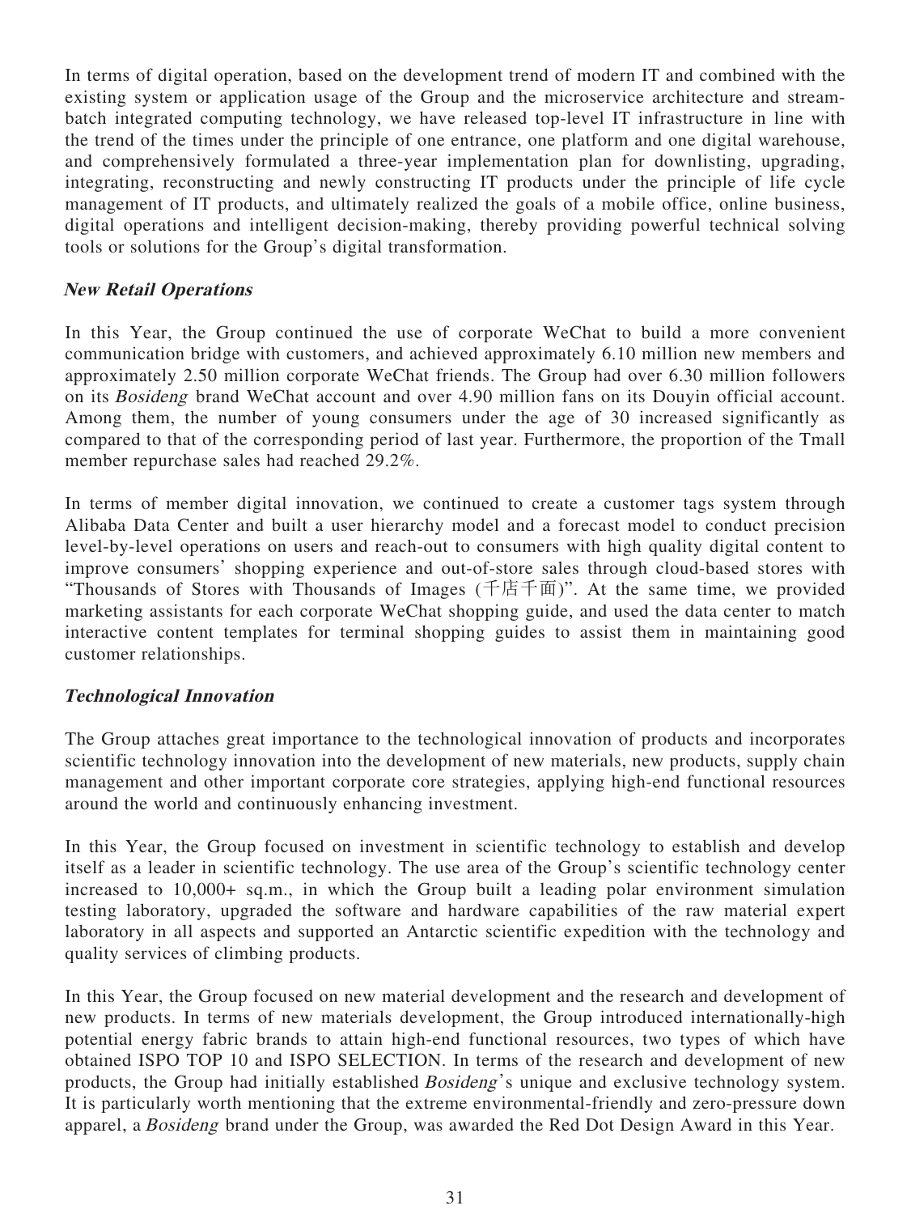In terms of digital operation, based on the development trend of modern IT and combined with the existing system or application usage of the Group and the microservice architecture and stream-batch integrated computing technology, we have released top-level IT infrastructure in line with the trend of the times under the principle of one entrance, one platform and one digital warehouse, and comprehensively formulated a three-year implementation plan for downlisting, upgrading, integrating, reconstructing and newly constructing IT products under the principle of life cycle management of IT products, and ultimately realized the goals of a mobile office, online business, digital operations and intelligent decision-making, thereby providing powerful technical solving tools or solutions for the Group's digital transformation.

### *New Retail Operations*

In this Year, the Group continued the use of corporate WeChat to build a more convenient communication bridge with customers, and achieved approximately 6.10 million new members and approximately 2.50 million corporate WeChat friends. The Group had over 6.30 million followers on its *Bosideng* brand WeChat account and over 4.90 million fans on its Douyin official account. Among them, the number of young consumers under the age of 30 increased significantly as compared to that of the corresponding period of last year. Furthermore, the proportion of the Tmall member repurchase sales had reached 29.2%.

In terms of member digital innovation, we continued to create a customer tags system through Alibaba Data Center and built a user hierarchy model and a forecast model to conduct precision level-by-level operations on users and reach-out to consumers with high quality digital content to improve consumers' shopping experience and out-of-store sales through cloud-based stores with "Thousands of Stores with Thousands of Images (千店千面)". At the same time, we provided marketing assistants for each corporate WeChat shopping guide, and used the data center to match interactive content templates for terminal shopping guides to assist them in maintaining good customer relationships.

### *Technological Innovation*

The Group attaches great importance to the technological innovation of products and incorporates scientific technology innovation into the development of new materials, new products, supply chain management and other important corporate core strategies, applying high-end functional resources around the world and continuously enhancing investment.

In this Year, the Group focused on investment in scientific technology to establish and develop itself as a leader in scientific technology. The use area of the Group's scientific technology center increased to 10,000+ sq.m., in which the Group built a leading polar environment simulation testing laboratory, upgraded the software and hardware capabilities of the raw material expert laboratory in all aspects and supported an Antarctic scientific expedition with the technology and quality services of climbing products.

In this Year, the Group focused on new material development and the research and development of new products. In terms of new materials development, the Group introduced internationally-high potential energy fabric brands to attain high-end functional resources, two types of which have obtained ISPO TOP 10 and ISPO SELECTION. In terms of the research and development of new products, the Group had initially established *Bosideng*'s unique and exclusive technology system. It is particularly worth mentioning that the extreme environmental-friendly and zero-pressure down apparel, a *Bosideng* brand under the Group, was awarded the Red Dot Design Award in this Year.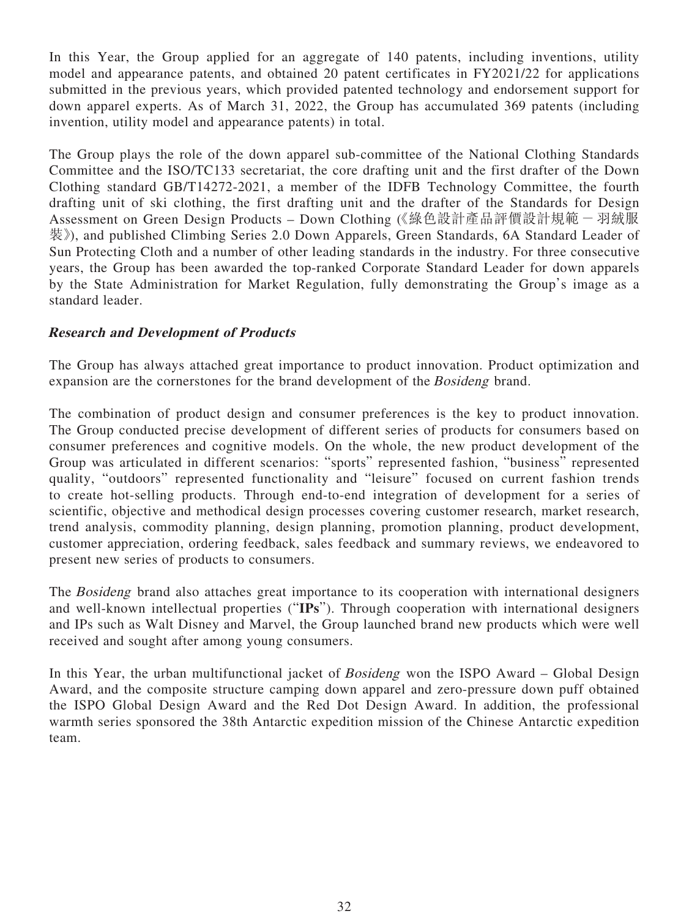In this Year, the Group applied for an aggregate of 140 patents, including inventions, utility model and appearance patents, and obtained 20 patent certificates in FY2021/22 for applications submitted in the previous years, which provided patented technology and endorsement support for down apparel experts. As of March 31, 2022, the Group has accumulated 369 patents (including invention, utility model and appearance patents) in total.

The Group plays the role of the down apparel sub-committee of the National Clothing Standards Committee and the ISO/TC133 secretariat, the core drafting unit and the first drafter of the Down Clothing standard GB/T14272-2021, a member of the IDFB Technology Committee, the fourth drafting unit of ski clothing, the first drafting unit and the drafter of the Standards for Design Assessment on Green Design Products – Down Clothing (《綠色設計產品評價設計規範－羽絨服裝》), and published Climbing Series 2.0 Down Apparels, Green Standards, 6A Standard Leader of Sun Protecting Cloth and a number of other leading standards in the industry. For three consecutive years, the Group has been awarded the top-ranked Corporate Standard Leader for down apparels by the State Administration for Market Regulation, fully demonstrating the Group's image as a standard leader.

### *Research and Development of Products*

The Group has always attached great importance to product innovation. Product optimization and expansion are the cornerstones for the brand development of the *Bosideng* brand.

The combination of product design and consumer preferences is the key to product innovation. The Group conducted precise development of different series of products for consumers based on consumer preferences and cognitive models. On the whole, the new product development of the Group was articulated in different scenarios: "sports" represented fashion, "business" represented quality, "outdoors" represented functionality and "leisure" focused on current fashion trends to create hot-selling products. Through end-to-end integration of development for a series of scientific, objective and methodical design processes covering customer research, market research, trend analysis, commodity planning, design planning, promotion planning, product development, customer appreciation, ordering feedback, sales feedback and summary reviews, we endeavored to present new series of products to consumers.

The *Bosideng* brand also attaches great importance to its cooperation with international designers and well-known intellectual properties ("**IPs**"). Through cooperation with international designers and IPs such as Walt Disney and Marvel, the Group launched brand new products which were well received and sought after among young consumers.

In this Year, the urban multifunctional jacket of *Bosideng* won the ISPO Award – Global Design Award, and the composite structure camping down apparel and zero-pressure down puff obtained the ISPO Global Design Award and the Red Dot Design Award. In addition, the professional warmth series sponsored the 38th Antarctic expedition mission of the Chinese Antarctic expedition team.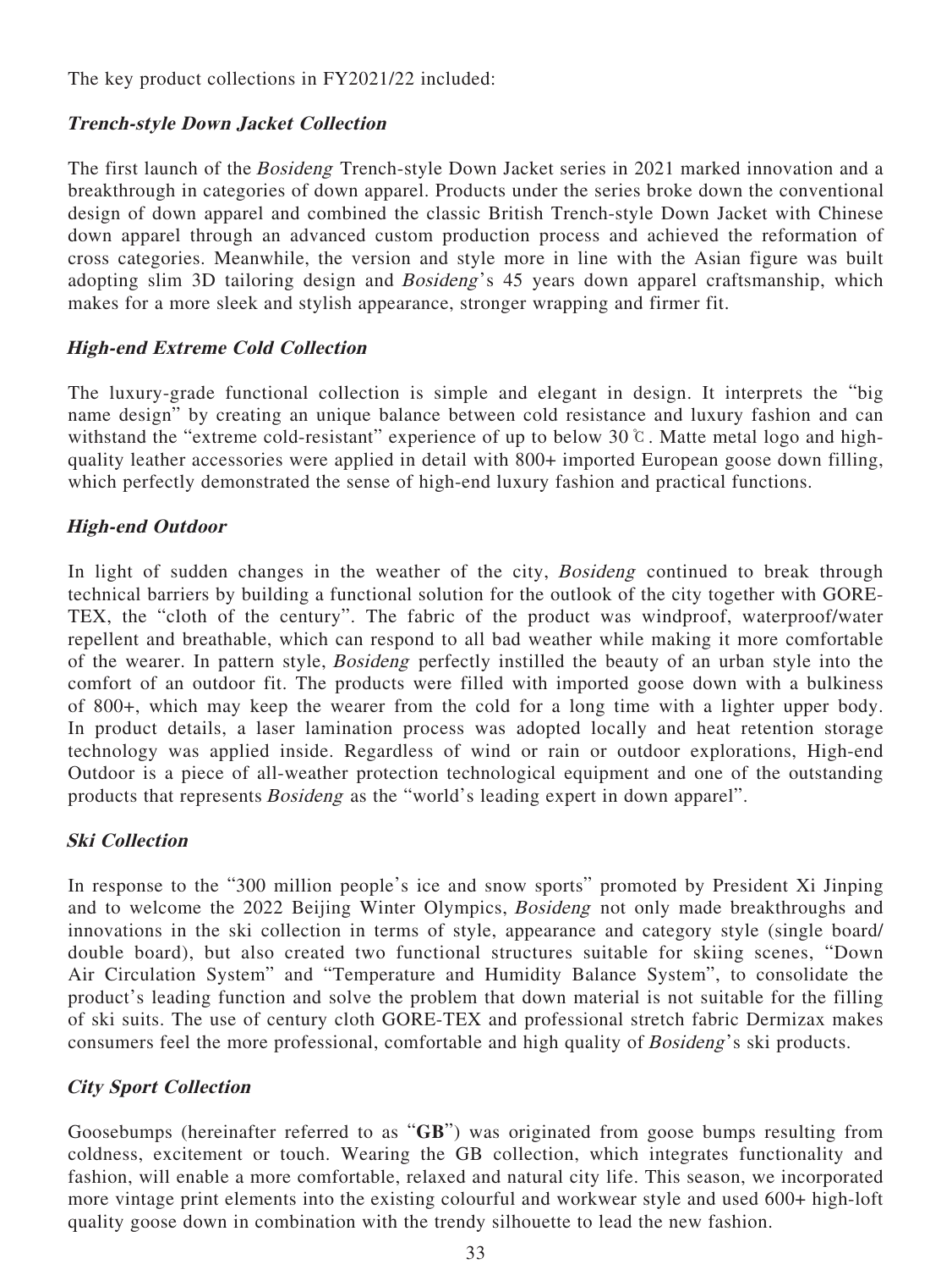The key product collections in FY2021/22 included:

***Trench-style Down Jacket Collection***

The first launch of the *Bosideng* Trench-style Down Jacket series in 2021 marked innovation and a breakthrough in categories of down apparel. Products under the series broke down the conventional design of down apparel and combined the classic British Trench-style Down Jacket with Chinese down apparel through an advanced custom production process and achieved the reformation of cross categories. Meanwhile, the version and style more in line with the Asian figure was built adopting slim 3D tailoring design and *Bosideng*'s 45 years down apparel craftsmanship, which makes for a more sleek and stylish appearance, stronger wrapping and firmer fit.

***High-end Extreme Cold Collection***

The luxury-grade functional collection is simple and elegant in design. It interprets the "big name design" by creating an unique balance between cold resistance and luxury fashion and can withstand the "extreme cold-resistant" experience of up to below 30℃. Matte metal logo and high-quality leather accessories were applied in detail with 800+ imported European goose down filling, which perfectly demonstrated the sense of high-end luxury fashion and practical functions.

***High-end Outdoor***

In light of sudden changes in the weather of the city, *Bosideng* continued to break through technical barriers by building a functional solution for the outlook of the city together with GORE-TEX, the "cloth of the century". The fabric of the product was windproof, waterproof/water repellent and breathable, which can respond to all bad weather while making it more comfortable of the wearer. In pattern style, *Bosideng* perfectly instilled the beauty of an urban style into the comfort of an outdoor fit. The products were filled with imported goose down with a bulkiness of 800+, which may keep the wearer from the cold for a long time with a lighter upper body. In product details, a laser lamination process was adopted locally and heat retention storage technology was applied inside. Regardless of wind or rain or outdoor explorations, High-end Outdoor is a piece of all-weather protection technological equipment and one of the outstanding products that represents *Bosideng* as the "world's leading expert in down apparel".

***Ski Collection***

In response to the "300 million people's ice and snow sports" promoted by President Xi Jinping and to welcome the 2022 Beijing Winter Olympics, *Bosideng* not only made breakthroughs and innovations in the ski collection in terms of style, appearance and category style (single board/double board), but also created two functional structures suitable for skiing scenes, "Down Air Circulation System" and "Temperature and Humidity Balance System", to consolidate the product's leading function and solve the problem that down material is not suitable for the filling of ski suits. The use of century cloth GORE-TEX and professional stretch fabric Dermizax makes consumers feel the more professional, comfortable and high quality of *Bosideng*'s ski products.

***City Sport Collection***

Goosebumps (hereinafter referred to as "**GB**") was originated from goose bumps resulting from coldness, excitement or touch. Wearing the GB collection, which integrates functionality and fashion, will enable a more comfortable, relaxed and natural city life. This season, we incorporated more vintage print elements into the existing colourful and workwear style and used 600+ high-loft quality goose down in combination with the trendy silhouette to lead the new fashion.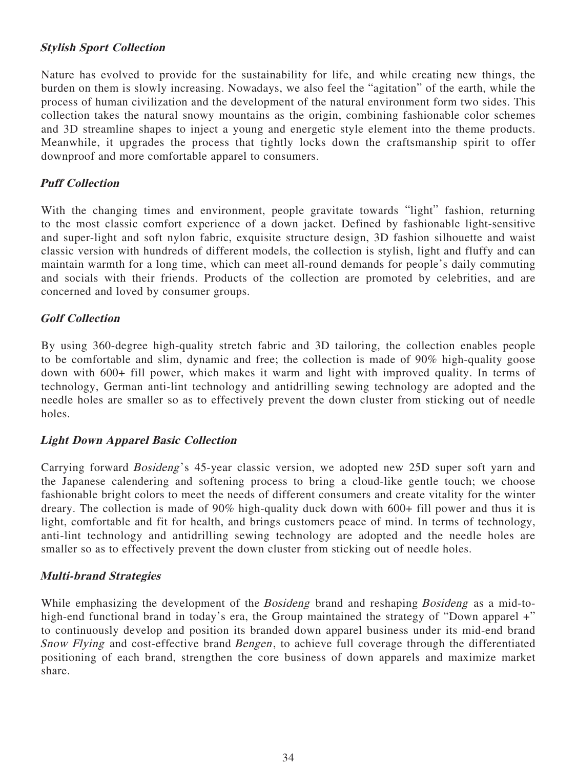### *Stylish Sport Collection*

Nature has evolved to provide for the sustainability for life, and while creating new things, the burden on them is slowly increasing. Nowadays, we also feel the "agitation" of the earth, while the process of human civilization and the development of the natural environment form two sides. This collection takes the natural snowy mountains as the origin, combining fashionable color schemes and 3D streamline shapes to inject a young and energetic style element into the theme products. Meanwhile, it upgrades the process that tightly locks down the craftsmanship spirit to offer downproof and more comfortable apparel to consumers.

### *Puff Collection*

With the changing times and environment, people gravitate towards "light" fashion, returning to the most classic comfort experience of a down jacket. Defined by fashionable light-sensitive and super-light and soft nylon fabric, exquisite structure design, 3D fashion silhouette and waist classic version with hundreds of different models, the collection is stylish, light and fluffy and can maintain warmth for a long time, which can meet all-round demands for people's daily commuting and socials with their friends. Products of the collection are promoted by celebrities, and are concerned and loved by consumer groups.

### *Golf Collection*

By using 360-degree high-quality stretch fabric and 3D tailoring, the collection enables people to be comfortable and slim, dynamic and free; the collection is made of 90% high-quality goose down with 600+ fill power, which makes it warm and light with improved quality. In terms of technology, German anti-lint technology and antidrilling sewing technology are adopted and the needle holes are smaller so as to effectively prevent the down cluster from sticking out of needle holes.

### *Light Down Apparel Basic Collection*

Carrying forward *Bosideng*'s 45-year classic version, we adopted new 25D super soft yarn and the Japanese calendering and softening process to bring a cloud-like gentle touch; we choose fashionable bright colors to meet the needs of different consumers and create vitality for the winter dreary. The collection is made of 90% high-quality duck down with 600+ fill power and thus it is light, comfortable and fit for health, and brings customers peace of mind. In terms of technology, anti-lint technology and antidrilling sewing technology are adopted and the needle holes are smaller so as to effectively prevent the down cluster from sticking out of needle holes.

### *Multi-brand Strategies*

While emphasizing the development of the *Bosideng* brand and reshaping *Bosideng* as a mid-to-high-end functional brand in today's era, the Group maintained the strategy of "Down apparel +" to continuously develop and position its branded down apparel business under its mid-end brand *Snow Flying* and cost-effective brand *Bengen*, to achieve full coverage through the differentiated positioning of each brand, strengthen the core business of down apparels and maximize market share.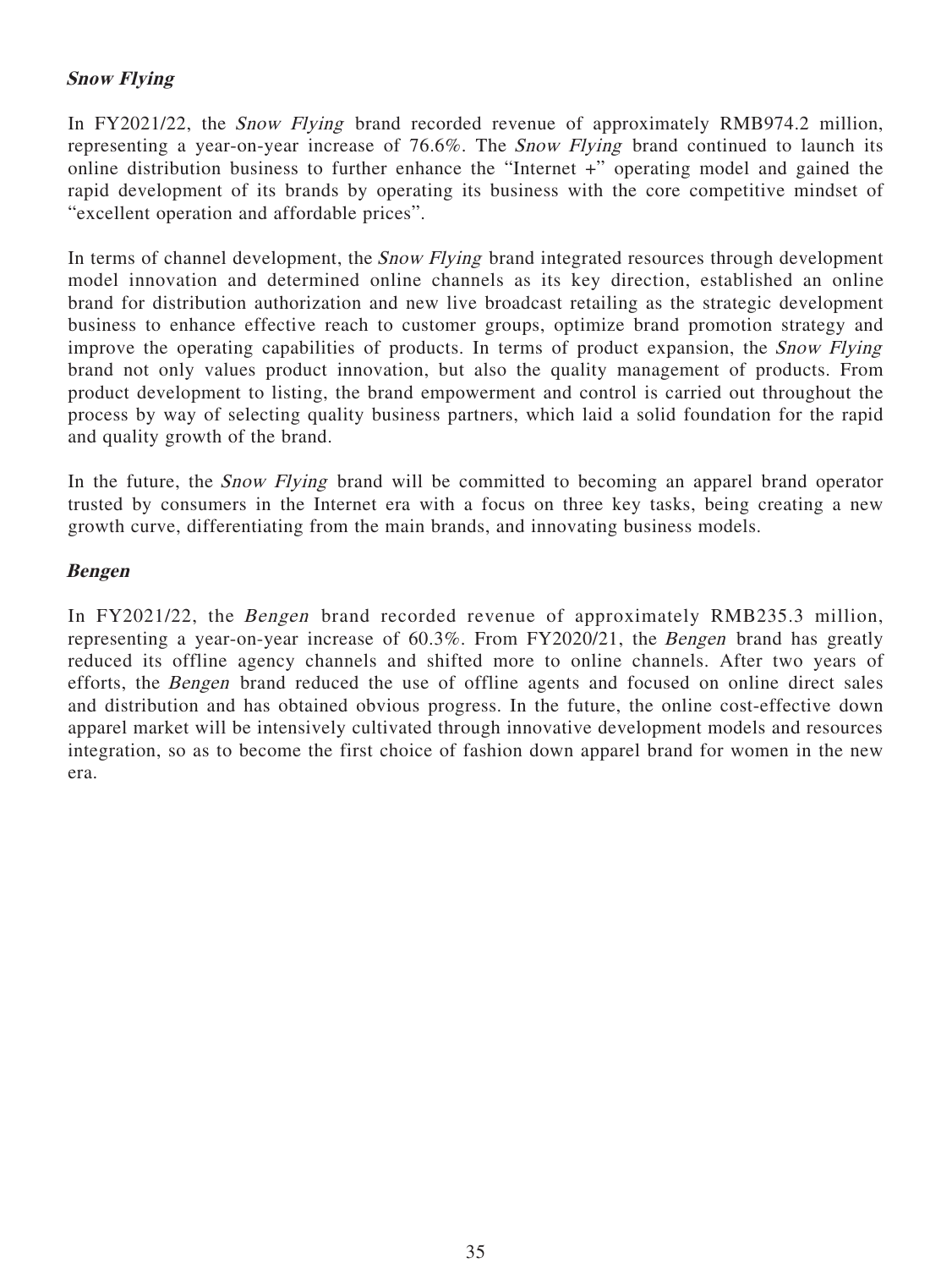### *Snow Flying*

In FY2021/22, the *Snow Flying* brand recorded revenue of approximately RMB974.2 million, representing a year-on-year increase of 76.6%. The *Snow Flying* brand continued to launch its online distribution business to further enhance the "Internet +" operating model and gained the rapid development of its brands by operating its business with the core competitive mindset of "excellent operation and affordable prices".

In terms of channel development, the *Snow Flying* brand integrated resources through development model innovation and determined online channels as its key direction, established an online brand for distribution authorization and new live broadcast retailing as the strategic development business to enhance effective reach to customer groups, optimize brand promotion strategy and improve the operating capabilities of products. In terms of product expansion, the *Snow Flying* brand not only values product innovation, but also the quality management of products. From product development to listing, the brand empowerment and control is carried out throughout the process by way of selecting quality business partners, which laid a solid foundation for the rapid and quality growth of the brand.

In the future, the *Snow Flying* brand will be committed to becoming an apparel brand operator trusted by consumers in the Internet era with a focus on three key tasks, being creating a new growth curve, differentiating from the main brands, and innovating business models.

### *Bengen*

In FY2021/22, the *Bengen* brand recorded revenue of approximately RMB235.3 million, representing a year-on-year increase of 60.3%. From FY2020/21, the *Bengen* brand has greatly reduced its offline agency channels and shifted more to online channels. After two years of efforts, the *Bengen* brand reduced the use of offline agents and focused on online direct sales and distribution and has obtained obvious progress. In the future, the online cost-effective down apparel market will be intensively cultivated through innovative development models and resources integration, so as to become the first choice of fashion down apparel brand for women in the new era.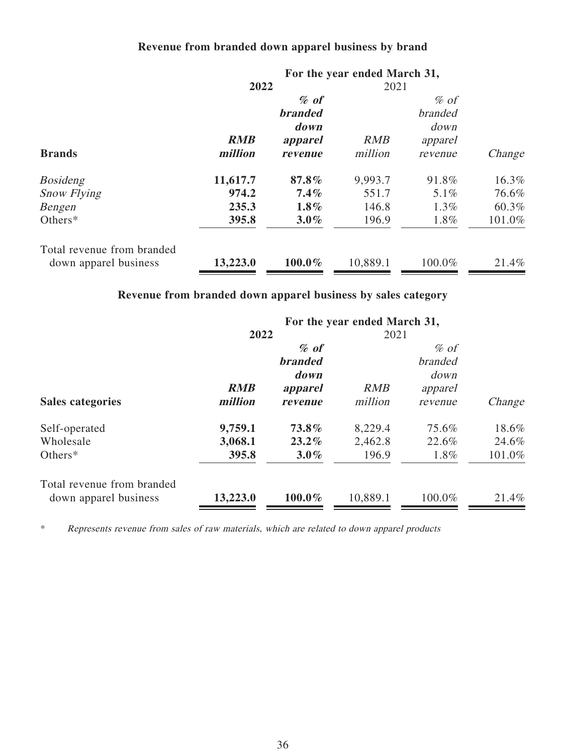**Revenue from branded down apparel business by brand**

| Brands | For the year ended March 31, 2022 RMB million | % of branded down apparel revenue | 2021 RMB million | % of branded down apparel revenue | Change |
|---|---|---|---|---|---|
| *Bosideng* | **11,617.7** | **87.8%** | 9,993.7 | 91.8% | 16.3% |
| *Snow Flying* | **974.2** | **7.4%** | 551.7 | 5.1% | 76.6% |
| *Bengen* | **235.3** | **1.8%** | 146.8 | 1.3% | 60.3% |
| Others* | **395.8** | **3.0%** | 196.9 | 1.8% | 101.0% |
| Total revenue from branded down apparel business | **13,223.0** | **100.0%** | 10,889.1 | 100.0% | 21.4% |

**Revenue from branded down apparel business by sales category**

| Sales categories | For the year ended March 31, 2022 RMB million | % of branded down apparel revenue | 2021 RMB million | % of branded down apparel revenue | Change |
|---|---|---|---|---|---|
| Self-operated | **9,759.1** | **73.8%** | 8,229.4 | 75.6% | 18.6% |
| Wholesale | **3,068.1** | **23.2%** | 2,462.8 | 22.6% | 24.6% |
| Others* | **395.8** | **3.0%** | 196.9 | 1.8% | 101.0% |
| Total revenue from branded down apparel business | **13,223.0** | **100.0%** | 10,889.1 | 100.0% | 21.4% |

\* *Represents revenue from sales of raw materials, which are related to down apparel products*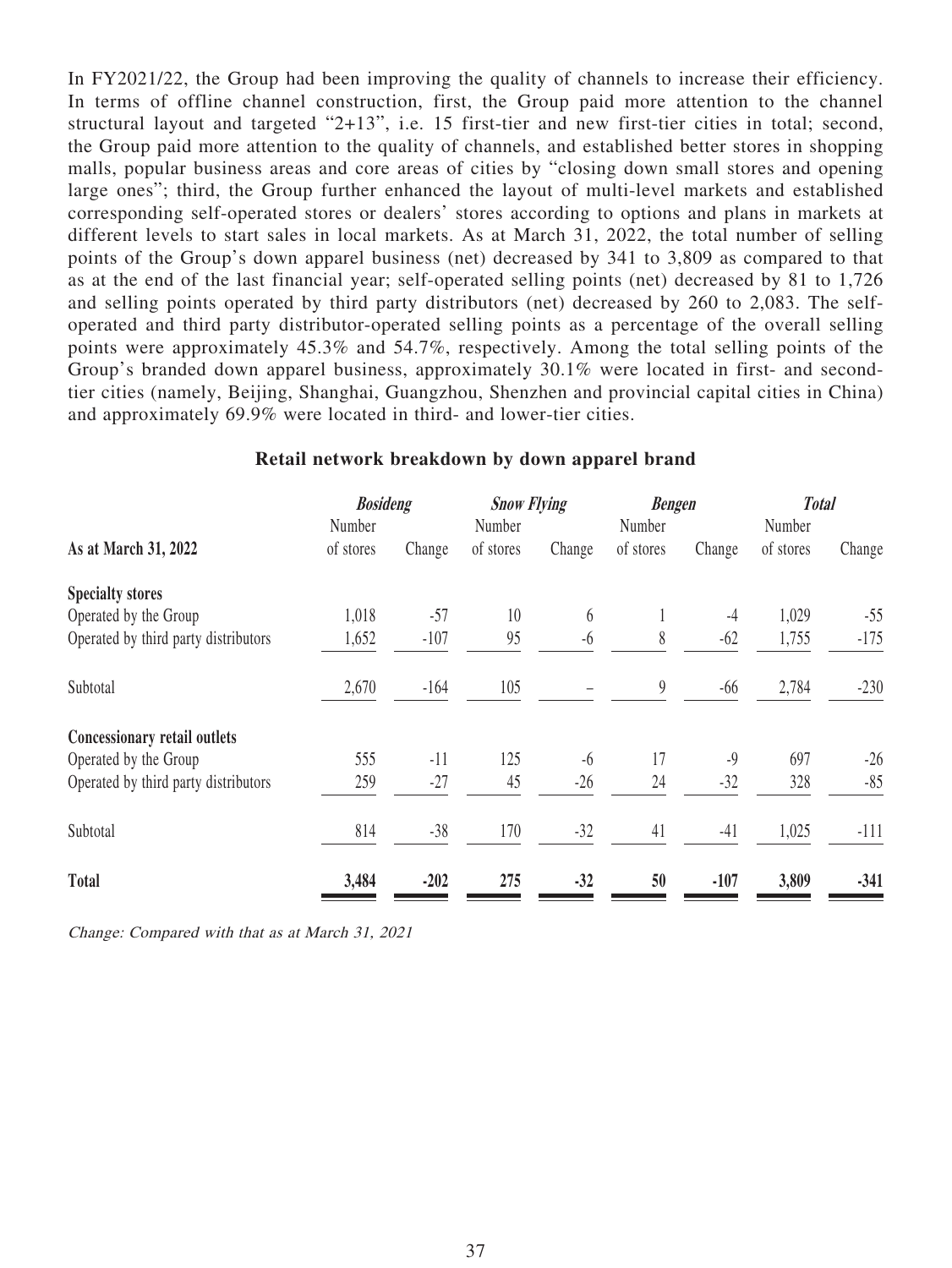In FY2021/22, the Group had been improving the quality of channels to increase their efficiency. In terms of offline channel construction, first, the Group paid more attention to the channel structural layout and targeted "2+13", i.e. 15 first-tier and new first-tier cities in total; second, the Group paid more attention to the quality of channels, and established better stores in shopping malls, popular business areas and core areas of cities by "closing down small stores and opening large ones"; third, the Group further enhanced the layout of multi-level markets and established corresponding self-operated stores or dealers' stores according to options and plans in markets at different levels to start sales in local markets. As at March 31, 2022, the total number of selling points of the Group's down apparel business (net) decreased by 341 to 3,809 as compared to that as at the end of the last financial year; self-operated selling points (net) decreased by 81 to 1,726 and selling points operated by third party distributors (net) decreased by 260 to 2,083. The self-operated and third party distributor-operated selling points as a percentage of the overall selling points were approximately 45.3% and 54.7%, respectively. Among the total selling points of the Group's branded down apparel business, approximately 30.1% were located in first- and second-tier cities (namely, Beijing, Shanghai, Guangzhou, Shenzhen and provincial capital cities in China) and approximately 69.9% were located in third- and lower-tier cities.

**Retail network breakdown by down apparel brand**

| As at March 31, 2022 | ***Bosideng*** Number of stores | Change | ***Snow Flying*** Number of stores | Change | ***Bengen*** Number of stores | Change | ***Total*** Number of stores | Change |
|---|---|---|---|---|---|---|---|---|
| **Specialty stores** | | | | | | | | |
| Operated by the Group | 1,018 | -57 | 10 | 6 | 1 | -4 | 1,029 | -55 |
| Operated by third party distributors | 1,652 | -107 | 95 | -6 | 8 | -62 | 1,755 | -175 |
| Subtotal | 2,670 | -164 | 105 | – | 9 | -66 | 2,784 | -230 |
| **Concessionary retail outlets** | | | | | | | | |
| Operated by the Group | 555 | -11 | 125 | -6 | 17 | -9 | 697 | -26 |
| Operated by third party distributors | 259 | -27 | 45 | -26 | 24 | -32 | 328 | -85 |
| Subtotal | 814 | -38 | 170 | -32 | 41 | -41 | 1,025 | -111 |
| **Total** | **3,484** | **-202** | **275** | **-32** | **50** | **-107** | **3,809** | **-341** |

*Change: Compared with that as at March 31, 2021*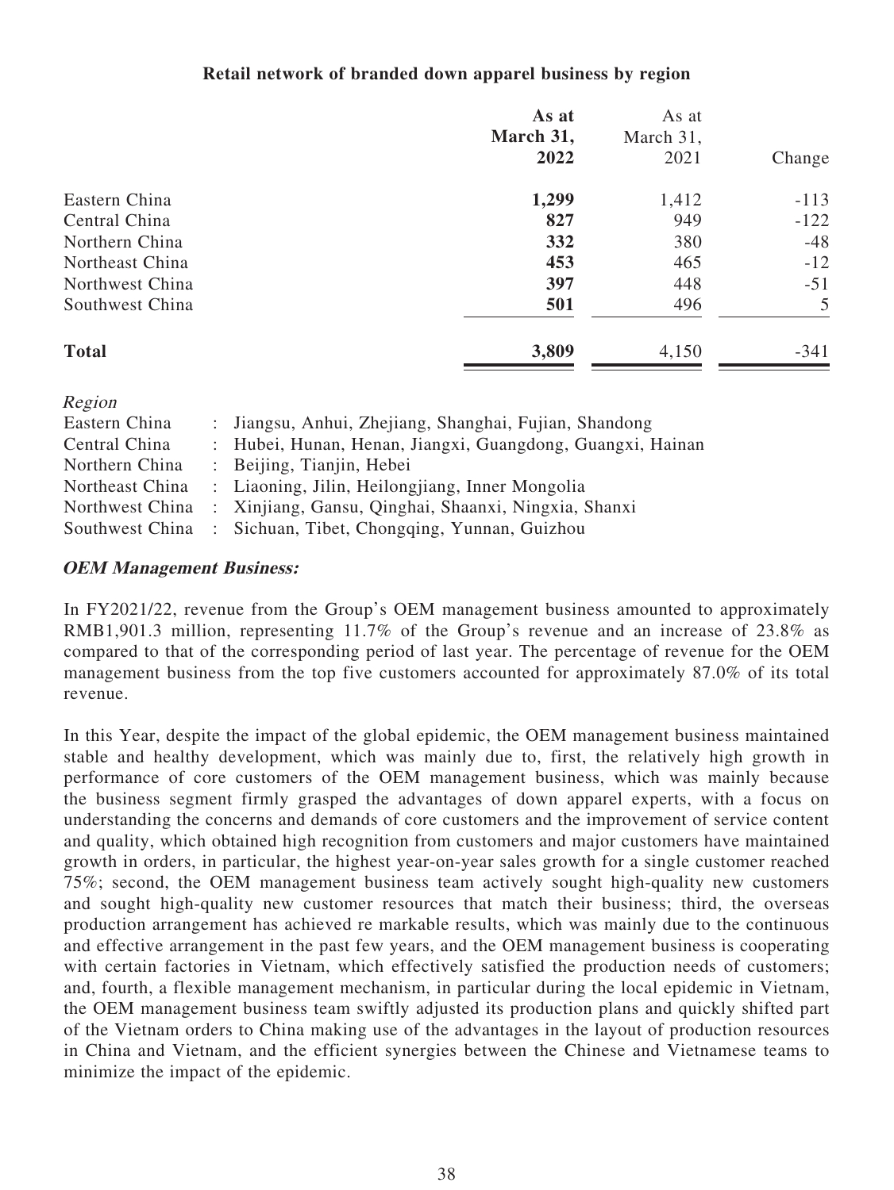**Retail network of branded down apparel business by region**

| | As at March 31, 2022 | As at March 31, 2021 | Change |
|---|---|---|---|
| Eastern China | **1,299** | 1,412 | -113 |
| Central China | **827** | 949 | -122 |
| Northern China | **332** | 380 | -48 |
| Northeast China | **453** | 465 | -12 |
| Northwest China | **397** | 448 | -51 |
| Southwest China | **501** | 496 | 5 |
| **Total** | **3,809** | 4,150 | -341 |

*Region*

| | | |
|---|---|---|
| Eastern China | : | Jiangsu, Anhui, Zhejiang, Shanghai, Fujian, Shandong |
| Central China | : | Hubei, Hunan, Henan, Jiangxi, Guangdong, Guangxi, Hainan |
| Northern China | : | Beijing, Tianjin, Hebei |
| Northeast China | : | Liaoning, Jilin, Heilongjiang, Inner Mongolia |
| Northwest China | : | Xinjiang, Gansu, Qinghai, Shaanxi, Ningxia, Shanxi |
| Southwest China | : | Sichuan, Tibet, Chongqing, Yunnan, Guizhou |

***OEM Management Business:***

In FY2021/22, revenue from the Group's OEM management business amounted to approximately RMB1,901.3 million, representing 11.7% of the Group's revenue and an increase of 23.8% as compared to that of the corresponding period of last year. The percentage of revenue for the OEM management business from the top five customers accounted for approximately 87.0% of its total revenue.

In this Year, despite the impact of the global epidemic, the OEM management business maintained stable and healthy development, which was mainly due to, first, the relatively high growth in performance of core customers of the OEM management business, which was mainly because the business segment firmly grasped the advantages of down apparel experts, with a focus on understanding the concerns and demands of core customers and the improvement of service content and quality, which obtained high recognition from customers and major customers have maintained growth in orders, in particular, the highest year-on-year sales growth for a single customer reached 75%; second, the OEM management business team actively sought high-quality new customers and sought high-quality new customer resources that match their business; third, the overseas production arrangement has achieved re markable results, which was mainly due to the continuous and effective arrangement in the past few years, and the OEM management business is cooperating with certain factories in Vietnam, which effectively satisfied the production needs of customers; and, fourth, a flexible management mechanism, in particular during the local epidemic in Vietnam, the OEM management business team swiftly adjusted its production plans and quickly shifted part of the Vietnam orders to China making use of the advantages in the layout of production resources in China and Vietnam, and the efficient synergies between the Chinese and Vietnamese teams to minimize the impact of the epidemic.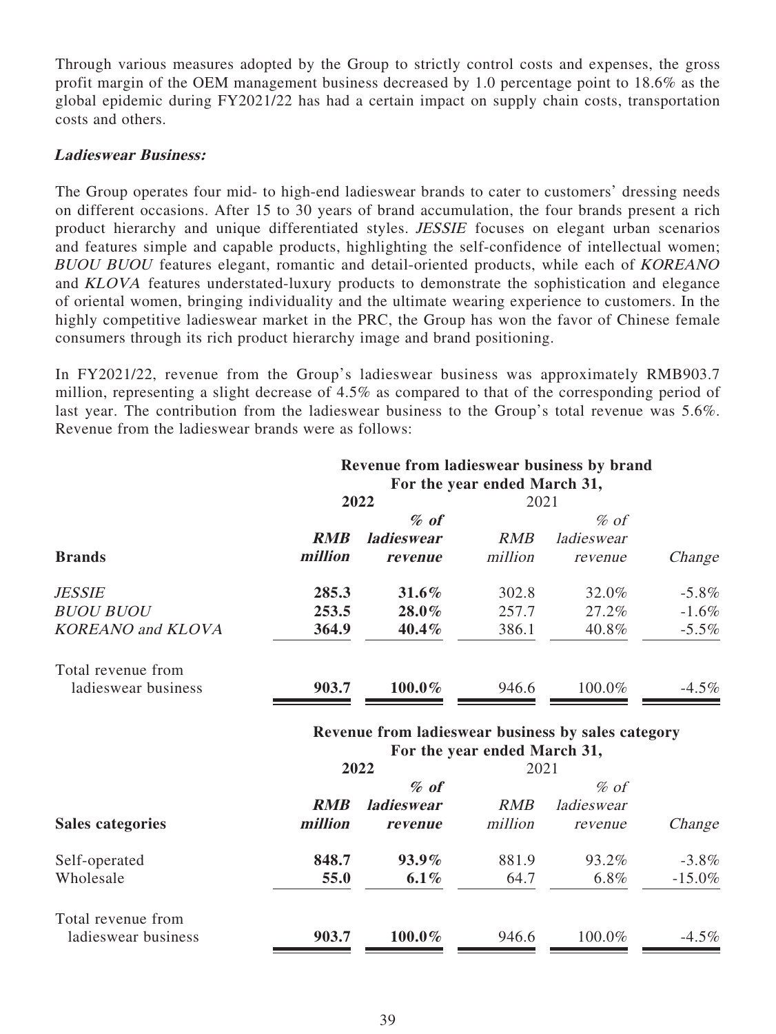Through various measures adopted by the Group to strictly control costs and expenses, the gross profit margin of the OEM management business decreased by 1.0 percentage point to 18.6% as the global epidemic during FY2021/22 has had a certain impact on supply chain costs, transportation costs and others.

***Ladieswear Business:***

The Group operates four mid- to high-end ladieswear brands to cater to customers' dressing needs on different occasions. After 15 to 30 years of brand accumulation, the four brands present a rich product hierarchy and unique differentiated styles. *JESSIE* focuses on elegant urban scenarios and features simple and capable products, highlighting the self-confidence of intellectual women; *BUOU BUOU* features elegant, romantic and detail-oriented products, while each of *KOREANO* and *KLOVA* features understated-luxury products to demonstrate the sophistication and elegance of oriental women, bringing individuality and the ultimate wearing experience to customers. In the highly competitive ladieswear market in the PRC, the Group has won the favor of Chinese female consumers through its rich product hierarchy image and brand positioning.

In FY2021/22, revenue from the Group's ladieswear business was approximately RMB903.7 million, representing a slight decrease of 4.5% as compared to that of the corresponding period of last year. The contribution from the ladieswear business to the Group's total revenue was 5.6%. Revenue from the ladieswear brands were as follows:

| | **Revenue from ladieswear business by brand For the year ended March 31,** | | | | |
|---|---|---|---|---|---|
| | **2022** | | 2021 | | |
| **Brands** | ***RMB million*** | ***% of ladieswear revenue*** | *RMB million* | *% of ladieswear revenue* | *Change* |
| *JESSIE* | **285.3** | **31.6%** | 302.8 | 32.0% | -5.8% |
| *BUOU BUOU* | **253.5** | **28.0%** | 257.7 | 27.2% | -1.6% |
| *KOREANO and KLOVA* | **364.9** | **40.4%** | 386.1 | 40.8% | -5.5% |
| Total revenue from ladieswear business | **903.7** | **100.0%** | 946.6 | 100.0% | -4.5% |

| | **Revenue from ladieswear business by sales category For the year ended March 31,** | | | | |
|---|---|---|---|---|---|
| | **2022** | | 2021 | | |
| **Sales categories** | ***RMB million*** | ***% of ladieswear revenue*** | *RMB million* | *% of ladieswear revenue* | *Change* |
| Self-operated | **848.7** | **93.9%** | 881.9 | 93.2% | -3.8% |
| Wholesale | **55.0** | **6.1%** | 64.7 | 6.8% | -15.0% |
| Total revenue from ladieswear business | **903.7** | **100.0%** | 946.6 | 100.0% | -4.5% |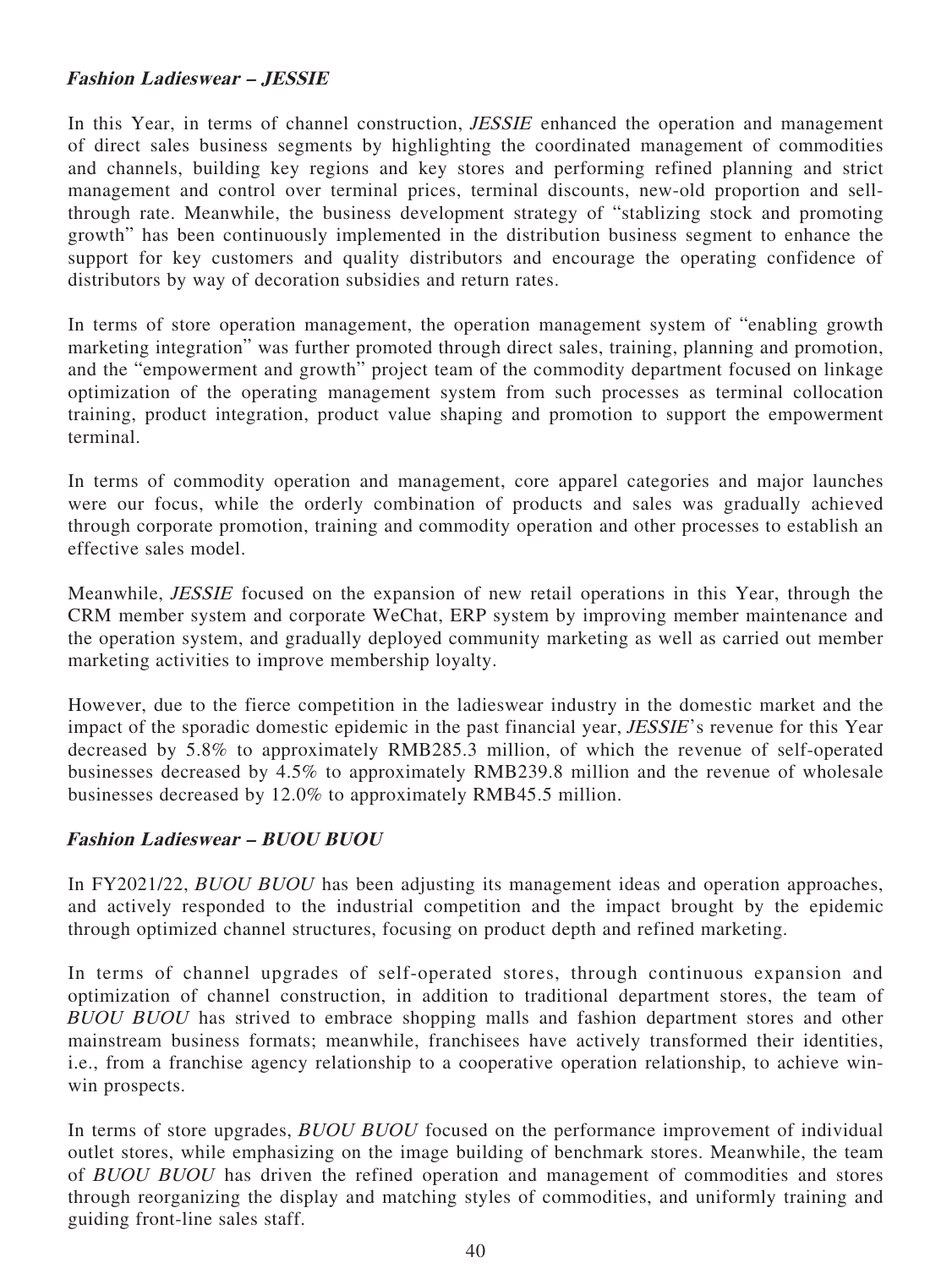***Fashion Ladieswear – JESSIE***

In this Year, in terms of channel construction, *JESSIE* enhanced the operation and management of direct sales business segments by highlighting the coordinated management of commodities and channels, building key regions and key stores and performing refined planning and strict management and control over terminal prices, terminal discounts, new-old proportion and sell-through rate. Meanwhile, the business development strategy of "stablizing stock and promoting growth" has been continuously implemented in the distribution business segment to enhance the support for key customers and quality distributors and encourage the operating confidence of distributors by way of decoration subsidies and return rates.

In terms of store operation management, the operation management system of "enabling growth marketing integration" was further promoted through direct sales, training, planning and promotion, and the "empowerment and growth" project team of the commodity department focused on linkage optimization of the operating management system from such processes as terminal collocation training, product integration, product value shaping and promotion to support the empowerment terminal.

In terms of commodity operation and management, core apparel categories and major launches were our focus, while the orderly combination of products and sales was gradually achieved through corporate promotion, training and commodity operation and other processes to establish an effective sales model.

Meanwhile, *JESSIE* focused on the expansion of new retail operations in this Year, through the CRM member system and corporate WeChat, ERP system by improving member maintenance and the operation system, and gradually deployed community marketing as well as carried out member marketing activities to improve membership loyalty.

However, due to the fierce competition in the ladieswear industry in the domestic market and the impact of the sporadic domestic epidemic in the past financial year, *JESSIE*'s revenue for this Year decreased by 5.8% to approximately RMB285.3 million, of which the revenue of self-operated businesses decreased by 4.5% to approximately RMB239.8 million and the revenue of wholesale businesses decreased by 12.0% to approximately RMB45.5 million.

***Fashion Ladieswear – BUOU BUOU***

In FY2021/22, *BUOU BUOU* has been adjusting its management ideas and operation approaches, and actively responded to the industrial competition and the impact brought by the epidemic through optimized channel structures, focusing on product depth and refined marketing.

In terms of channel upgrades of self-operated stores, through continuous expansion and optimization of channel construction, in addition to traditional department stores, the team of *BUOU BUOU* has strived to embrace shopping malls and fashion department stores and other mainstream business formats; meanwhile, franchisees have actively transformed their identities, i.e., from a franchise agency relationship to a cooperative operation relationship, to achieve win-win prospects.

In terms of store upgrades, *BUOU BUOU* focused on the performance improvement of individual outlet stores, while emphasizing on the image building of benchmark stores. Meanwhile, the team of *BUOU BUOU* has driven the refined operation and management of commodities and stores through reorganizing the display and matching styles of commodities, and uniformly training and guiding front-line sales staff.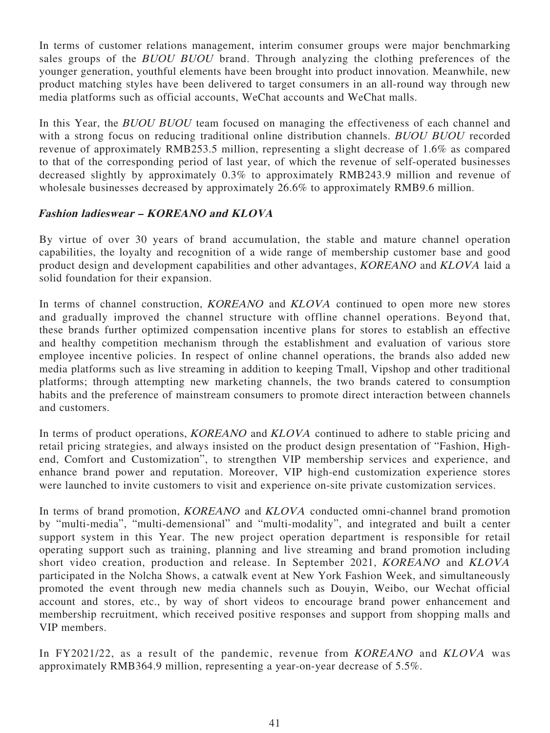In terms of customer relations management, interim consumer groups were major benchmarking sales groups of the *BUOU BUOU* brand. Through analyzing the clothing preferences of the younger generation, youthful elements have been brought into product innovation. Meanwhile, new product matching styles have been delivered to target consumers in an all-round way through new media platforms such as official accounts, WeChat accounts and WeChat malls.

In this Year, the *BUOU BUOU* team focused on managing the effectiveness of each channel and with a strong focus on reducing traditional online distribution channels. *BUOU BUOU* recorded revenue of approximately RMB253.5 million, representing a slight decrease of 1.6% as compared to that of the corresponding period of last year, of which the revenue of self-operated businesses decreased slightly by approximately 0.3% to approximately RMB243.9 million and revenue of wholesale businesses decreased by approximately 26.6% to approximately RMB9.6 million.

#### *Fashion ladieswear – KOREANO and KLOVA*

By virtue of over 30 years of brand accumulation, the stable and mature channel operation capabilities, the loyalty and recognition of a wide range of membership customer base and good product design and development capabilities and other advantages, *KOREANO* and *KLOVA* laid a solid foundation for their expansion.

In terms of channel construction, *KOREANO* and *KLOVA* continued to open more new stores and gradually improved the channel structure with offline channel operations. Beyond that, these brands further optimized compensation incentive plans for stores to establish an effective and healthy competition mechanism through the establishment and evaluation of various store employee incentive policies. In respect of online channel operations, the brands also added new media platforms such as live streaming in addition to keeping Tmall, Vipshop and other traditional platforms; through attempting new marketing channels, the two brands catered to consumption habits and the preference of mainstream consumers to promote direct interaction between channels and customers.

In terms of product operations, *KOREANO* and *KLOVA* continued to adhere to stable pricing and retail pricing strategies, and always insisted on the product design presentation of "Fashion, High-end, Comfort and Customization", to strengthen VIP membership services and experience, and enhance brand power and reputation. Moreover, VIP high-end customization experience stores were launched to invite customers to visit and experience on-site private customization services.

In terms of brand promotion, *KOREANO* and *KLOVA* conducted omni-channel brand promotion by "multi-media", "multi-demensional" and "multi-modality", and integrated and built a center support system in this Year. The new project operation department is responsible for retail operating support such as training, planning and live streaming and brand promotion including short video creation, production and release. In September 2021, *KOREANO* and *KLOVA* participated in the Nolcha Shows, a catwalk event at New York Fashion Week, and simultaneously promoted the event through new media channels such as Douyin, Weibo, our Wechat official account and stores, etc., by way of short videos to encourage brand power enhancement and membership recruitment, which received positive responses and support from shopping malls and VIP members.

In FY2021/22, as a result of the pandemic, revenue from *KOREANO* and *KLOVA* was approximately RMB364.9 million, representing a year-on-year decrease of 5.5%.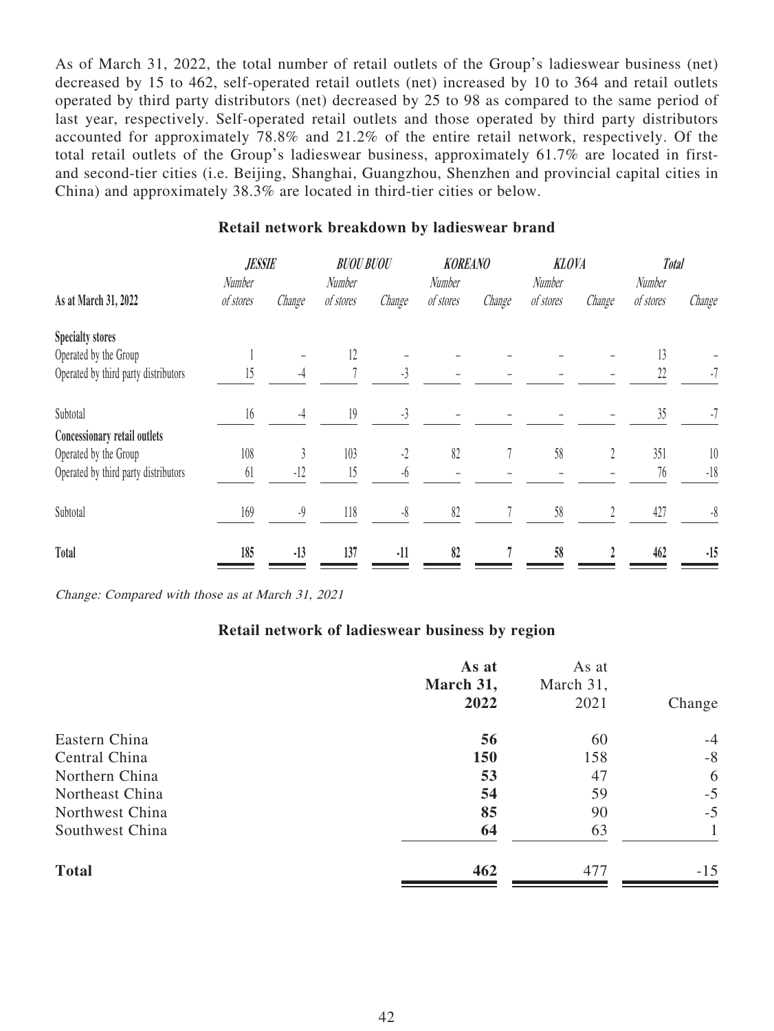As of March 31, 2022, the total number of retail outlets of the Group's ladieswear business (net) decreased by 15 to 462, self-operated retail outlets (net) increased by 10 to 364 and retail outlets operated by third party distributors (net) decreased by 25 to 98 as compared to the same period of last year, respectively. Self-operated retail outlets and those operated by third party distributors accounted for approximately 78.8% and 21.2% of the entire retail network, respectively. Of the total retail outlets of the Group's ladieswear business, approximately 61.7% are located in first- and second-tier cities (i.e. Beijing, Shanghai, Guangzhou, Shenzhen and provincial capital cities in China) and approximately 38.3% are located in third-tier cities or below.

**Retail network breakdown by ladieswear brand**

| As at March 31, 2022 | *JESSIE* | | *BUOU BUOU* | | *KOREANO* | | *KLOVA* | | *Total* | |
|---|---|---|---|---|---|---|---|---|---|---|
| | Number of stores | Change | Number of stores | Change | Number of stores | Change | Number of stores | Change | Number of stores | Change |
| **Specialty stores** | | | | | | | | | | |
| Operated by the Group | 1 | – | 12 | – | – | – | – | – | 13 | – |
| Operated by third party distributors | 15 | -4 | 7 | -3 | – | – | – | – | 22 | -7 |
| Subtotal | 16 | -4 | 19 | -3 | – | – | – | – | 35 | -7 |
| **Concessionary retail outlets** | | | | | | | | | | |
| Operated by the Group | 108 | 3 | 103 | -2 | 82 | 7 | 58 | 2 | 351 | 10 |
| Operated by third party distributors | 61 | -12 | 15 | -6 | – | – | – | – | 76 | -18 |
| Subtotal | 169 | -9 | 118 | -8 | 82 | 7 | 58 | 2 | 427 | -8 |
| **Total** | **185** | **-13** | **137** | **-11** | **82** | **7** | **58** | **2** | **462** | **-15** |

*Change: Compared with those as at March 31, 2021*

**Retail network of ladieswear business by region**

| | **As at March 31, 2022** | As at March 31, 2021 | Change |
|---|---|---|---|
| Eastern China | **56** | 60 | -4 |
| Central China | **150** | 158 | -8 |
| Northern China | **53** | 47 | 6 |
| Northeast China | **54** | 59 | -5 |
| Northwest China | **85** | 90 | -5 |
| Southwest China | **64** | 63 | 1 |
| **Total** | **462** | 477 | -15 |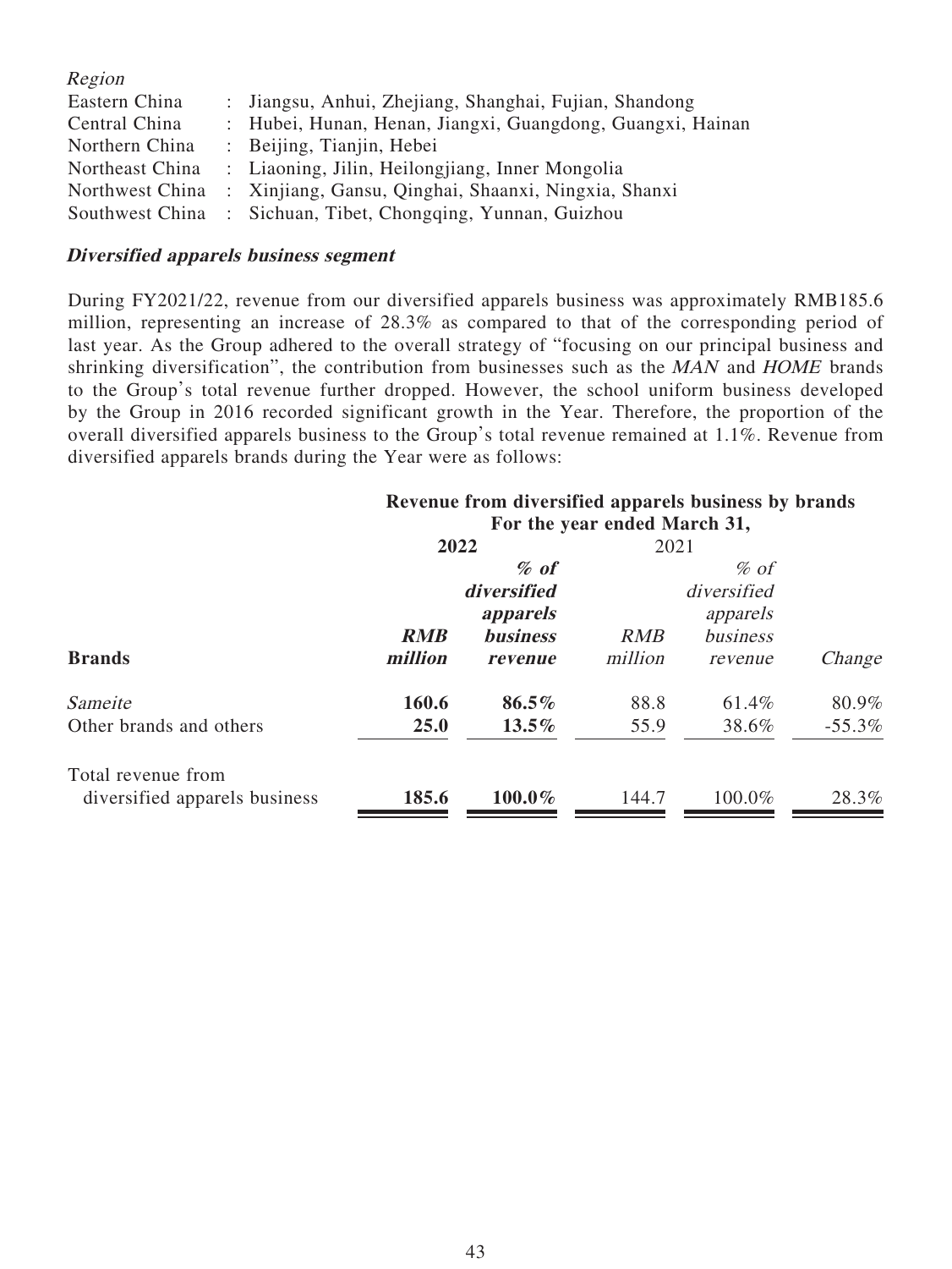*Region*

| | | |
|---|---|---|
| Eastern China | : | Jiangsu, Anhui, Zhejiang, Shanghai, Fujian, Shandong |
| Central China | : | Hubei, Hunan, Henan, Jiangxi, Guangdong, Guangxi, Hainan |
| Northern China | : | Beijing, Tianjin, Hebei |
| Northeast China | : | Liaoning, Jilin, Heilongjiang, Inner Mongolia |
| Northwest China | : | Xinjiang, Gansu, Qinghai, Shaanxi, Ningxia, Shanxi |
| Southwest China | : | Sichuan, Tibet, Chongqing, Yunnan, Guizhou |

***Diversified apparels business segment***

During FY2021/22, revenue from our diversified apparels business was approximately RMB185.6 million, representing an increase of 28.3% as compared to that of the corresponding period of last year. As the Group adhered to the overall strategy of "focusing on our principal business and shrinking diversification", the contribution from businesses such as the *MAN* and *HOME* brands to the Group's total revenue further dropped. However, the school uniform business developed by the Group in 2016 recorded significant growth in the Year. Therefore, the proportion of the overall diversified apparels business to the Group's total revenue remained at 1.1%. Revenue from diversified apparels brands during the Year were as follows:

| | **Revenue from diversified apparels business by brands For the year ended March 31,** | | | | |
|---|---|---|---|---|---|
| | **2022** | | 2021 | | |
| **Brands** | ***RMB million*** | ***% of diversified apparels business revenue*** | *RMB million* | *% of diversified apparels business revenue* | *Change* |
| *Sameite* | **160.6** | **86.5%** | 88.8 | 61.4% | 80.9% |
| Other brands and others | **25.0** | **13.5%** | 55.9 | 38.6% | -55.3% |
| Total revenue from diversified apparels business | **185.6** | **100.0%** | 144.7 | 100.0% | 28.3% |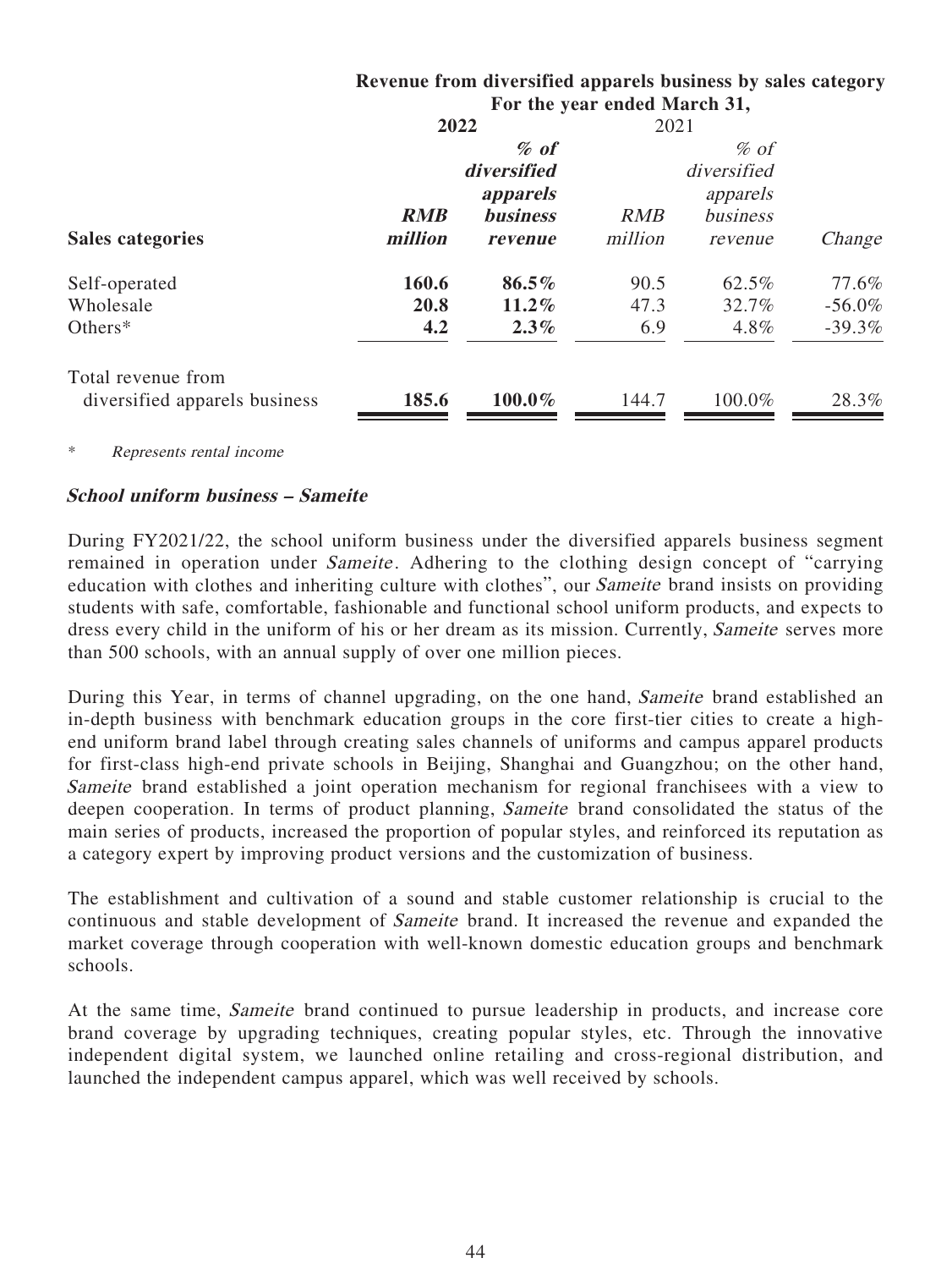| | Revenue from diversified apparels business by sales category | | | | |
|---|---|---|---|---|---|
| | For the year ended March 31, | | | | |
| | **2022** | | 2021 | | |
| **Sales categories** | ***RMB million*** | ***% of diversified apparels business revenue*** | *RMB million* | *% of diversified apparels business revenue* | *Change* |
| Self-operated | **160.6** | **86.5%** | 90.5 | 62.5% | 77.6% |
| Wholesale | **20.8** | **11.2%** | 47.3 | 32.7% | -56.0% |
| Others* | **4.2** | **2.3%** | 6.9 | 4.8% | -39.3% |
| Total revenue from diversified apparels business | **185.6** | **100.0%** | 144.7 | 100.0% | 28.3% |

\* *Represents rental income*

### *School uniform business – Sameite*

During FY2021/22, the school uniform business under the diversified apparels business segment remained in operation under *Sameite*. Adhering to the clothing design concept of "carrying education with clothes and inheriting culture with clothes", our *Sameite* brand insists on providing students with safe, comfortable, fashionable and functional school uniform products, and expects to dress every child in the uniform of his or her dream as its mission. Currently, *Sameite* serves more than 500 schools, with an annual supply of over one million pieces.

During this Year, in terms of channel upgrading, on the one hand, *Sameite* brand established an in-depth business with benchmark education groups in the core first-tier cities to create a high-end uniform brand label through creating sales channels of uniforms and campus apparel products for first-class high-end private schools in Beijing, Shanghai and Guangzhou; on the other hand, *Sameite* brand established a joint operation mechanism for regional franchisees with a view to deepen cooperation. In terms of product planning, *Sameite* brand consolidated the status of the main series of products, increased the proportion of popular styles, and reinforced its reputation as a category expert by improving product versions and the customization of business.

The establishment and cultivation of a sound and stable customer relationship is crucial to the continuous and stable development of *Sameite* brand. It increased the revenue and expanded the market coverage through cooperation with well-known domestic education groups and benchmark schools.

At the same time, *Sameite* brand continued to pursue leadership in products, and increase core brand coverage by upgrading techniques, creating popular styles, etc. Through the innovative independent digital system, we launched online retailing and cross-regional distribution, and launched the independent campus apparel, which was well received by schools.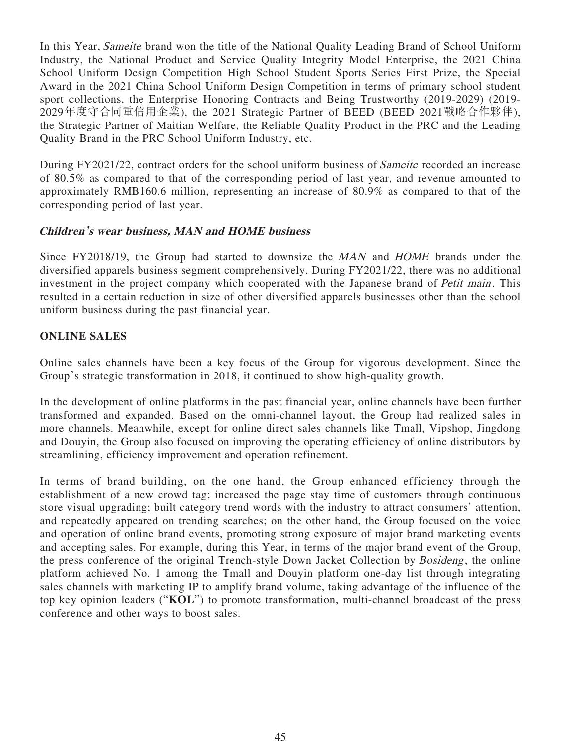In this Year, *Sameite* brand won the title of the National Quality Leading Brand of School Uniform Industry, the National Product and Service Quality Integrity Model Enterprise, the 2021 China School Uniform Design Competition High School Student Sports Series First Prize, the Special Award in the 2021 China School Uniform Design Competition in terms of primary school student sport collections, the Enterprise Honoring Contracts and Being Trustworthy (2019-2029) (2019-2029年度守合同重信用企業), the 2021 Strategic Partner of BEED (BEED 2021戰略合作夥伴), the Strategic Partner of Maitian Welfare, the Reliable Quality Product in the PRC and the Leading Quality Brand in the PRC School Uniform Industry, etc.

During FY2021/22, contract orders for the school uniform business of *Sameite* recorded an increase of 80.5% as compared to that of the corresponding period of last year, and revenue amounted to approximately RMB160.6 million, representing an increase of 80.9% as compared to that of the corresponding period of last year.

### *Children's wear business, MAN and HOME business*

Since FY2018/19, the Group had started to downsize the *MAN* and *HOME* brands under the diversified apparels business segment comprehensively. During FY2021/22, there was no additional investment in the project company which cooperated with the Japanese brand of *Petit main*. This resulted in a certain reduction in size of other diversified apparels businesses other than the school uniform business during the past financial year.

## ONLINE SALES

Online sales channels have been a key focus of the Group for vigorous development. Since the Group's strategic transformation in 2018, it continued to show high-quality growth.

In the development of online platforms in the past financial year, online channels have been further transformed and expanded. Based on the omni-channel layout, the Group had realized sales in more channels. Meanwhile, except for online direct sales channels like Tmall, Vipshop, Jingdong and Douyin, the Group also focused on improving the operating efficiency of online distributors by streamlining, efficiency improvement and operation refinement.

In terms of brand building, on the one hand, the Group enhanced efficiency through the establishment of a new crowd tag; increased the page stay time of customers through continuous store visual upgrading; built category trend words with the industry to attract consumers' attention, and repeatedly appeared on trending searches; on the other hand, the Group focused on the voice and operation of online brand events, promoting strong exposure of major brand marketing events and accepting sales. For example, during this Year, in terms of the major brand event of the Group, the press conference of the original Trench-style Down Jacket Collection by *Bosideng*, the online platform achieved No. 1 among the Tmall and Douyin platform one-day list through integrating sales channels with marketing IP to amplify brand volume, taking advantage of the influence of the top key opinion leaders ("**KOL**") to promote transformation, multi-channel broadcast of the press conference and other ways to boost sales.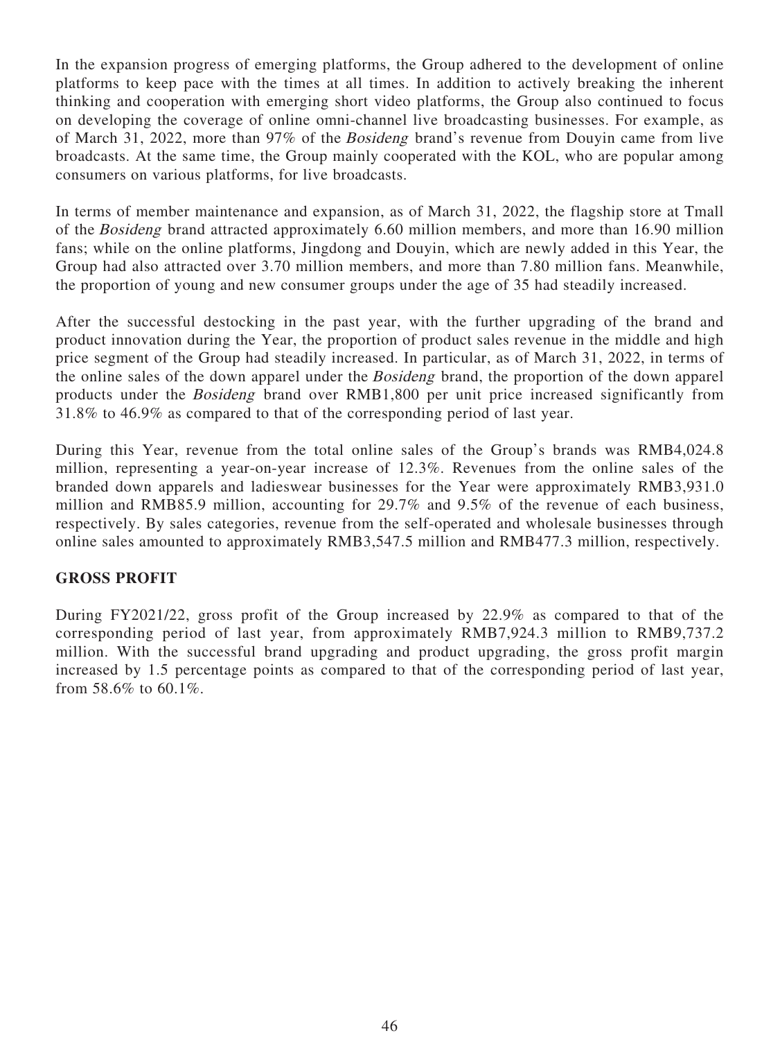In the expansion progress of emerging platforms, the Group adhered to the development of online platforms to keep pace with the times at all times. In addition to actively breaking the inherent thinking and cooperation with emerging short video platforms, the Group also continued to focus on developing the coverage of online omni-channel live broadcasting businesses. For example, as of March 31, 2022, more than 97% of the *Bosideng* brand's revenue from Douyin came from live broadcasts. At the same time, the Group mainly cooperated with the KOL, who are popular among consumers on various platforms, for live broadcasts.

In terms of member maintenance and expansion, as of March 31, 2022, the flagship store at Tmall of the *Bosideng* brand attracted approximately 6.60 million members, and more than 16.90 million fans; while on the online platforms, Jingdong and Douyin, which are newly added in this Year, the Group had also attracted over 3.70 million members, and more than 7.80 million fans. Meanwhile, the proportion of young and new consumer groups under the age of 35 had steadily increased.

After the successful destocking in the past year, with the further upgrading of the brand and product innovation during the Year, the proportion of product sales revenue in the middle and high price segment of the Group had steadily increased. In particular, as of March 31, 2022, in terms of the online sales of the down apparel under the *Bosideng* brand, the proportion of the down apparel products under the *Bosideng* brand over RMB1,800 per unit price increased significantly from 31.8% to 46.9% as compared to that of the corresponding period of last year.

During this Year, revenue from the total online sales of the Group's brands was RMB4,024.8 million, representing a year-on-year increase of 12.3%. Revenues from the online sales of the branded down apparels and ladieswear businesses for the Year were approximately RMB3,931.0 million and RMB85.9 million, accounting for 29.7% and 9.5% of the revenue of each business, respectively. By sales categories, revenue from the self-operated and wholesale businesses through online sales amounted to approximately RMB3,547.5 million and RMB477.3 million, respectively.

## GROSS PROFIT

During FY2021/22, gross profit of the Group increased by 22.9% as compared to that of the corresponding period of last year, from approximately RMB7,924.3 million to RMB9,737.2 million. With the successful brand upgrading and product upgrading, the gross profit margin increased by 1.5 percentage points as compared to that of the corresponding period of last year, from 58.6% to 60.1%.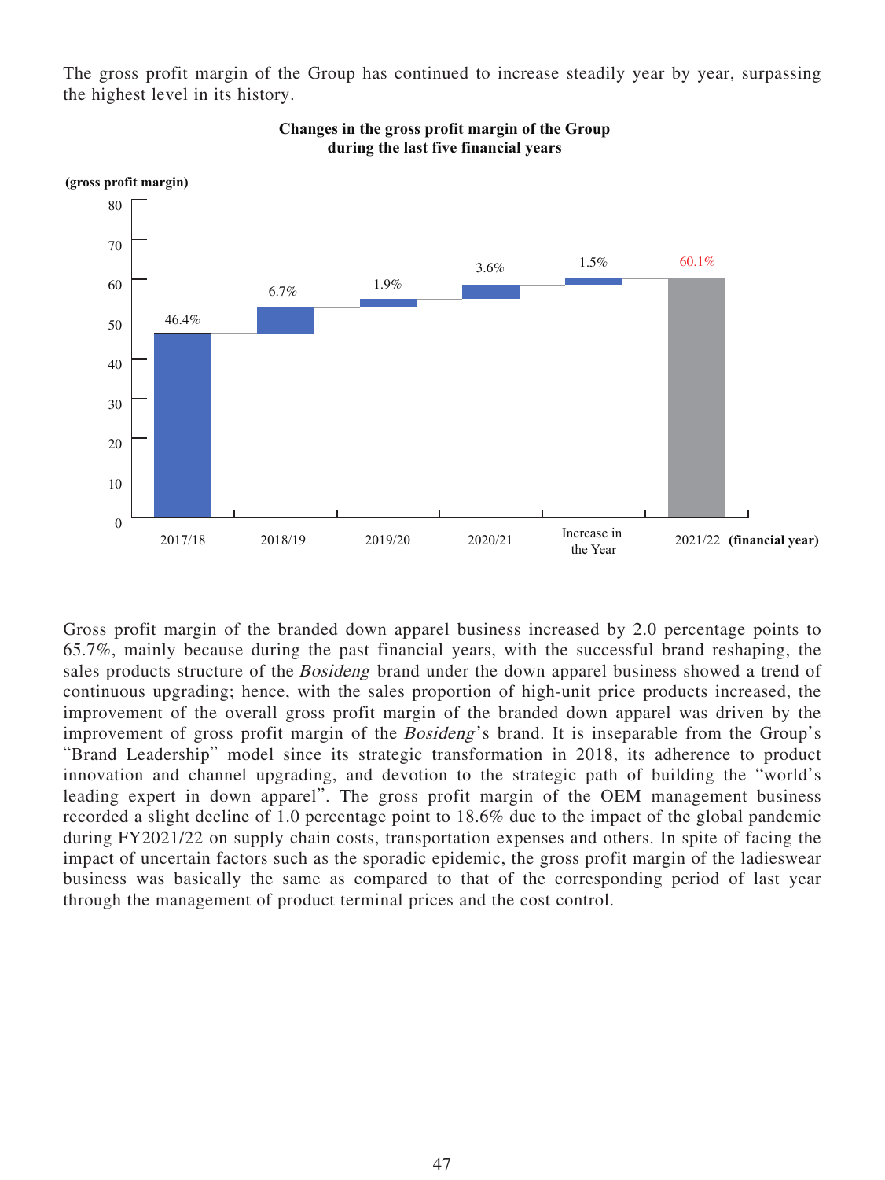The gross profit margin of the Group has continued to increase steadily year by year, surpassing the highest level in its history.

**Changes in the gross profit margin of the Group during the last five financial years**

| (financial year) | 2017/18 | 2018/19 | 2019/20 | 2020/21 | Increase in the Year | 2021/22 |
|---|---|---|---|---|---|---|
| (gross profit margin) | 46.4% | 6.7% | 1.9% | 3.6% | 1.5% | 60.1% |

Gross profit margin of the branded down apparel business increased by 2.0 percentage points to 65.7%, mainly because during the past financial years, with the successful brand reshaping, the sales products structure of the *Bosideng* brand under the down apparel business showed a trend of continuous upgrading; hence, with the sales proportion of high-unit price products increased, the improvement of the overall gross profit margin of the branded down apparel was driven by the improvement of gross profit margin of the *Bosideng*'s brand. It is inseparable from the Group's "Brand Leadership" model since its strategic transformation in 2018, its adherence to product innovation and channel upgrading, and devotion to the strategic path of building the "world's leading expert in down apparel". The gross profit margin of the OEM management business recorded a slight decline of 1.0 percentage point to 18.6% due to the impact of the global pandemic during FY2021/22 on supply chain costs, transportation expenses and others. In spite of facing the impact of uncertain factors such as the sporadic epidemic, the gross profit margin of the ladieswear business was basically the same as compared to that of the corresponding period of last year through the management of product terminal prices and the cost control.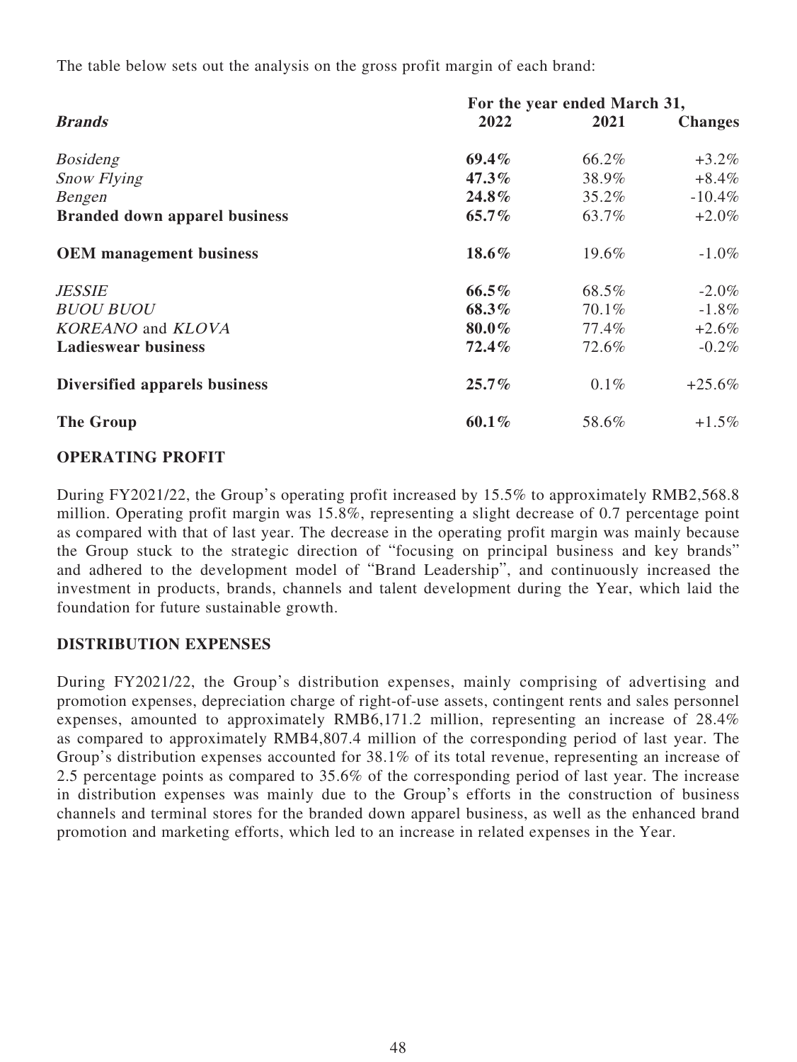The table below sets out the analysis on the gross profit margin of each brand:

| ***Brands*** | **For the year ended March 31, 2022** | **2021** | **Changes** |
|---|---|---|---|
| *Bosideng* | **69.4%** | 66.2% | +3.2% |
| *Snow Flying* | **47.3%** | 38.9% | +8.4% |
| *Bengen* | **24.8%** | 35.2% | -10.4% |
| **Branded down apparel business** | **65.7%** | 63.7% | +2.0% |
| **OEM management business** | **18.6%** | 19.6% | -1.0% |
| *JESSIE* | **66.5%** | 68.5% | -2.0% |
| *BUOU BUOU* | **68.3%** | 70.1% | -1.8% |
| *KOREANO* and *KLOVA* | **80.0%** | 77.4% | +2.6% |
| **Ladieswear business** | **72.4%** | 72.6% | -0.2% |
| **Diversified apparels business** | **25.7%** | 0.1% | +25.6% |
| **The Group** | **60.1%** | 58.6% | +1.5% |

## OPERATING PROFIT

During FY2021/22, the Group's operating profit increased by 15.5% to approximately RMB2,568.8 million. Operating profit margin was 15.8%, representing a slight decrease of 0.7 percentage point as compared with that of last year. The decrease in the operating profit margin was mainly because the Group stuck to the strategic direction of "focusing on principal business and key brands" and adhered to the development model of "Brand Leadership", and continuously increased the investment in products, brands, channels and talent development during the Year, which laid the foundation for future sustainable growth.

## DISTRIBUTION EXPENSES

During FY2021/22, the Group's distribution expenses, mainly comprising of advertising and promotion expenses, depreciation charge of right-of-use assets, contingent rents and sales personnel expenses, amounted to approximately RMB6,171.2 million, representing an increase of 28.4% as compared to approximately RMB4,807.4 million of the corresponding period of last year. The Group's distribution expenses accounted for 38.1% of its total revenue, representing an increase of 2.5 percentage points as compared to 35.6% of the corresponding period of last year. The increase in distribution expenses was mainly due to the Group's efforts in the construction of business channels and terminal stores for the branded down apparel business, as well as the enhanced brand promotion and marketing efforts, which led to an increase in related expenses in the Year.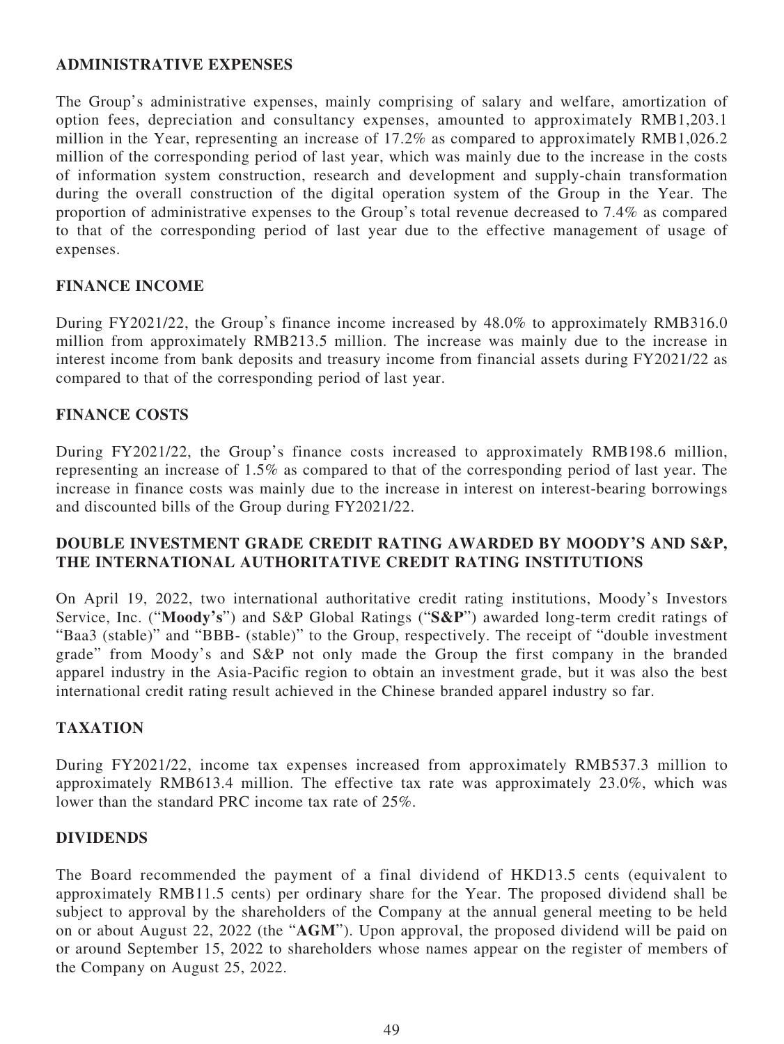## ADMINISTRATIVE EXPENSES

The Group's administrative expenses, mainly comprising of salary and welfare, amortization of option fees, depreciation and consultancy expenses, amounted to approximately RMB1,203.1 million in the Year, representing an increase of 17.2% as compared to approximately RMB1,026.2 million of the corresponding period of last year, which was mainly due to the increase in the costs of information system construction, research and development and supply-chain transformation during the overall construction of the digital operation system of the Group in the Year. The proportion of administrative expenses to the Group's total revenue decreased to 7.4% as compared to that of the corresponding period of last year due to the effective management of usage of expenses.

## FINANCE INCOME

During FY2021/22, the Group's finance income increased by 48.0% to approximately RMB316.0 million from approximately RMB213.5 million. The increase was mainly due to the increase in interest income from bank deposits and treasury income from financial assets during FY2021/22 as compared to that of the corresponding period of last year.

## FINANCE COSTS

During FY2021/22, the Group's finance costs increased to approximately RMB198.6 million, representing an increase of 1.5% as compared to that of the corresponding period of last year. The increase in finance costs was mainly due to the increase in interest on interest-bearing borrowings and discounted bills of the Group during FY2021/22.

## DOUBLE INVESTMENT GRADE CREDIT RATING AWARDED BY MOODY'S AND S&P, THE INTERNATIONAL AUTHORITATIVE CREDIT RATING INSTITUTIONS

On April 19, 2022, two international authoritative credit rating institutions, Moody's Investors Service, Inc. ("**Moody's**") and S&P Global Ratings ("**S&P**") awarded long-term credit ratings of "Baa3 (stable)" and "BBB- (stable)" to the Group, respectively. The receipt of "double investment grade" from Moody's and S&P not only made the Group the first company in the branded apparel industry in the Asia-Pacific region to obtain an investment grade, but it was also the best international credit rating result achieved in the Chinese branded apparel industry so far.

## TAXATION

During FY2021/22, income tax expenses increased from approximately RMB537.3 million to approximately RMB613.4 million. The effective tax rate was approximately 23.0%, which was lower than the standard PRC income tax rate of 25%.

## DIVIDENDS

The Board recommended the payment of a final dividend of HKD13.5 cents (equivalent to approximately RMB11.5 cents) per ordinary share for the Year. The proposed dividend shall be subject to approval by the shareholders of the Company at the annual general meeting to be held on or about August 22, 2022 (the "**AGM**"). Upon approval, the proposed dividend will be paid on or around September 15, 2022 to shareholders whose names appear on the register of members of the Company on August 25, 2022.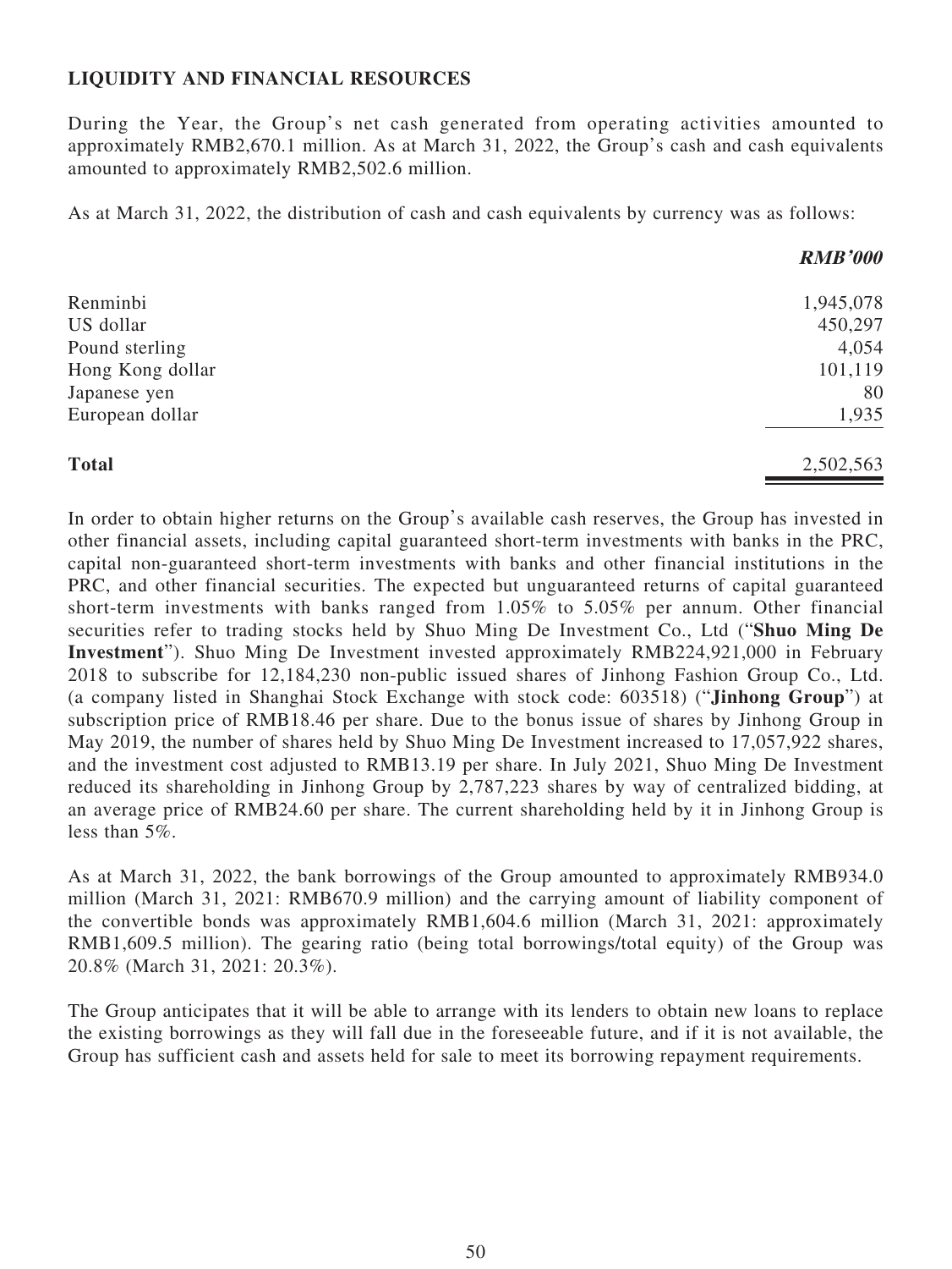## LIQUIDITY AND FINANCIAL RESOURCES

During the Year, the Group's net cash generated from operating activities amounted to approximately RMB2,670.1 million. As at March 31, 2022, the Group's cash and cash equivalents amounted to approximately RMB2,502.6 million.

As at March 31, 2022, the distribution of cash and cash equivalents by currency was as follows:

| | ***RMB'000*** |
|---|---:|
| Renminbi | 1,945,078 |
| US dollar | 450,297 |
| Pound sterling | 4,054 |
| Hong Kong dollar | 101,119 |
| Japanese yen | 80 |
| European dollar | 1,935 |
| **Total** | 2,502,563 |

In order to obtain higher returns on the Group's available cash reserves, the Group has invested in other financial assets, including capital guaranteed short-term investments with banks in the PRC, capital non-guaranteed short-term investments with banks and other financial institutions in the PRC, and other financial securities. The expected but unguaranteed returns of capital guaranteed short-term investments with banks ranged from 1.05% to 5.05% per annum. Other financial securities refer to trading stocks held by Shuo Ming De Investment Co., Ltd ("**Shuo Ming De Investment**"). Shuo Ming De Investment invested approximately RMB224,921,000 in February 2018 to subscribe for 12,184,230 non-public issued shares of Jinhong Fashion Group Co., Ltd. (a company listed in Shanghai Stock Exchange with stock code: 603518) ("**Jinhong Group**") at subscription price of RMB18.46 per share. Due to the bonus issue of shares by Jinhong Group in May 2019, the number of shares held by Shuo Ming De Investment increased to 17,057,922 shares, and the investment cost adjusted to RMB13.19 per share. In July 2021, Shuo Ming De Investment reduced its shareholding in Jinhong Group by 2,787,223 shares by way of centralized bidding, at an average price of RMB24.60 per share. The current shareholding held by it in Jinhong Group is less than 5%.

As at March 31, 2022, the bank borrowings of the Group amounted to approximately RMB934.0 million (March 31, 2021: RMB670.9 million) and the carrying amount of liability component of the convertible bonds was approximately RMB1,604.6 million (March 31, 2021: approximately RMB1,609.5 million). The gearing ratio (being total borrowings/total equity) of the Group was 20.8% (March 31, 2021: 20.3%).

The Group anticipates that it will be able to arrange with its lenders to obtain new loans to replace the existing borrowings as they will fall due in the foreseeable future, and if it is not available, the Group has sufficient cash and assets held for sale to meet its borrowing repayment requirements.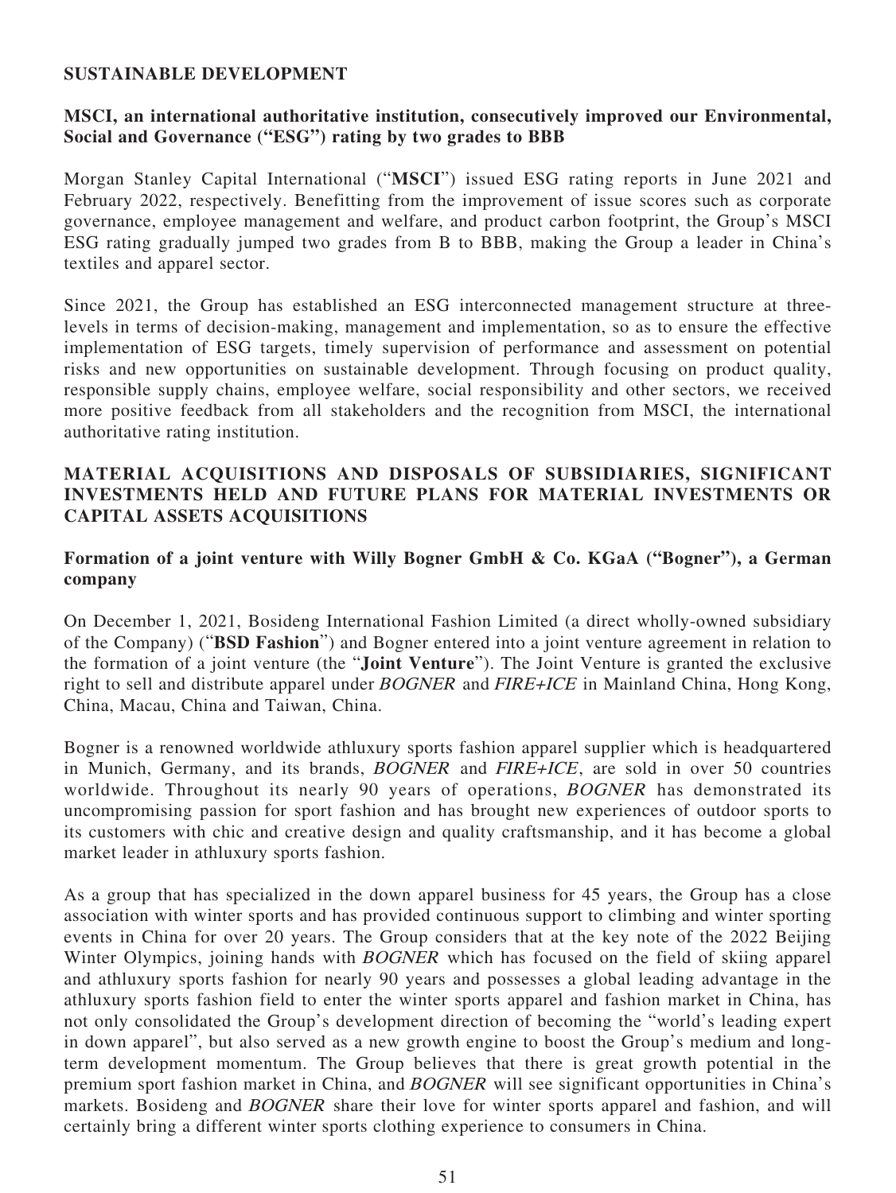## SUSTAINABLE DEVELOPMENT

### MSCI, an international authoritative institution, consecutively improved our Environmental, Social and Governance ("ESG") rating by two grades to BBB

Morgan Stanley Capital International ("**MSCI**") issued ESG rating reports in June 2021 and February 2022, respectively. Benefitting from the improvement of issue scores such as corporate governance, employee management and welfare, and product carbon footprint, the Group's MSCI ESG rating gradually jumped two grades from B to BBB, making the Group a leader in China's textiles and apparel sector.

Since 2021, the Group has established an ESG interconnected management structure at three-levels in terms of decision-making, management and implementation, so as to ensure the effective implementation of ESG targets, timely supervision of performance and assessment on potential risks and new opportunities on sustainable development. Through focusing on product quality, responsible supply chains, employee welfare, social responsibility and other sectors, we received more positive feedback from all stakeholders and the recognition from MSCI, the international authoritative rating institution.

## MATERIAL ACQUISITIONS AND DISPOSALS OF SUBSIDIARIES, SIGNIFICANT INVESTMENTS HELD AND FUTURE PLANS FOR MATERIAL INVESTMENTS OR CAPITAL ASSETS ACQUISITIONS

### Formation of a joint venture with Willy Bogner GmbH & Co. KGaA ("Bogner"), a German company

On December 1, 2021, Bosideng International Fashion Limited (a direct wholly-owned subsidiary of the Company) ("**BSD Fashion**") and Bogner entered into a joint venture agreement in relation to the formation of a joint venture (the "**Joint Venture**"). The Joint Venture is granted the exclusive right to sell and distribute apparel under *BOGNER* and *FIRE+ICE* in Mainland China, Hong Kong, China, Macau, China and Taiwan, China.

Bogner is a renowned worldwide athluxury sports fashion apparel supplier which is headquartered in Munich, Germany, and its brands, *BOGNER* and *FIRE+ICE*, are sold in over 50 countries worldwide. Throughout its nearly 90 years of operations, *BOGNER* has demonstrated its uncompromising passion for sport fashion and has brought new experiences of outdoor sports to its customers with chic and creative design and quality craftsmanship, and it has become a global market leader in athluxury sports fashion.

As a group that has specialized in the down apparel business for 45 years, the Group has a close association with winter sports and has provided continuous support to climbing and winter sporting events in China for over 20 years. The Group considers that at the key note of the 2022 Beijing Winter Olympics, joining hands with *BOGNER* which has focused on the field of skiing apparel and athluxury sports fashion for nearly 90 years and possesses a global leading advantage in the athluxury sports fashion field to enter the winter sports apparel and fashion market in China, has not only consolidated the Group's development direction of becoming the "world's leading expert in down apparel", but also served as a new growth engine to boost the Group's medium and long-term development momentum. The Group believes that there is great growth potential in the premium sport fashion market in China, and *BOGNER* will see significant opportunities in China's markets. Bosideng and *BOGNER* share their love for winter sports apparel and fashion, and will certainly bring a different winter sports clothing experience to consumers in China.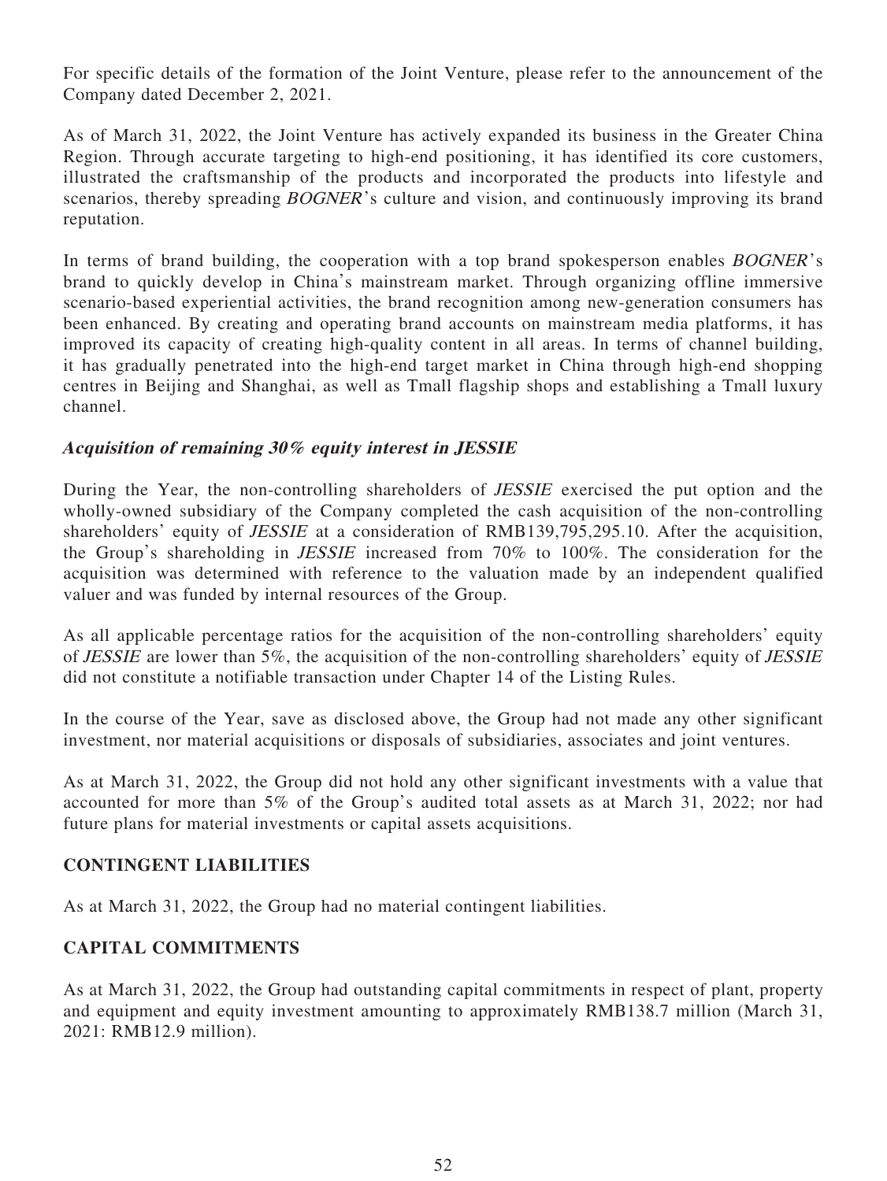For specific details of the formation of the Joint Venture, please refer to the announcement of the Company dated December 2, 2021.

As of March 31, 2022, the Joint Venture has actively expanded its business in the Greater China Region. Through accurate targeting to high-end positioning, it has identified its core customers, illustrated the craftsmanship of the products and incorporated the products into lifestyle and scenarios, thereby spreading *BOGNER*'s culture and vision, and continuously improving its brand reputation.

In terms of brand building, the cooperation with a top brand spokesperson enables *BOGNER*'s brand to quickly develop in China's mainstream market. Through organizing offline immersive scenario-based experiential activities, the brand recognition among new-generation consumers has been enhanced. By creating and operating brand accounts on mainstream media platforms, it has improved its capacity of creating high-quality content in all areas. In terms of channel building, it has gradually penetrated into the high-end target market in China through high-end shopping centres in Beijing and Shanghai, as well as Tmall flagship shops and establishing a Tmall luxury channel.

### *Acquisition of remaining 30% equity interest in JESSIE*

During the Year, the non-controlling shareholders of *JESSIE* exercised the put option and the wholly-owned subsidiary of the Company completed the cash acquisition of the non-controlling shareholders' equity of *JESSIE* at a consideration of RMB139,795,295.10. After the acquisition, the Group's shareholding in *JESSIE* increased from 70% to 100%. The consideration for the acquisition was determined with reference to the valuation made by an independent qualified valuer and was funded by internal resources of the Group.

As all applicable percentage ratios for the acquisition of the non-controlling shareholders' equity of *JESSIE* are lower than 5%, the acquisition of the non-controlling shareholders' equity of *JESSIE* did not constitute a notifiable transaction under Chapter 14 of the Listing Rules.

In the course of the Year, save as disclosed above, the Group had not made any other significant investment, nor material acquisitions or disposals of subsidiaries, associates and joint ventures.

As at March 31, 2022, the Group did not hold any other significant investments with a value that accounted for more than 5% of the Group's audited total assets as at March 31, 2022; nor had future plans for material investments or capital assets acquisitions.

## CONTINGENT LIABILITIES

As at March 31, 2022, the Group had no material contingent liabilities.

## CAPITAL COMMITMENTS

As at March 31, 2022, the Group had outstanding capital commitments in respect of plant, property and equipment and equity investment amounting to approximately RMB138.7 million (March 31, 2021: RMB12.9 million).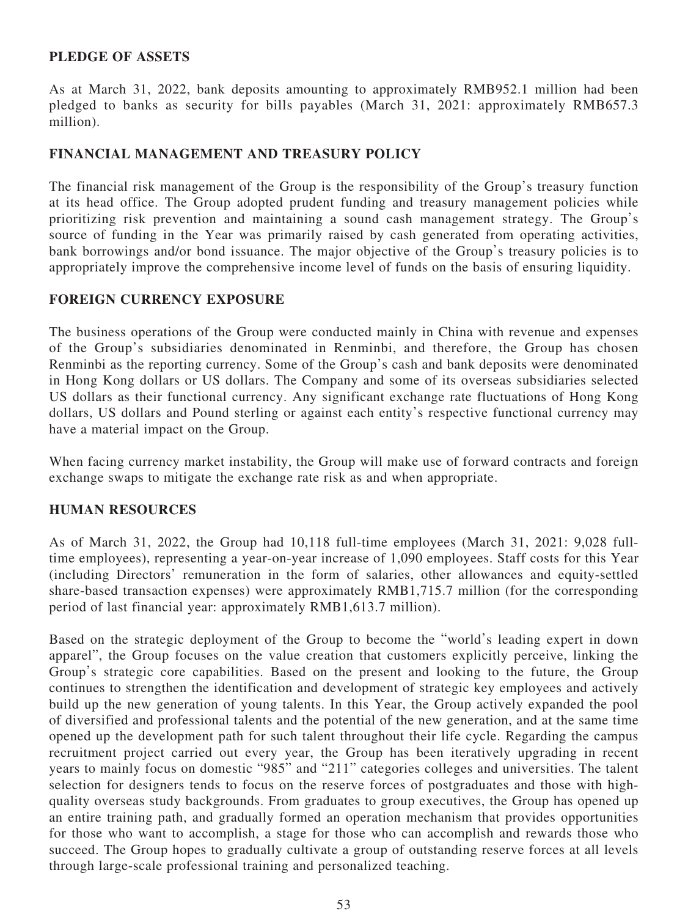## PLEDGE OF ASSETS

As at March 31, 2022, bank deposits amounting to approximately RMB952.1 million had been pledged to banks as security for bills payables (March 31, 2021: approximately RMB657.3 million).

## FINANCIAL MANAGEMENT AND TREASURY POLICY

The financial risk management of the Group is the responsibility of the Group's treasury function at its head office. The Group adopted prudent funding and treasury management policies while prioritizing risk prevention and maintaining a sound cash management strategy. The Group's source of funding in the Year was primarily raised by cash generated from operating activities, bank borrowings and/or bond issuance. The major objective of the Group's treasury policies is to appropriately improve the comprehensive income level of funds on the basis of ensuring liquidity.

## FOREIGN CURRENCY EXPOSURE

The business operations of the Group were conducted mainly in China with revenue and expenses of the Group's subsidiaries denominated in Renminbi, and therefore, the Group has chosen Renminbi as the reporting currency. Some of the Group's cash and bank deposits were denominated in Hong Kong dollars or US dollars. The Company and some of its overseas subsidiaries selected US dollars as their functional currency. Any significant exchange rate fluctuations of Hong Kong dollars, US dollars and Pound sterling or against each entity's respective functional currency may have a material impact on the Group.

When facing currency market instability, the Group will make use of forward contracts and foreign exchange swaps to mitigate the exchange rate risk as and when appropriate.

## HUMAN RESOURCES

As of March 31, 2022, the Group had 10,118 full-time employees (March 31, 2021: 9,028 full-time employees), representing a year-on-year increase of 1,090 employees. Staff costs for this Year (including Directors' remuneration in the form of salaries, other allowances and equity-settled share-based transaction expenses) were approximately RMB1,715.7 million (for the corresponding period of last financial year: approximately RMB1,613.7 million).

Based on the strategic deployment of the Group to become the "world's leading expert in down apparel", the Group focuses on the value creation that customers explicitly perceive, linking the Group's strategic core capabilities. Based on the present and looking to the future, the Group continues to strengthen the identification and development of strategic key employees and actively build up the new generation of young talents. In this Year, the Group actively expanded the pool of diversified and professional talents and the potential of the new generation, and at the same time opened up the development path for such talent throughout their life cycle. Regarding the campus recruitment project carried out every year, the Group has been iteratively upgrading in recent years to mainly focus on domestic "985" and "211" categories colleges and universities. The talent selection for designers tends to focus on the reserve forces of postgraduates and those with high-quality overseas study backgrounds. From graduates to group executives, the Group has opened up an entire training path, and gradually formed an operation mechanism that provides opportunities for those who want to accomplish, a stage for those who can accomplish and rewards those who succeed. The Group hopes to gradually cultivate a group of outstanding reserve forces at all levels through large-scale professional training and personalized teaching.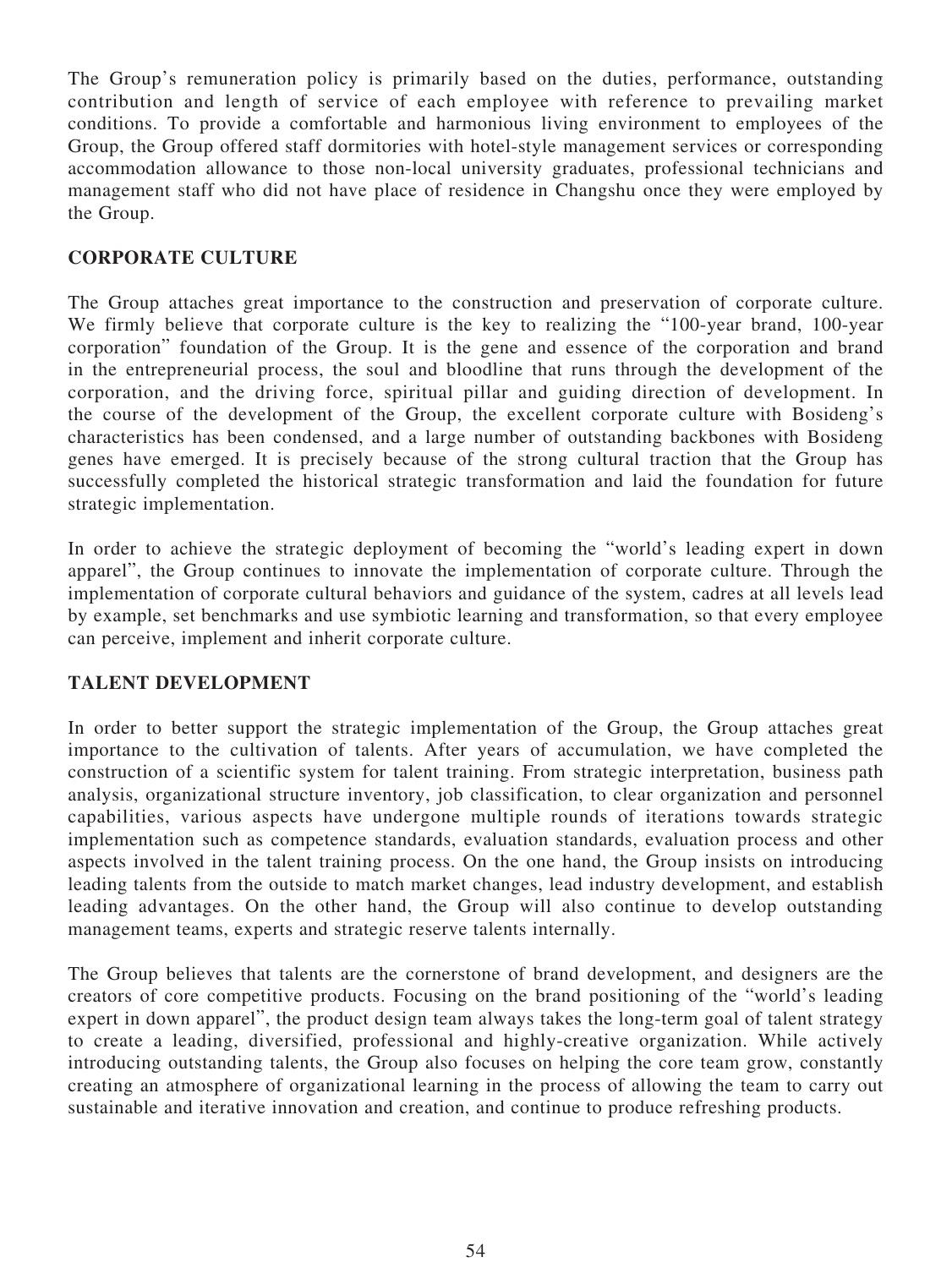The Group's remuneration policy is primarily based on the duties, performance, outstanding contribution and length of service of each employee with reference to prevailing market conditions. To provide a comfortable and harmonious living environment to employees of the Group, the Group offered staff dormitories with hotel-style management services or corresponding accommodation allowance to those non-local university graduates, professional technicians and management staff who did not have place of residence in Changshu once they were employed by the Group.

## CORPORATE CULTURE

The Group attaches great importance to the construction and preservation of corporate culture. We firmly believe that corporate culture is the key to realizing the "100-year brand, 100-year corporation" foundation of the Group. It is the gene and essence of the corporation and brand in the entrepreneurial process, the soul and bloodline that runs through the development of the corporation, and the driving force, spiritual pillar and guiding direction of development. In the course of the development of the Group, the excellent corporate culture with Bosideng's characteristics has been condensed, and a large number of outstanding backbones with Bosideng genes have emerged. It is precisely because of the strong cultural traction that the Group has successfully completed the historical strategic transformation and laid the foundation for future strategic implementation.

In order to achieve the strategic deployment of becoming the "world's leading expert in down apparel", the Group continues to innovate the implementation of corporate culture. Through the implementation of corporate cultural behaviors and guidance of the system, cadres at all levels lead by example, set benchmarks and use symbiotic learning and transformation, so that every employee can perceive, implement and inherit corporate culture.

## TALENT DEVELOPMENT

In order to better support the strategic implementation of the Group, the Group attaches great importance to the cultivation of talents. After years of accumulation, we have completed the construction of a scientific system for talent training. From strategic interpretation, business path analysis, organizational structure inventory, job classification, to clear organization and personnel capabilities, various aspects have undergone multiple rounds of iterations towards strategic implementation such as competence standards, evaluation standards, evaluation process and other aspects involved in the talent training process. On the one hand, the Group insists on introducing leading talents from the outside to match market changes, lead industry development, and establish leading advantages. On the other hand, the Group will also continue to develop outstanding management teams, experts and strategic reserve talents internally.

The Group believes that talents are the cornerstone of brand development, and designers are the creators of core competitive products. Focusing on the brand positioning of the "world's leading expert in down apparel", the product design team always takes the long-term goal of talent strategy to create a leading, diversified, professional and highly-creative organization. While actively introducing outstanding talents, the Group also focuses on helping the core team grow, constantly creating an atmosphere of organizational learning in the process of allowing the team to carry out sustainable and iterative innovation and creation, and continue to produce refreshing products.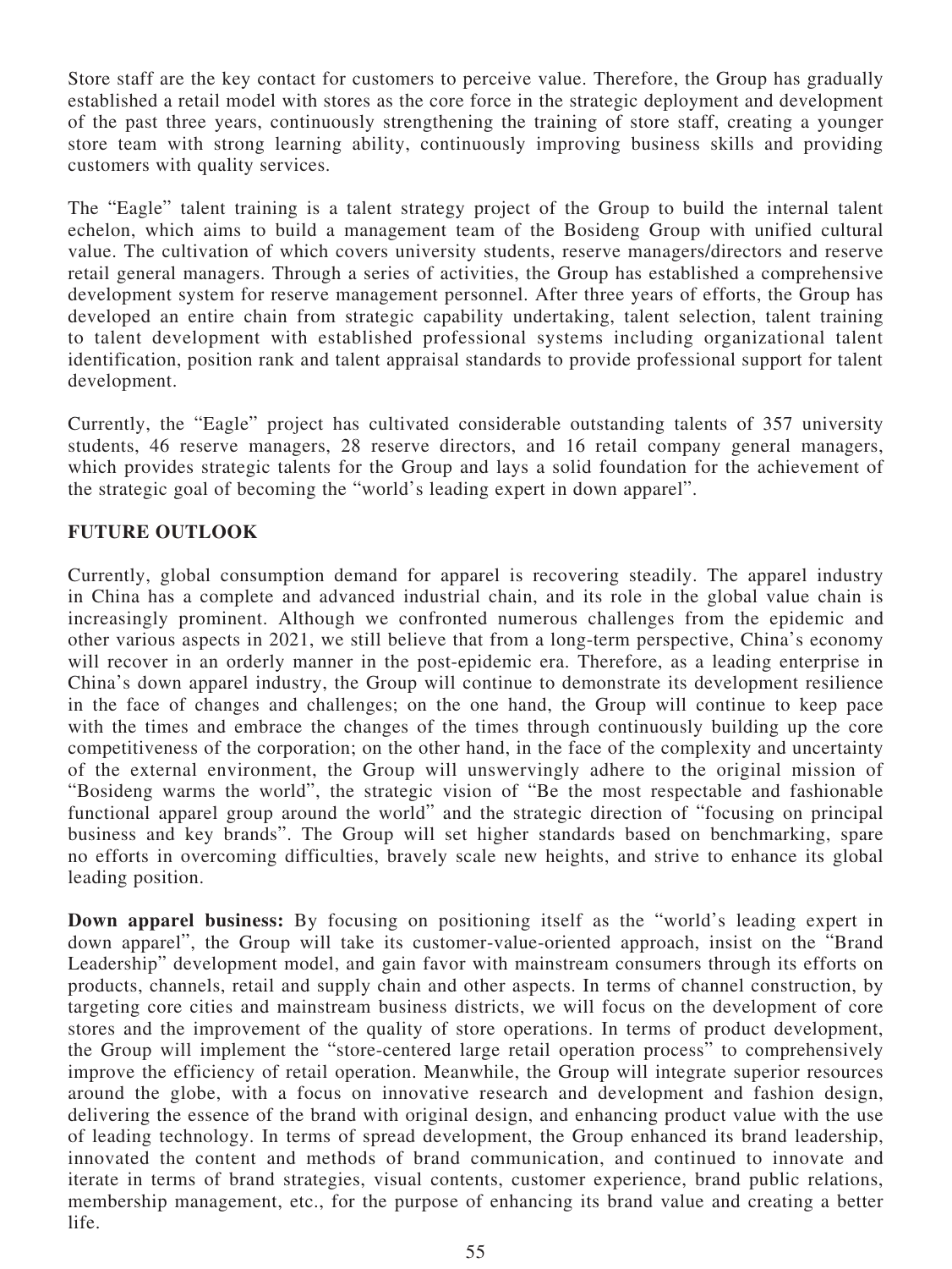Store staff are the key contact for customers to perceive value. Therefore, the Group has gradually established a retail model with stores as the core force in the strategic deployment and development of the past three years, continuously strengthening the training of store staff, creating a younger store team with strong learning ability, continuously improving business skills and providing customers with quality services.

The "Eagle" talent training is a talent strategy project of the Group to build the internal talent echelon, which aims to build a management team of the Bosideng Group with unified cultural value. The cultivation of which covers university students, reserve managers/directors and reserve retail general managers. Through a series of activities, the Group has established a comprehensive development system for reserve management personnel. After three years of efforts, the Group has developed an entire chain from strategic capability undertaking, talent selection, talent training to talent development with established professional systems including organizational talent identification, position rank and talent appraisal standards to provide professional support for talent development.

Currently, the "Eagle" project has cultivated considerable outstanding talents of 357 university students, 46 reserve managers, 28 reserve directors, and 16 retail company general managers, which provides strategic talents for the Group and lays a solid foundation for the achievement of the strategic goal of becoming the "world's leading expert in down apparel".

## FUTURE OUTLOOK

Currently, global consumption demand for apparel is recovering steadily. The apparel industry in China has a complete and advanced industrial chain, and its role in the global value chain is increasingly prominent. Although we confronted numerous challenges from the epidemic and other various aspects in 2021, we still believe that from a long-term perspective, China's economy will recover in an orderly manner in the post-epidemic era. Therefore, as a leading enterprise in China's down apparel industry, the Group will continue to demonstrate its development resilience in the face of changes and challenges; on the one hand, the Group will continue to keep pace with the times and embrace the changes of the times through continuously building up the core competitiveness of the corporation; on the other hand, in the face of the complexity and uncertainty of the external environment, the Group will unswervingly adhere to the original mission of "Bosideng warms the world", the strategic vision of "Be the most respectable and fashionable functional apparel group around the world" and the strategic direction of "focusing on principal business and key brands". The Group will set higher standards based on benchmarking, spare no efforts in overcoming difficulties, bravely scale new heights, and strive to enhance its global leading position.

**Down apparel business:** By focusing on positioning itself as the "world's leading expert in down apparel", the Group will take its customer-value-oriented approach, insist on the "Brand Leadership" development model, and gain favor with mainstream consumers through its efforts on products, channels, retail and supply chain and other aspects. In terms of channel construction, by targeting core cities and mainstream business districts, we will focus on the development of core stores and the improvement of the quality of store operations. In terms of product development, the Group will implement the "store-centered large retail operation process" to comprehensively improve the efficiency of retail operation. Meanwhile, the Group will integrate superior resources around the globe, with a focus on innovative research and development and fashion design, delivering the essence of the brand with original design, and enhancing product value with the use of leading technology. In terms of spread development, the Group enhanced its brand leadership, innovated the content and methods of brand communication, and continued to innovate and iterate in terms of brand strategies, visual contents, customer experience, brand public relations, membership management, etc., for the purpose of enhancing its brand value and creating a better life.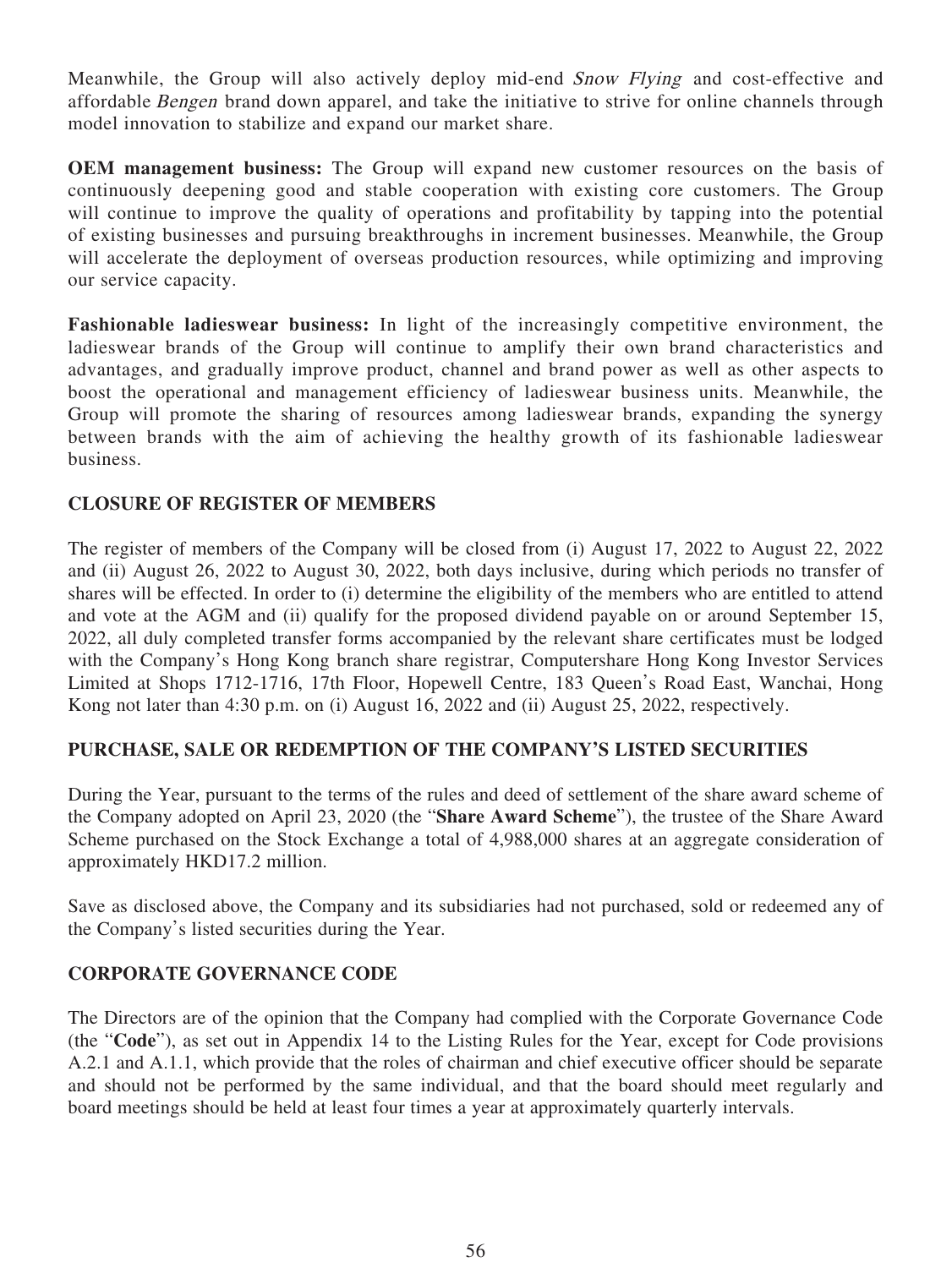Meanwhile, the Group will also actively deploy mid-end *Snow Flying* and cost-effective and affordable *Bengen* brand down apparel, and take the initiative to strive for online channels through model innovation to stabilize and expand our market share.

**OEM management business:** The Group will expand new customer resources on the basis of continuously deepening good and stable cooperation with existing core customers. The Group will continue to improve the quality of operations and profitability by tapping into the potential of existing businesses and pursuing breakthroughs in increment businesses. Meanwhile, the Group will accelerate the deployment of overseas production resources, while optimizing and improving our service capacity.

**Fashionable ladieswear business:** In light of the increasingly competitive environment, the ladieswear brands of the Group will continue to amplify their own brand characteristics and advantages, and gradually improve product, channel and brand power as well as other aspects to boost the operational and management efficiency of ladieswear business units. Meanwhile, the Group will promote the sharing of resources among ladieswear brands, expanding the synergy between brands with the aim of achieving the healthy growth of its fashionable ladieswear business.

## CLOSURE OF REGISTER OF MEMBERS

The register of members of the Company will be closed from (i) August 17, 2022 to August 22, 2022 and (ii) August 26, 2022 to August 30, 2022, both days inclusive, during which periods no transfer of shares will be effected. In order to (i) determine the eligibility of the members who are entitled to attend and vote at the AGM and (ii) qualify for the proposed dividend payable on or around September 15, 2022, all duly completed transfer forms accompanied by the relevant share certificates must be lodged with the Company's Hong Kong branch share registrar, Computershare Hong Kong Investor Services Limited at Shops 1712-1716, 17th Floor, Hopewell Centre, 183 Queen's Road East, Wanchai, Hong Kong not later than 4:30 p.m. on (i) August 16, 2022 and (ii) August 25, 2022, respectively.

## PURCHASE, SALE OR REDEMPTION OF THE COMPANY'S LISTED SECURITIES

During the Year, pursuant to the terms of the rules and deed of settlement of the share award scheme of the Company adopted on April 23, 2020 (the "**Share Award Scheme**"), the trustee of the Share Award Scheme purchased on the Stock Exchange a total of 4,988,000 shares at an aggregate consideration of approximately HKD17.2 million.

Save as disclosed above, the Company and its subsidiaries had not purchased, sold or redeemed any of the Company's listed securities during the Year.

## CORPORATE GOVERNANCE CODE

The Directors are of the opinion that the Company had complied with the Corporate Governance Code (the "**Code**"), as set out in Appendix 14 to the Listing Rules for the Year, except for Code provisions A.2.1 and A.1.1, which provide that the roles of chairman and chief executive officer should be separate and should not be performed by the same individual, and that the board should meet regularly and board meetings should be held at least four times a year at approximately quarterly intervals.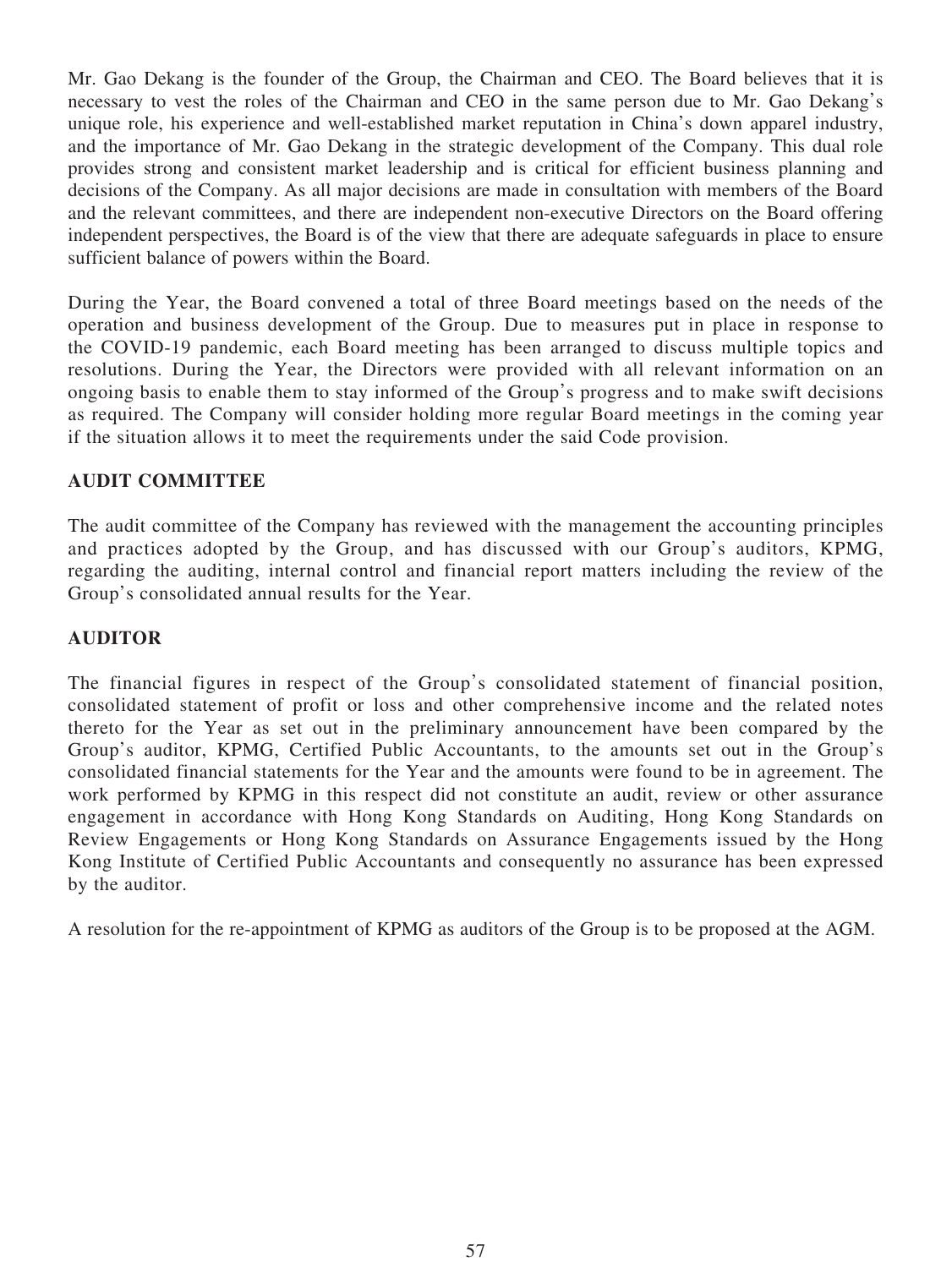Mr. Gao Dekang is the founder of the Group, the Chairman and CEO. The Board believes that it is necessary to vest the roles of the Chairman and CEO in the same person due to Mr. Gao Dekang's unique role, his experience and well-established market reputation in China's down apparel industry, and the importance of Mr. Gao Dekang in the strategic development of the Company. This dual role provides strong and consistent market leadership and is critical for efficient business planning and decisions of the Company. As all major decisions are made in consultation with members of the Board and the relevant committees, and there are independent non-executive Directors on the Board offering independent perspectives, the Board is of the view that there are adequate safeguards in place to ensure sufficient balance of powers within the Board.

During the Year, the Board convened a total of three Board meetings based on the needs of the operation and business development of the Group. Due to measures put in place in response to the COVID-19 pandemic, each Board meeting has been arranged to discuss multiple topics and resolutions. During the Year, the Directors were provided with all relevant information on an ongoing basis to enable them to stay informed of the Group's progress and to make swift decisions as required. The Company will consider holding more regular Board meetings in the coming year if the situation allows it to meet the requirements under the said Code provision.

## AUDIT COMMITTEE

The audit committee of the Company has reviewed with the management the accounting principles and practices adopted by the Group, and has discussed with our Group's auditors, KPMG, regarding the auditing, internal control and financial report matters including the review of the Group's consolidated annual results for the Year.

## AUDITOR

The financial figures in respect of the Group's consolidated statement of financial position, consolidated statement of profit or loss and other comprehensive income and the related notes thereto for the Year as set out in the preliminary announcement have been compared by the Group's auditor, KPMG, Certified Public Accountants, to the amounts set out in the Group's consolidated financial statements for the Year and the amounts were found to be in agreement. The work performed by KPMG in this respect did not constitute an audit, review or other assurance engagement in accordance with Hong Kong Standards on Auditing, Hong Kong Standards on Review Engagements or Hong Kong Standards on Assurance Engagements issued by the Hong Kong Institute of Certified Public Accountants and consequently no assurance has been expressed by the auditor.

A resolution for the re-appointment of KPMG as auditors of the Group is to be proposed at the AGM.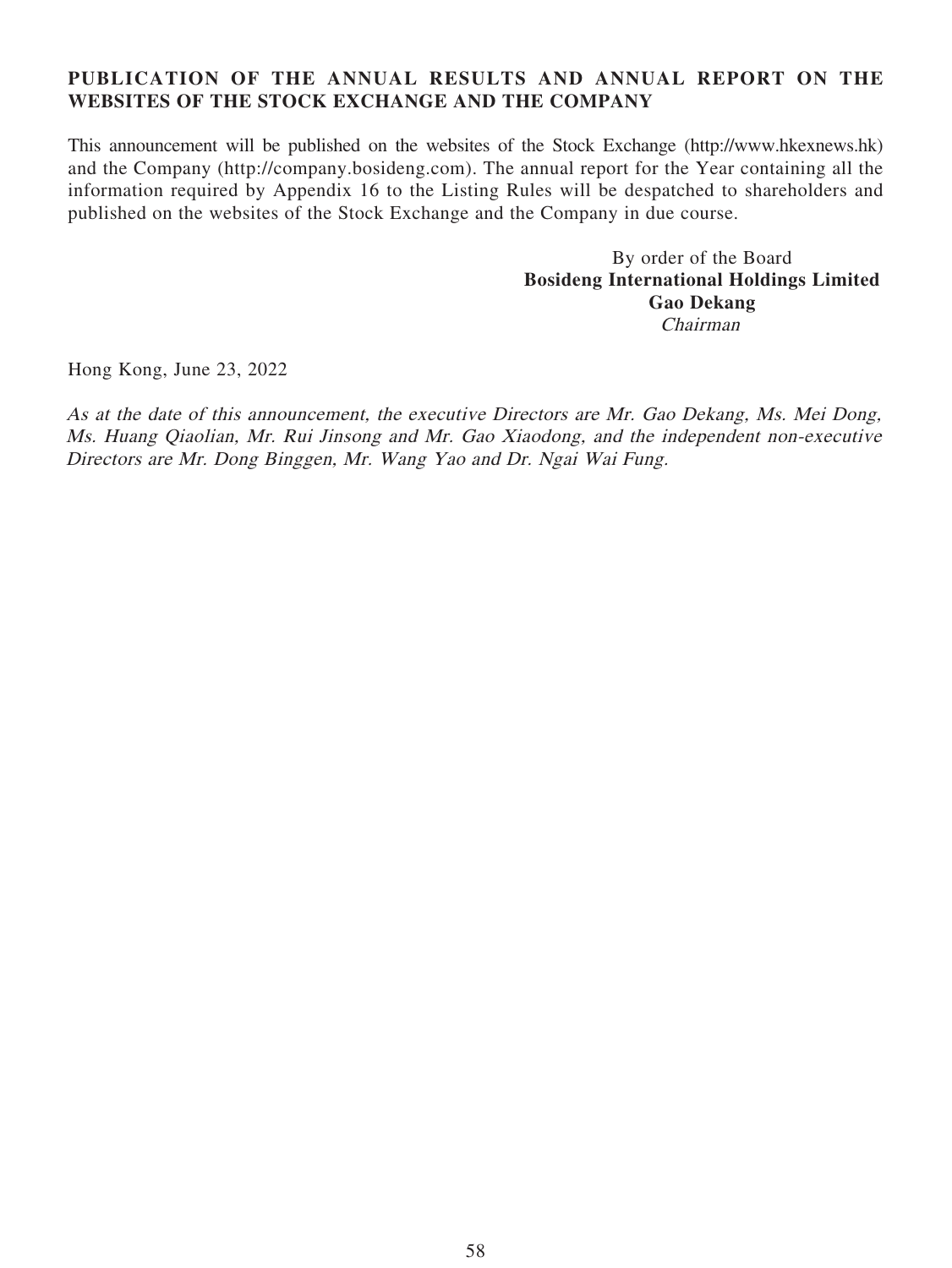## PUBLICATION OF THE ANNUAL RESULTS AND ANNUAL REPORT ON THE WEBSITES OF THE STOCK EXCHANGE AND THE COMPANY

This announcement will be published on the websites of the Stock Exchange (http://www.hkexnews.hk) and the Company (http://company.bosideng.com). The annual report for the Year containing all the information required by Appendix 16 to the Listing Rules will be despatched to shareholders and published on the websites of the Stock Exchange and the Company in due course.

By order of the Board
**Bosideng International Holdings Limited**
**Gao Dekang**
*Chairman*

Hong Kong, June 23, 2022

*As at the date of this announcement, the executive Directors are Mr. Gao Dekang, Ms. Mei Dong, Ms. Huang Qiaolian, Mr. Rui Jinsong and Mr. Gao Xiaodong, and the independent non-executive Directors are Mr. Dong Binggen, Mr. Wang Yao and Dr. Ngai Wai Fung.*